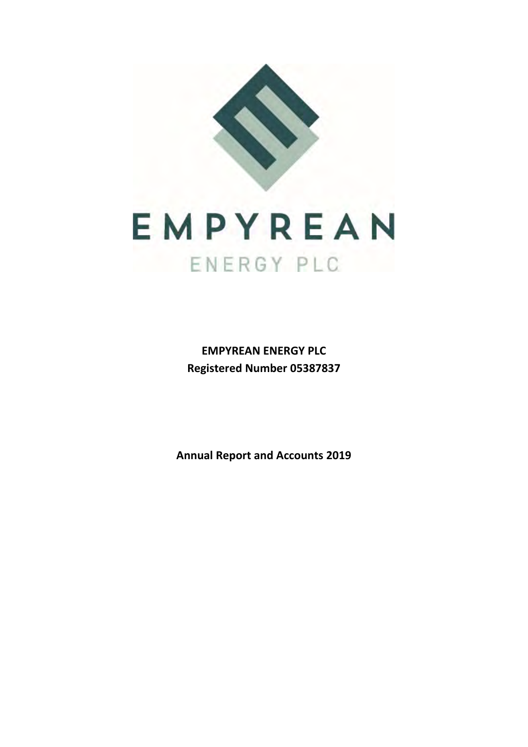EMPYREAN

ENERGY PLC

**EMPYREAN ENERGY PLC**
**Registered Number 05387837**

**Annual Report and Accounts 2019**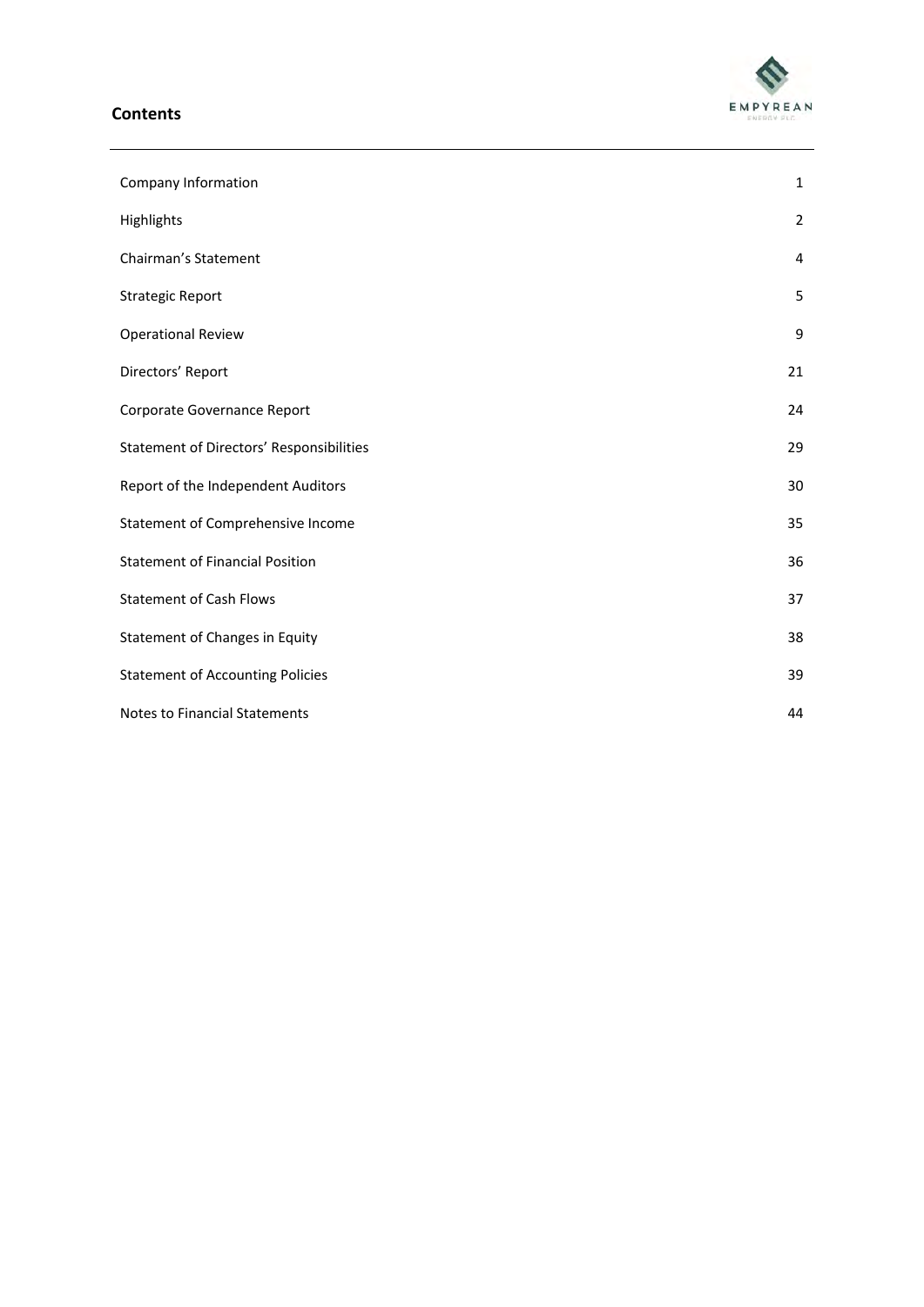## Contents

| | |
|---|---|
| Company Information | 1 |
| Highlights | 2 |
| Chairman's Statement | 4 |
| Strategic Report | 5 |
| Operational Review | 9 |
| Directors' Report | 21 |
| Corporate Governance Report | 24 |
| Statement of Directors' Responsibilities | 29 |
| Report of the Independent Auditors | 30 |
| Statement of Comprehensive Income | 35 |
| Statement of Financial Position | 36 |
| Statement of Cash Flows | 37 |
| Statement of Changes in Equity | 38 |
| Statement of Accounting Policies | 39 |
| Notes to Financial Statements | 44 |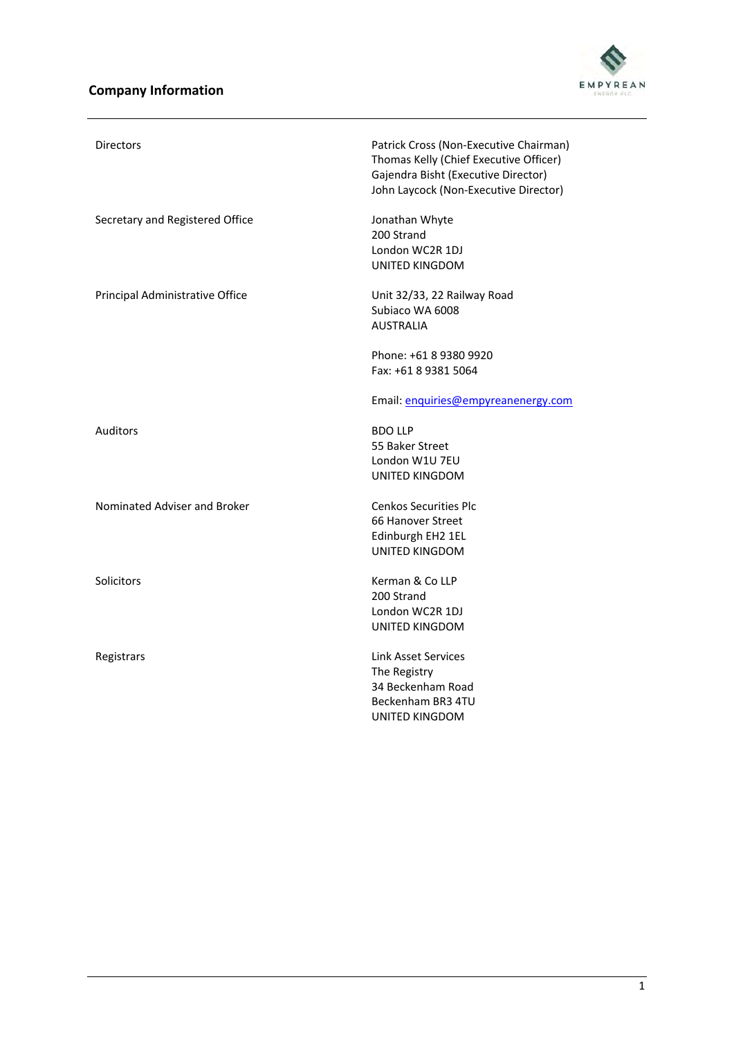# Company Information

| | |
|---|---|
| Directors | Patrick Cross (Non-Executive Chairman)<br>Thomas Kelly (Chief Executive Officer)<br>Gajendra Bisht (Executive Director)<br>John Laycock (Non-Executive Director) |
| Secretary and Registered Office | Jonathan Whyte<br>200 Strand<br>London WC2R 1DJ<br>UNITED KINGDOM |
| Principal Administrative Office | Unit 32/33, 22 Railway Road<br>Subiaco WA 6008<br>AUSTRALIA<br><br>Phone: +61 8 9380 9920<br>Fax: +61 8 9381 5064<br><br>Email: enquiries@empyreanenergy.com |
| Auditors | BDO LLP<br>55 Baker Street<br>London W1U 7EU<br>UNITED KINGDOM |
| Nominated Adviser and Broker | Cenkos Securities Plc<br>66 Hanover Street<br>Edinburgh EH2 1EL<br>UNITED KINGDOM |
| Solicitors | Kerman & Co LLP<br>200 Strand<br>London WC2R 1DJ<br>UNITED KINGDOM |
| Registrars | Link Asset Services<br>The Registry<br>34 Beckenham Road<br>Beckenham BR3 4TU<br>UNITED KINGDOM |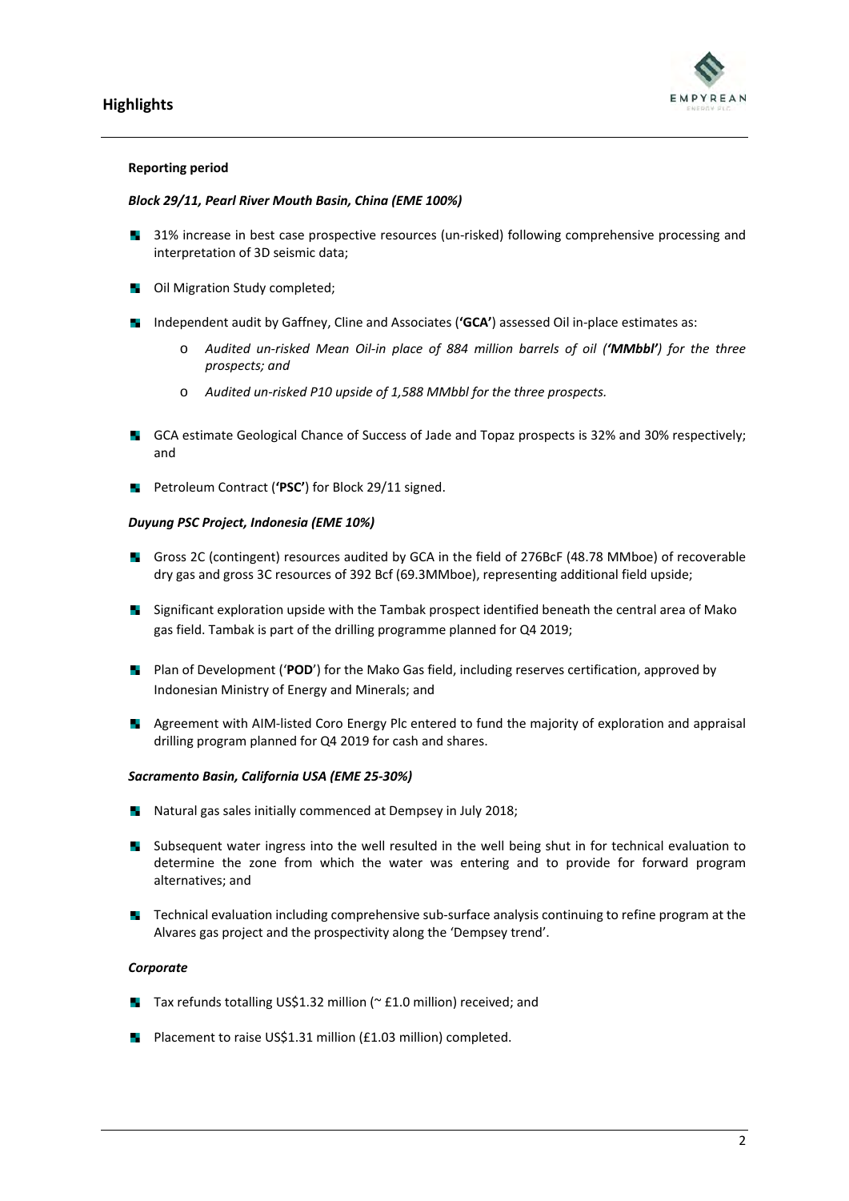## Highlights

**Reporting period**

***Block 29/11, Pearl River Mouth Basin, China (EME 100%)***

- 31% increase in best case prospective resources (un-risked) following comprehensive processing and interpretation of 3D seismic data;
- Oil Migration Study completed;
- Independent audit by Gaffney, Cline and Associates (**'GCA'**) assessed Oil in-place estimates as:
  - *Audited un-risked Mean Oil-in place of 884 million barrels of oil (**'MMbbl'**) for the three prospects; and*
  - *Audited un-risked P10 upside of 1,588 MMbbl for the three prospects.*
- GCA estimate Geological Chance of Success of Jade and Topaz prospects is 32% and 30% respectively; and
- Petroleum Contract (**'PSC'**) for Block 29/11 signed.

***Duyung PSC Project, Indonesia (EME 10%)***

- Gross 2C (contingent) resources audited by GCA in the field of 276BcF (48.78 MMboe) of recoverable dry gas and gross 3C resources of 392 Bcf (69.3MMboe), representing additional field upside;
- Significant exploration upside with the Tambak prospect identified beneath the central area of Mako gas field. Tambak is part of the drilling programme planned for Q4 2019;
- Plan of Development ('**POD**') for the Mako Gas field, including reserves certification, approved by Indonesian Ministry of Energy and Minerals; and
- Agreement with AIM-listed Coro Energy Plc entered to fund the majority of exploration and appraisal drilling program planned for Q4 2019 for cash and shares.

***Sacramento Basin, California USA (EME 25-30%)***

- Natural gas sales initially commenced at Dempsey in July 2018;
- Subsequent water ingress into the well resulted in the well being shut in for technical evaluation to determine the zone from which the water was entering and to provide for forward program alternatives; and
- Technical evaluation including comprehensive sub-surface analysis continuing to refine program at the Alvares gas project and the prospectivity along the 'Dempsey trend'.

***Corporate***

- Tax refunds totalling US$1.32 million (~ £1.0 million) received; and
- Placement to raise US$1.31 million (£1.03 million) completed.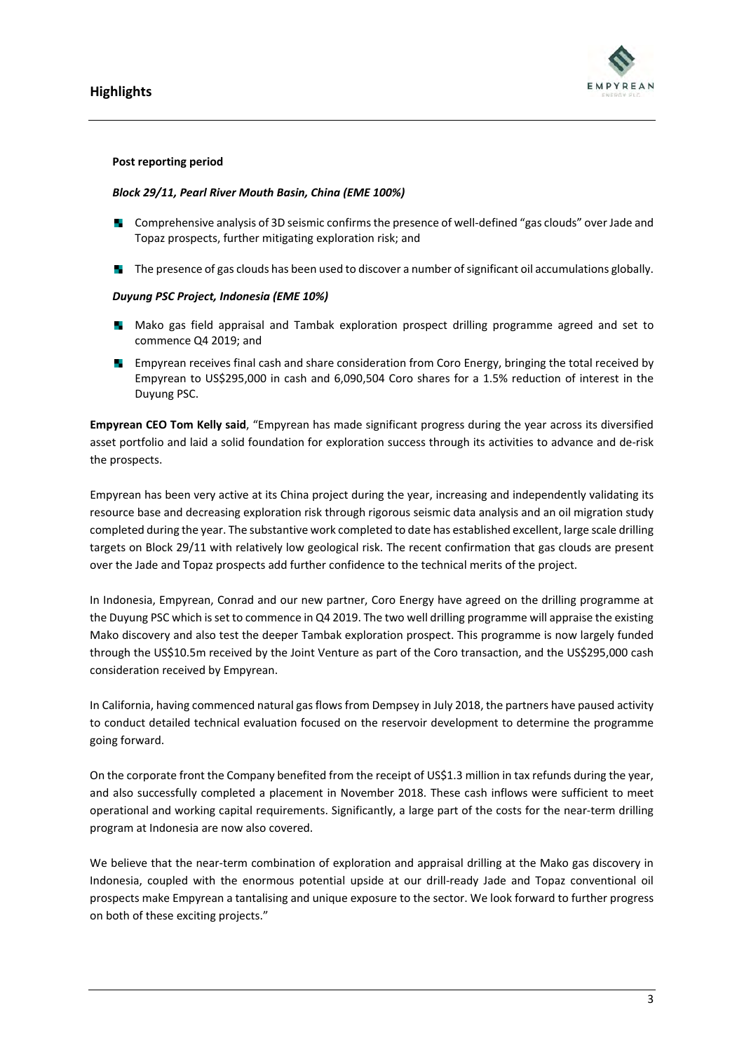**Post reporting period**

***Block 29/11, Pearl River Mouth Basin, China (EME 100%)***

- Comprehensive analysis of 3D seismic confirms the presence of well-defined "gas clouds" over Jade and Topaz prospects, further mitigating exploration risk; and
- The presence of gas clouds has been used to discover a number of significant oil accumulations globally.

***Duyung PSC Project, Indonesia (EME 10%)***

- Mako gas field appraisal and Tambak exploration prospect drilling programme agreed and set to commence Q4 2019; and
- Empyrean receives final cash and share consideration from Coro Energy, bringing the total received by Empyrean to US$295,000 in cash and 6,090,504 Coro shares for a 1.5% reduction of interest in the Duyung PSC.

**Empyrean CEO Tom Kelly said**, "Empyrean has made significant progress during the year across its diversified asset portfolio and laid a solid foundation for exploration success through its activities to advance and de-risk the prospects.

Empyrean has been very active at its China project during the year, increasing and independently validating its resource base and decreasing exploration risk through rigorous seismic data analysis and an oil migration study completed during the year. The substantive work completed to date has established excellent, large scale drilling targets on Block 29/11 with relatively low geological risk. The recent confirmation that gas clouds are present over the Jade and Topaz prospects add further confidence to the technical merits of the project.

In Indonesia, Empyrean, Conrad and our new partner, Coro Energy have agreed on the drilling programme at the Duyung PSC which is set to commence in Q4 2019. The two well drilling programme will appraise the existing Mako discovery and also test the deeper Tambak exploration prospect. This programme is now largely funded through the US$10.5m received by the Joint Venture as part of the Coro transaction, and the US$295,000 cash consideration received by Empyrean.

In California, having commenced natural gas flows from Dempsey in July 2018, the partners have paused activity to conduct detailed technical evaluation focused on the reservoir development to determine the programme going forward.

On the corporate front the Company benefited from the receipt of US$1.3 million in tax refunds during the year, and also successfully completed a placement in November 2018. These cash inflows were sufficient to meet operational and working capital requirements. Significantly, a large part of the costs for the near-term drilling program at Indonesia are now also covered.

We believe that the near-term combination of exploration and appraisal drilling at the Mako gas discovery in Indonesia, coupled with the enormous potential upside at our drill-ready Jade and Topaz conventional oil prospects make Empyrean a tantalising and unique exposure to the sector. We look forward to further progress on both of these exciting projects."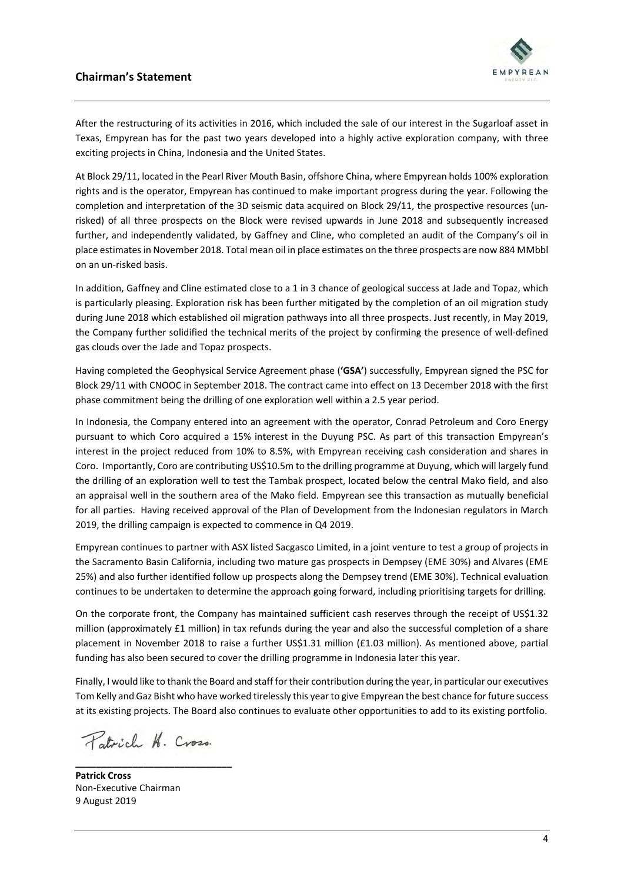# Chairman's Statement

After the restructuring of its activities in 2016, which included the sale of our interest in the Sugarloaf asset in Texas, Empyrean has for the past two years developed into a highly active exploration company, with three exciting projects in China, Indonesia and the United States.

At Block 29/11, located in the Pearl River Mouth Basin, offshore China, where Empyrean holds 100% exploration rights and is the operator, Empyrean has continued to make important progress during the year. Following the completion and interpretation of the 3D seismic data acquired on Block 29/11, the prospective resources (un-risked) of all three prospects on the Block were revised upwards in June 2018 and subsequently increased further, and independently validated, by Gaffney and Cline, who completed an audit of the Company's oil in place estimates in November 2018. Total mean oil in place estimates on the three prospects are now 884 MMbbl on an un-risked basis.

In addition, Gaffney and Cline estimated close to a 1 in 3 chance of geological success at Jade and Topaz, which is particularly pleasing. Exploration risk has been further mitigated by the completion of an oil migration study during June 2018 which established oil migration pathways into all three prospects. Just recently, in May 2019, the Company further solidified the technical merits of the project by confirming the presence of well-defined gas clouds over the Jade and Topaz prospects.

Having completed the Geophysical Service Agreement phase (**'GSA'**) successfully, Empyrean signed the PSC for Block 29/11 with CNOOC in September 2018. The contract came into effect on 13 December 2018 with the first phase commitment being the drilling of one exploration well within a 2.5 year period.

In Indonesia, the Company entered into an agreement with the operator, Conrad Petroleum and Coro Energy pursuant to which Coro acquired a 15% interest in the Duyung PSC. As part of this transaction Empyrean's interest in the project reduced from 10% to 8.5%, with Empyrean receiving cash consideration and shares in Coro. Importantly, Coro are contributing US$10.5m to the drilling programme at Duyung, which will largely fund the drilling of an exploration well to test the Tambak prospect, located below the central Mako field, and also an appraisal well in the southern area of the Mako field. Empyrean see this transaction as mutually beneficial for all parties. Having received approval of the Plan of Development from the Indonesian regulators in March 2019, the drilling campaign is expected to commence in Q4 2019.

Empyrean continues to partner with ASX listed Sacgasco Limited, in a joint venture to test a group of projects in the Sacramento Basin California, including two mature gas prospects in Dempsey (EME 30%) and Alvares (EME 25%) and also further identified follow up prospects along the Dempsey trend (EME 30%). Technical evaluation continues to be undertaken to determine the approach going forward, including prioritising targets for drilling.

On the corporate front, the Company has maintained sufficient cash reserves through the receipt of US$1.32 million (approximately £1 million) in tax refunds during the year and also the successful completion of a share placement in November 2018 to raise a further US$1.31 million (£1.03 million). As mentioned above, partial funding has also been secured to cover the drilling programme in Indonesia later this year.

Finally, I would like to thank the Board and staff for their contribution during the year, in particular our executives Tom Kelly and Gaz Bisht who have worked tirelessly this year to give Empyrean the best chance for future success at its existing projects. The Board also continues to evaluate other opportunities to add to its existing portfolio.

Patrick H. Cross.

**Patrick Cross**
Non-Executive Chairman
9 August 2019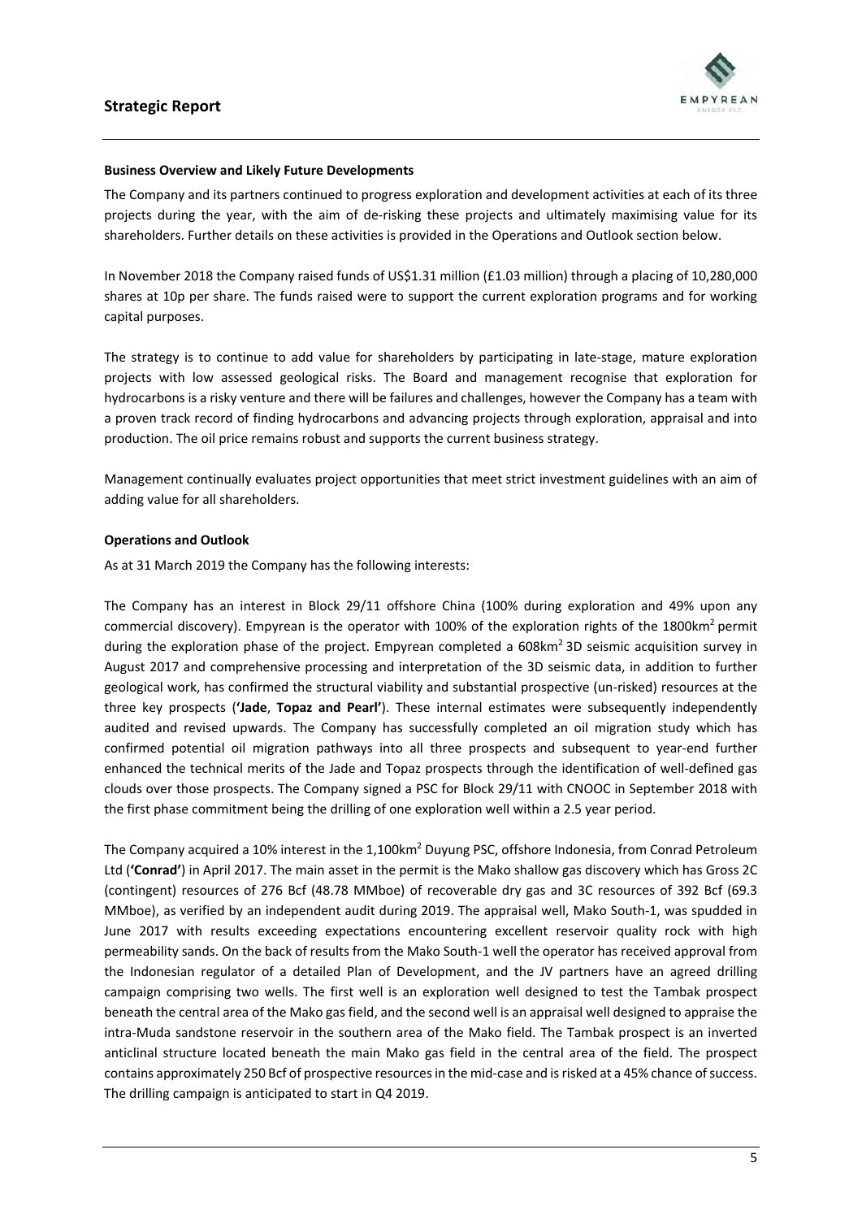## Strategic Report

**Business Overview and Likely Future Developments**

The Company and its partners continued to progress exploration and development activities at each of its three projects during the year, with the aim of de-risking these projects and ultimately maximising value for its shareholders. Further details on these activities is provided in the Operations and Outlook section below.

In November 2018 the Company raised funds of US$1.31 million (£1.03 million) through a placing of 10,280,000 shares at 10p per share. The funds raised were to support the current exploration programs and for working capital purposes.

The strategy is to continue to add value for shareholders by participating in late-stage, mature exploration projects with low assessed geological risks. The Board and management recognise that exploration for hydrocarbons is a risky venture and there will be failures and challenges, however the Company has a team with a proven track record of finding hydrocarbons and advancing projects through exploration, appraisal and into production. The oil price remains robust and supports the current business strategy.

Management continually evaluates project opportunities that meet strict investment guidelines with an aim of adding value for all shareholders.

**Operations and Outlook**

As at 31 March 2019 the Company has the following interests:

The Company has an interest in Block 29/11 offshore China (100% during exploration and 49% upon any commercial discovery). Empyrean is the operator with 100% of the exploration rights of the 1800km$^2$ permit during the exploration phase of the project. Empyrean completed a 608km$^2$ 3D seismic acquisition survey in August 2017 and comprehensive processing and interpretation of the 3D seismic data, in addition to further geological work, has confirmed the structural viability and substantial prospective (un-risked) resources at the three key prospects (**'Jade**, **Topaz and Pearl'**). These internal estimates were subsequently independently audited and revised upwards. The Company has successfully completed an oil migration study which has confirmed potential oil migration pathways into all three prospects and subsequent to year-end further enhanced the technical merits of the Jade and Topaz prospects through the identification of well-defined gas clouds over those prospects. The Company signed a PSC for Block 29/11 with CNOOC in September 2018 with the first phase commitment being the drilling of one exploration well within a 2.5 year period.

The Company acquired a 10% interest in the 1,100km$^2$ Duyung PSC, offshore Indonesia, from Conrad Petroleum Ltd (**'Conrad'**) in April 2017. The main asset in the permit is the Mako shallow gas discovery which has Gross 2C (contingent) resources of 276 Bcf (48.78 MMboe) of recoverable dry gas and 3C resources of 392 Bcf (69.3 MMboe), as verified by an independent audit during 2019. The appraisal well, Mako South-1, was spudded in June 2017 with results exceeding expectations encountering excellent reservoir quality rock with high permeability sands. On the back of results from the Mako South-1 well the operator has received approval from the Indonesian regulator of a detailed Plan of Development, and the JV partners have an agreed drilling campaign comprising two wells. The first well is an exploration well designed to test the Tambak prospect beneath the central area of the Mako gas field, and the second well is an appraisal well designed to appraise the intra-Muda sandstone reservoir in the southern area of the Mako field. The Tambak prospect is an inverted anticlinal structure located beneath the main Mako gas field in the central area of the field. The prospect contains approximately 250 Bcf of prospective resources in the mid-case and is risked at a 45% chance of success. The drilling campaign is anticipated to start in Q4 2019.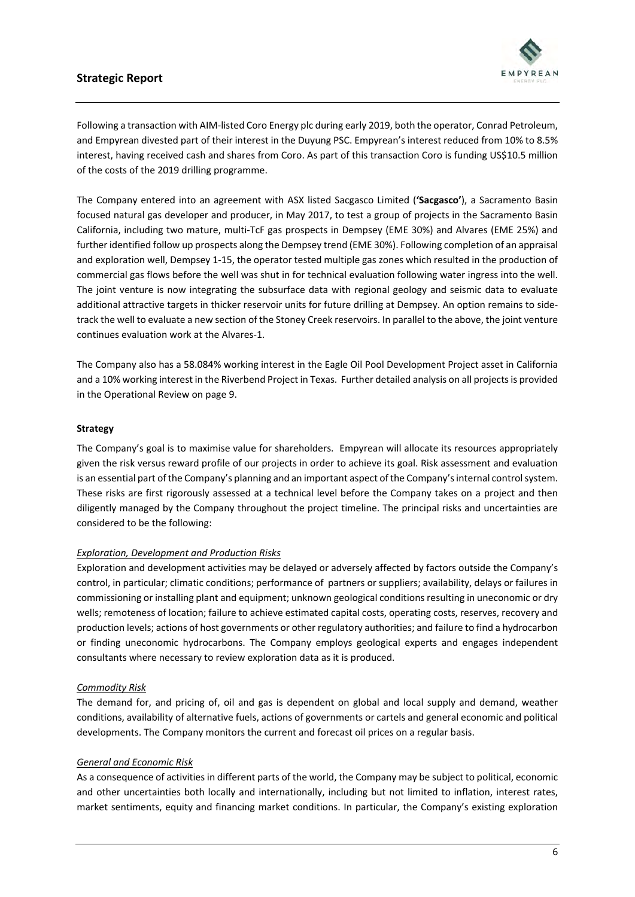Following a transaction with AIM-listed Coro Energy plc during early 2019, both the operator, Conrad Petroleum, and Empyrean divested part of their interest in the Duyung PSC. Empyrean's interest reduced from 10% to 8.5% interest, having received cash and shares from Coro. As part of this transaction Coro is funding US$10.5 million of the costs of the 2019 drilling programme.

The Company entered into an agreement with ASX listed Sacgasco Limited (**'Sacgasco'**), a Sacramento Basin focused natural gas developer and producer, in May 2017, to test a group of projects in the Sacramento Basin California, including two mature, multi-TcF gas prospects in Dempsey (EME 30%) and Alvares (EME 25%) and further identified follow up prospects along the Dempsey trend (EME 30%). Following completion of an appraisal and exploration well, Dempsey 1-15, the operator tested multiple gas zones which resulted in the production of commercial gas flows before the well was shut in for technical evaluation following water ingress into the well. The joint venture is now integrating the subsurface data with regional geology and seismic data to evaluate additional attractive targets in thicker reservoir units for future drilling at Dempsey. An option remains to side-track the well to evaluate a new section of the Stoney Creek reservoirs. In parallel to the above, the joint venture continues evaluation work at the Alvares-1.

The Company also has a 58.084% working interest in the Eagle Oil Pool Development Project asset in California and a 10% working interest in the Riverbend Project in Texas. Further detailed analysis on all projects is provided in the Operational Review on page 9.

**Strategy**

The Company's goal is to maximise value for shareholders. Empyrean will allocate its resources appropriately given the risk versus reward profile of our projects in order to achieve its goal. Risk assessment and evaluation is an essential part of the Company's planning and an important aspect of the Company's internal control system. These risks are first rigorously assessed at a technical level before the Company takes on a project and then diligently managed by the Company throughout the project timeline. The principal risks and uncertainties are considered to be the following:

*Exploration, Development and Production Risks*

Exploration and development activities may be delayed or adversely affected by factors outside the Company's control, in particular; climatic conditions; performance of partners or suppliers; availability, delays or failures in commissioning or installing plant and equipment; unknown geological conditions resulting in uneconomic or dry wells; remoteness of location; failure to achieve estimated capital costs, operating costs, reserves, recovery and production levels; actions of host governments or other regulatory authorities; and failure to find a hydrocarbon or finding uneconomic hydrocarbons. The Company employs geological experts and engages independent consultants where necessary to review exploration data as it is produced.

*Commodity Risk*

The demand for, and pricing of, oil and gas is dependent on global and local supply and demand, weather conditions, availability of alternative fuels, actions of governments or cartels and general economic and political developments. The Company monitors the current and forecast oil prices on a regular basis.

*General and Economic Risk*

As a consequence of activities in different parts of the world, the Company may be subject to political, economic and other uncertainties both locally and internationally, including but not limited to inflation, interest rates, market sentiments, equity and financing market conditions. In particular, the Company's existing exploration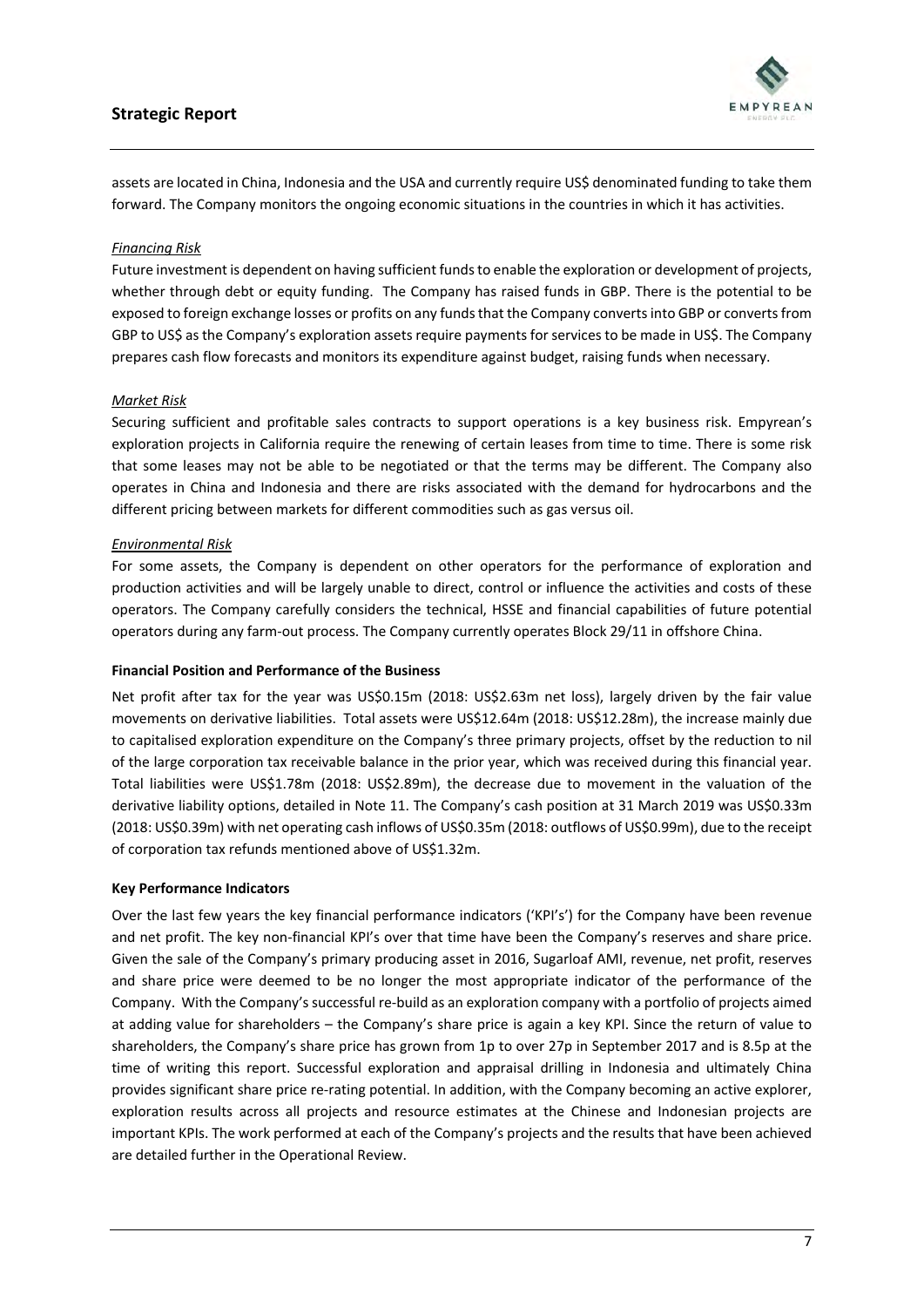assets are located in China, Indonesia and the USA and currently require US$ denominated funding to take them forward. The Company monitors the ongoing economic situations in the countries in which it has activities.

*Financing Risk*

Future investment is dependent on having sufficient funds to enable the exploration or development of projects, whether through debt or equity funding. The Company has raised funds in GBP. There is the potential to be exposed to foreign exchange losses or profits on any funds that the Company converts into GBP or converts from GBP to US$ as the Company's exploration assets require payments for services to be made in US$. The Company prepares cash flow forecasts and monitors its expenditure against budget, raising funds when necessary.

*Market Risk*

Securing sufficient and profitable sales contracts to support operations is a key business risk. Empyrean's exploration projects in California require the renewing of certain leases from time to time. There is some risk that some leases may not be able to be negotiated or that the terms may be different. The Company also operates in China and Indonesia and there are risks associated with the demand for hydrocarbons and the different pricing between markets for different commodities such as gas versus oil.

*Environmental Risk*

For some assets, the Company is dependent on other operators for the performance of exploration and production activities and will be largely unable to direct, control or influence the activities and costs of these operators. The Company carefully considers the technical, HSSE and financial capabilities of future potential operators during any farm-out process. The Company currently operates Block 29/11 in offshore China.

**Financial Position and Performance of the Business**

Net profit after tax for the year was US$0.15m (2018: US$2.63m net loss), largely driven by the fair value movements on derivative liabilities. Total assets were US$12.64m (2018: US$12.28m), the increase mainly due to capitalised exploration expenditure on the Company's three primary projects, offset by the reduction to nil of the large corporation tax receivable balance in the prior year, which was received during this financial year. Total liabilities were US$1.78m (2018: US$2.89m), the decrease due to movement in the valuation of the derivative liability options, detailed in Note 11. The Company's cash position at 31 March 2019 was US$0.33m (2018: US$0.39m) with net operating cash inflows of US$0.35m (2018: outflows of US$0.99m), due to the receipt of corporation tax refunds mentioned above of US$1.32m.

**Key Performance Indicators**

Over the last few years the key financial performance indicators ('KPI's') for the Company have been revenue and net profit. The key non-financial KPI's over that time have been the Company's reserves and share price. Given the sale of the Company's primary producing asset in 2016, Sugarloaf AMI, revenue, net profit, reserves and share price were deemed to be no longer the most appropriate indicator of the performance of the Company. With the Company's successful re-build as an exploration company with a portfolio of projects aimed at adding value for shareholders – the Company's share price is again a key KPI. Since the return of value to shareholders, the Company's share price has grown from 1p to over 27p in September 2017 and is 8.5p at the time of writing this report. Successful exploration and appraisal drilling in Indonesia and ultimately China provides significant share price re-rating potential. In addition, with the Company becoming an active explorer, exploration results across all projects and resource estimates at the Chinese and Indonesian projects are important KPIs. The work performed at each of the Company's projects and the results that have been achieved are detailed further in the Operational Review.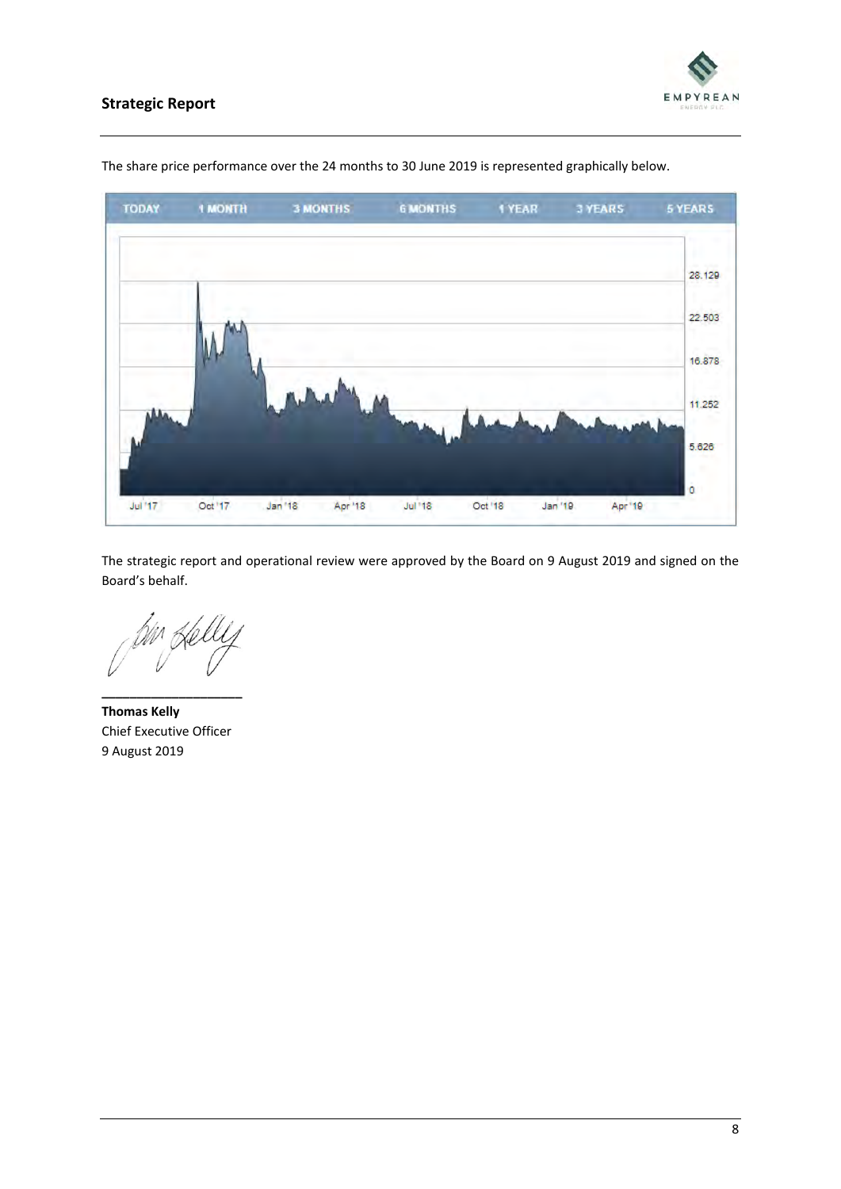The share price performance over the 24 months to 30 June 2019 is represented graphically below.

The strategic report and operational review were approved by the Board on 9 August 2019 and signed on the Board's behalf.

\_\_\_\_\_\_\_\_\_\_\_\_\_\_\_\_\_\_\_\_

**Thomas Kelly**
Chief Executive Officer
9 August 2019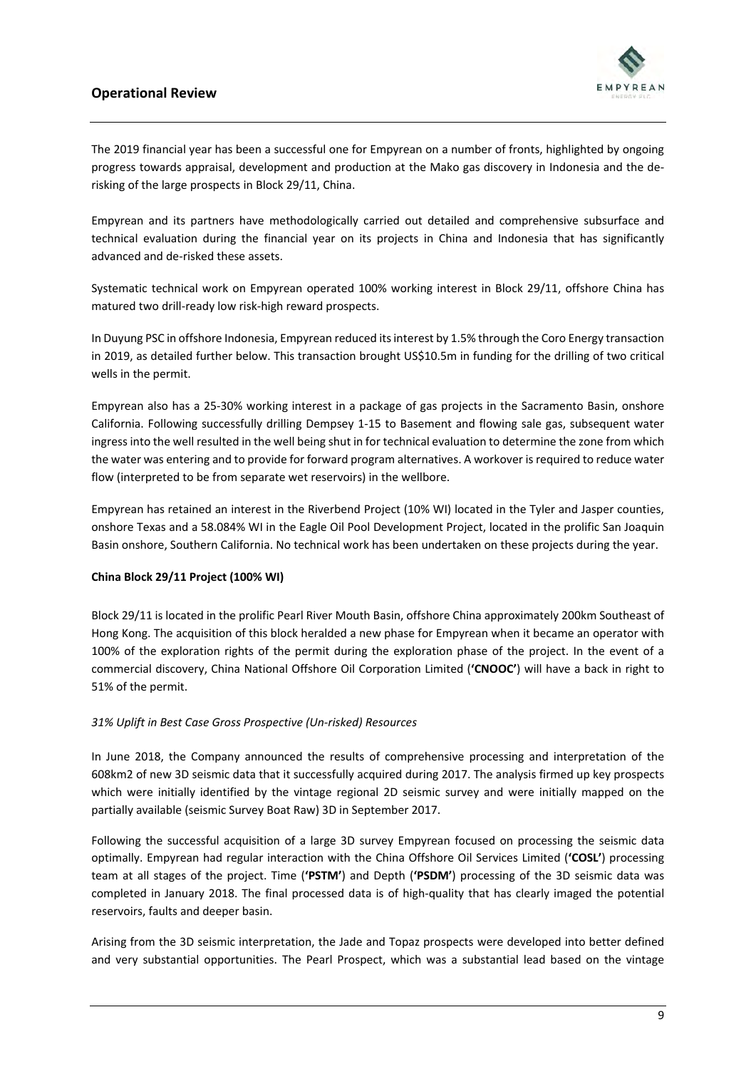## Operational Review

The 2019 financial year has been a successful one for Empyrean on a number of fronts, highlighted by ongoing progress towards appraisal, development and production at the Mako gas discovery in Indonesia and the de-risking of the large prospects in Block 29/11, China.

Empyrean and its partners have methodologically carried out detailed and comprehensive subsurface and technical evaluation during the financial year on its projects in China and Indonesia that has significantly advanced and de-risked these assets.

Systematic technical work on Empyrean operated 100% working interest in Block 29/11, offshore China has matured two drill-ready low risk-high reward prospects.

In Duyung PSC in offshore Indonesia, Empyrean reduced its interest by 1.5% through the Coro Energy transaction in 2019, as detailed further below. This transaction brought US$10.5m in funding for the drilling of two critical wells in the permit.

Empyrean also has a 25-30% working interest in a package of gas projects in the Sacramento Basin, onshore California. Following successfully drilling Dempsey 1-15 to Basement and flowing sale gas, subsequent water ingress into the well resulted in the well being shut in for technical evaluation to determine the zone from which the water was entering and to provide for forward program alternatives. A workover is required to reduce water flow (interpreted to be from separate wet reservoirs) in the wellbore.

Empyrean has retained an interest in the Riverbend Project (10% WI) located in the Tyler and Jasper counties, onshore Texas and a 58.084% WI in the Eagle Oil Pool Development Project, located in the prolific San Joaquin Basin onshore, Southern California. No technical work has been undertaken on these projects during the year.

**China Block 29/11 Project (100% WI)**

Block 29/11 is located in the prolific Pearl River Mouth Basin, offshore China approximately 200km Southeast of Hong Kong. The acquisition of this block heralded a new phase for Empyrean when it became an operator with 100% of the exploration rights of the permit during the exploration phase of the project. In the event of a commercial discovery, China National Offshore Oil Corporation Limited (**'CNOOC'**) will have a back in right to 51% of the permit.

*31% Uplift in Best Case Gross Prospective (Un-risked) Resources*

In June 2018, the Company announced the results of comprehensive processing and interpretation of the 608km2 of new 3D seismic data that it successfully acquired during 2017. The analysis firmed up key prospects which were initially identified by the vintage regional 2D seismic survey and were initially mapped on the partially available (seismic Survey Boat Raw) 3D in September 2017.

Following the successful acquisition of a large 3D survey Empyrean focused on processing the seismic data optimally. Empyrean had regular interaction with the China Offshore Oil Services Limited (**'COSL'**) processing team at all stages of the project. Time (**'PSTM'**) and Depth (**'PSDM'**) processing of the 3D seismic data was completed in January 2018. The final processed data is of high-quality that has clearly imaged the potential reservoirs, faults and deeper basin.

Arising from the 3D seismic interpretation, the Jade and Topaz prospects were developed into better defined and very substantial opportunities. The Pearl Prospect, which was a substantial lead based on the vintage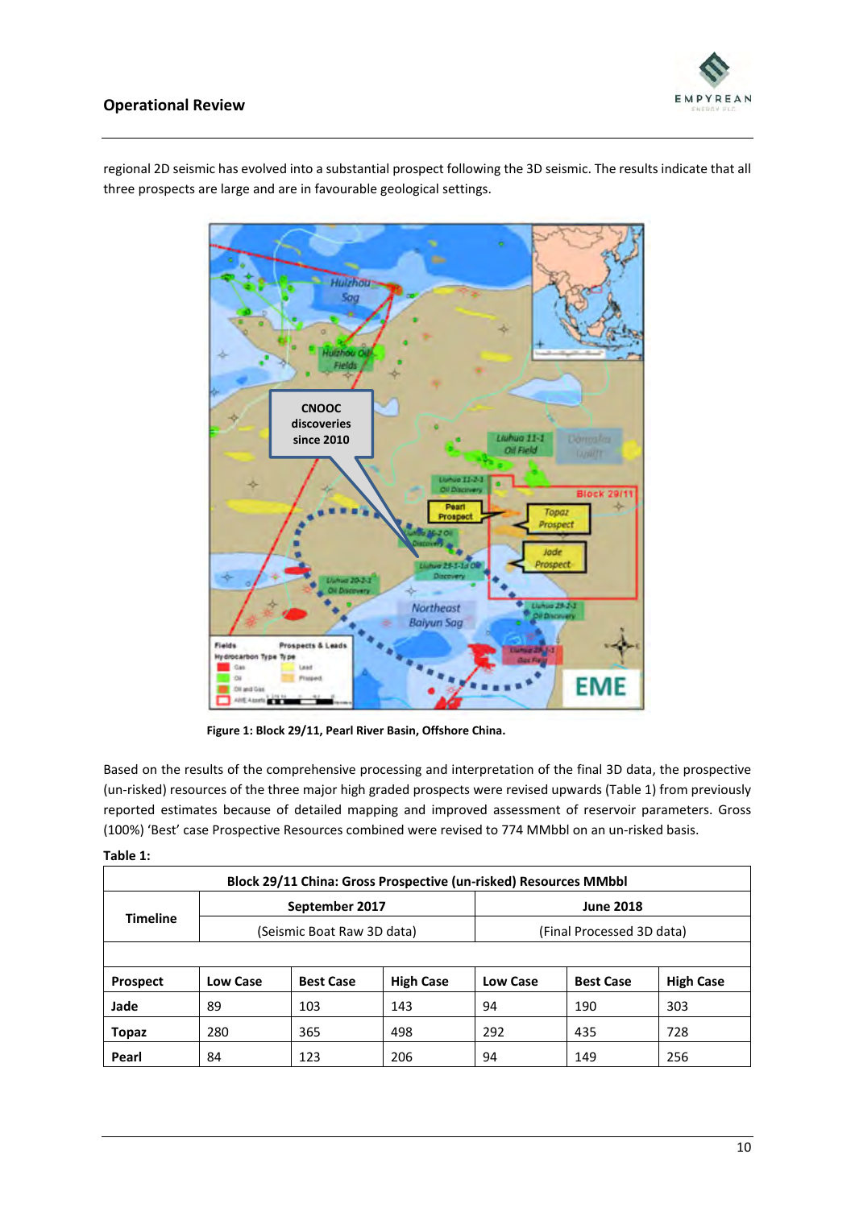regional 2D seismic has evolved into a substantial prospect following the 3D seismic. The results indicate that all three prospects are large and are in favourable geological settings.

**Figure 1: Block 29/11, Pearl River Basin, Offshore China.**

Based on the results of the comprehensive processing and interpretation of the final 3D data, the prospective (un-risked) resources of the three major high graded prospects were revised upwards (Table 1) from previously reported estimates because of detailed mapping and improved assessment of reservoir parameters. Gross (100%) 'Best' case Prospective Resources combined were revised to 774 MMbbl on an un-risked basis.

**Table 1:**

| Block 29/11 China: Gross Prospective (un-risked) Resources MMbbl | | | | | | |
|---|---|---|---|---|---|---|
| **Timeline** | **September 2017** (Seismic Boat Raw 3D data) | | | **June 2018** (Final Processed 3D data) | | |
| **Prospect** | **Low Case** | **Best Case** | **High Case** | **Low Case** | **Best Case** | **High Case** |
| **Jade** | 89 | 103 | 143 | 94 | 190 | 303 |
| **Topaz** | 280 | 365 | 498 | 292 | 435 | 728 |
| **Pearl** | 84 | 123 | 206 | 94 | 149 | 256 |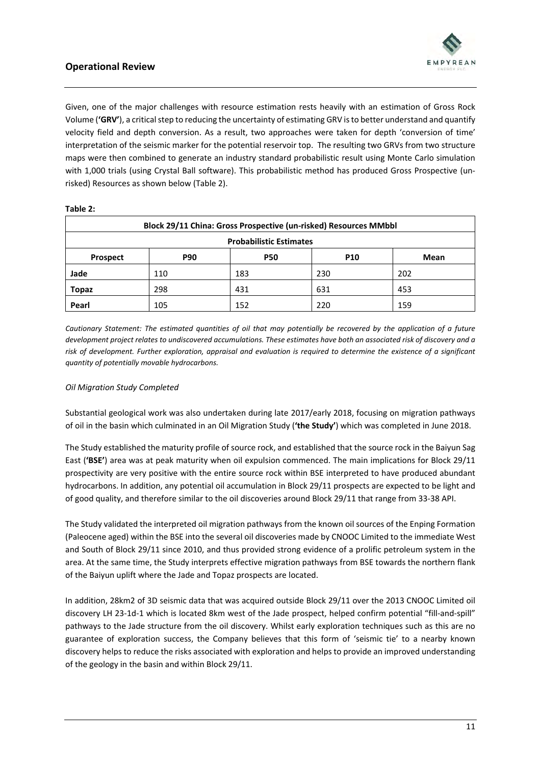Given, one of the major challenges with resource estimation rests heavily with an estimation of Gross Rock Volume (**'GRV'**), a critical step to reducing the uncertainty of estimating GRV is to better understand and quantify velocity field and depth conversion. As a result, two approaches were taken for depth 'conversion of time' interpretation of the seismic marker for the potential reservoir top. The resulting two GRVs from two structure maps were then combined to generate an industry standard probabilistic result using Monte Carlo simulation with 1,000 trials (using Crystal Ball software). This probabilistic method has produced Gross Prospective (un-risked) Resources as shown below (Table 2).

**Table 2:**

| Block 29/11 China: Gross Prospective (un-risked) Resources MMbbl | | | | |
|---|---|---|---|---|
| **Probabilistic Estimates** | | | | |
| **Prospect** | **P90** | **P50** | **P10** | **Mean** |
| **Jade** | 110 | 183 | 230 | 202 |
| **Topaz** | 298 | 431 | 631 | 453 |
| **Pearl** | 105 | 152 | 220 | 159 |

*Cautionary Statement: The estimated quantities of oil that may potentially be recovered by the application of a future development project relates to undiscovered accumulations. These estimates have both an associated risk of discovery and a risk of development. Further exploration, appraisal and evaluation is required to determine the existence of a significant quantity of potentially movable hydrocarbons.*

*Oil Migration Study Completed*

Substantial geological work was also undertaken during late 2017/early 2018, focusing on migration pathways of oil in the basin which culminated in an Oil Migration Study (**'the Study'**) which was completed in June 2018.

The Study established the maturity profile of source rock, and established that the source rock in the Baiyun Sag East (**'BSE'**) area was at peak maturity when oil expulsion commenced. The main implications for Block 29/11 prospectivity are very positive with the entire source rock within BSE interpreted to have produced abundant hydrocarbons. In addition, any potential oil accumulation in Block 29/11 prospects are expected to be light and of good quality, and therefore similar to the oil discoveries around Block 29/11 that range from 33-38 API.

The Study validated the interpreted oil migration pathways from the known oil sources of the Enping Formation (Paleocene aged) within the BSE into the several oil discoveries made by CNOOC Limited to the immediate West and South of Block 29/11 since 2010, and thus provided strong evidence of a prolific petroleum system in the area. At the same time, the Study interprets effective migration pathways from BSE towards the northern flank of the Baiyun uplift where the Jade and Topaz prospects are located.

In addition, 28km2 of 3D seismic data that was acquired outside Block 29/11 over the 2013 CNOOC Limited oil discovery LH 23-1d-1 which is located 8km west of the Jade prospect, helped confirm potential "fill-and-spill" pathways to the Jade structure from the oil discovery. Whilst early exploration techniques such as this are no guarantee of exploration success, the Company believes that this form of 'seismic tie' to a nearby known discovery helps to reduce the risks associated with exploration and helps to provide an improved understanding of the geology in the basin and within Block 29/11.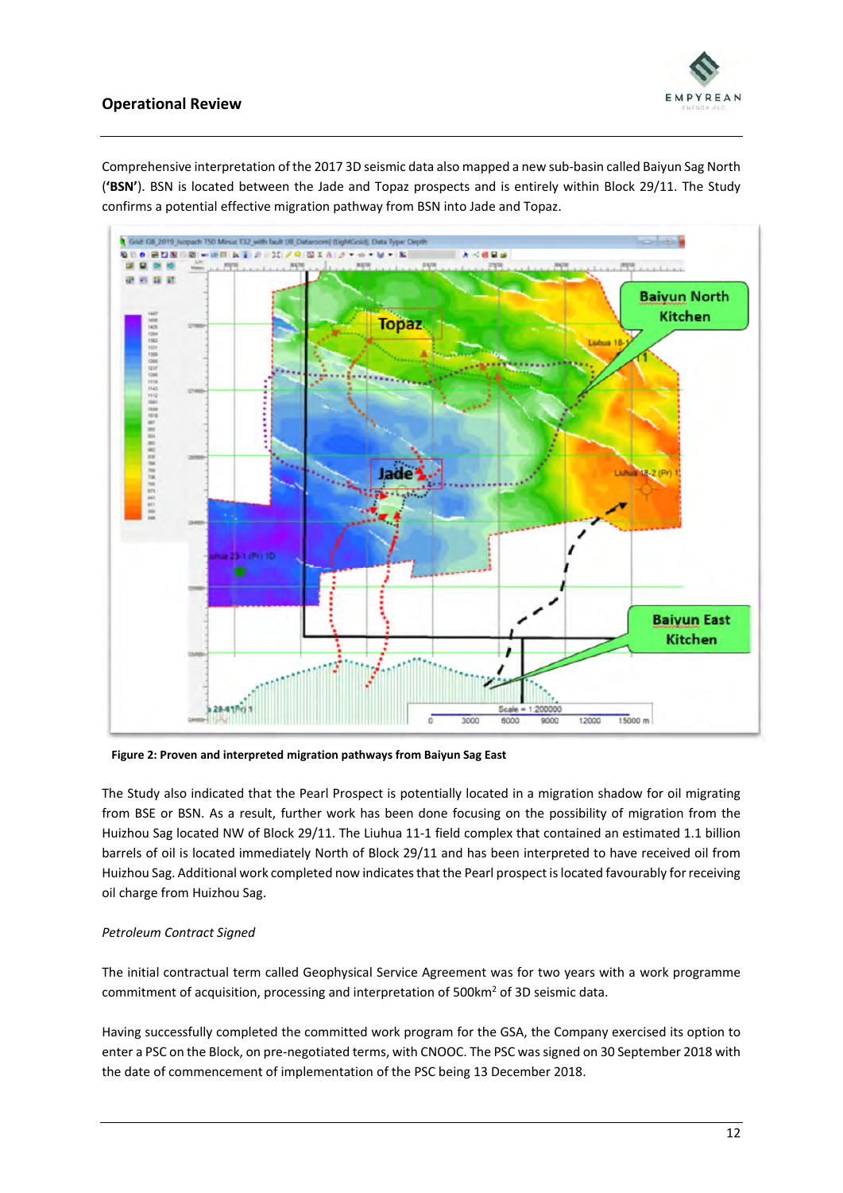Comprehensive interpretation of the 2017 3D seismic data also mapped a new sub-basin called Baiyun Sag North (**'BSN'**). BSN is located between the Jade and Topaz prospects and is entirely within Block 29/11. The Study confirms a potential effective migration pathway from BSN into Jade and Topaz.

**Figure 2: Proven and interpreted migration pathways from Baiyun Sag East**

The Study also indicated that the Pearl Prospect is potentially located in a migration shadow for oil migrating from BSE or BSN. As a result, further work has been done focusing on the possibility of migration from the Huizhou Sag located NW of Block 29/11. The Liuhua 11-1 field complex that contained an estimated 1.1 billion barrels of oil is located immediately North of Block 29/11 and has been interpreted to have received oil from Huizhou Sag. Additional work completed now indicates that the Pearl prospect is located favourably for receiving oil charge from Huizhou Sag.

*Petroleum Contract Signed*

The initial contractual term called Geophysical Service Agreement was for two years with a work programme commitment of acquisition, processing and interpretation of 500km$^2$ of 3D seismic data.

Having successfully completed the committed work program for the GSA, the Company exercised its option to enter a PSC on the Block, on pre-negotiated terms, with CNOOC. The PSC was signed on 30 September 2018 with the date of commencement of implementation of the PSC being 13 December 2018.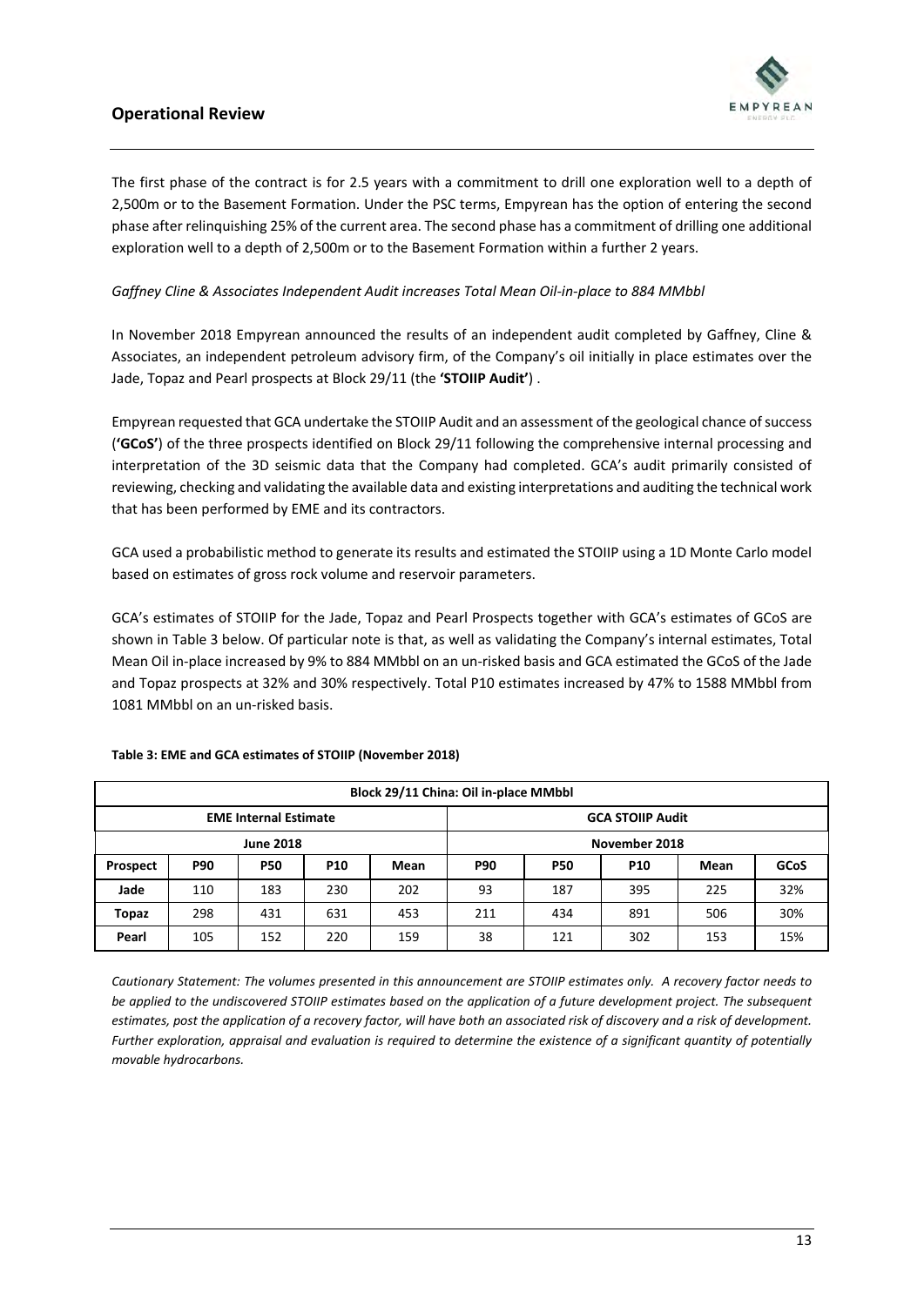The first phase of the contract is for 2.5 years with a commitment to drill one exploration well to a depth of 2,500m or to the Basement Formation. Under the PSC terms, Empyrean has the option of entering the second phase after relinquishing 25% of the current area. The second phase has a commitment of drilling one additional exploration well to a depth of 2,500m or to the Basement Formation within a further 2 years.

*Gaffney Cline & Associates Independent Audit increases Total Mean Oil-in-place to 884 MMbbl*

In November 2018 Empyrean announced the results of an independent audit completed by Gaffney, Cline & Associates, an independent petroleum advisory firm, of the Company's oil initially in place estimates over the Jade, Topaz and Pearl prospects at Block 29/11 (the **'STOIIP Audit'**) .

Empyrean requested that GCA undertake the STOIIP Audit and an assessment of the geological chance of success (**'GCoS'**) of the three prospects identified on Block 29/11 following the comprehensive internal processing and interpretation of the 3D seismic data that the Company had completed. GCA's audit primarily consisted of reviewing, checking and validating the available data and existing interpretations and auditing the technical work that has been performed by EME and its contractors.

GCA used a probabilistic method to generate its results and estimated the STOIIP using a 1D Monte Carlo model based on estimates of gross rock volume and reservoir parameters.

GCA's estimates of STOIIP for the Jade, Topaz and Pearl Prospects together with GCA's estimates of GCoS are shown in Table 3 below. Of particular note is that, as well as validating the Company's internal estimates, Total Mean Oil in-place increased by 9% to 884 MMbbl on an un-risked basis and GCA estimated the GCoS of the Jade and Topaz prospects at 32% and 30% respectively. Total P10 estimates increased by 47% to 1588 MMbbl from 1081 MMbbl on an un-risked basis.

**Table 3: EME and GCA estimates of STOIIP (November 2018)**

| Block 29/11 China: Oil in-place MMbbl | | | | | | | | | |
|---|---|---|---|---|---|---|---|---|---|
| EME Internal Estimate | | | | | GCA STOIIP Audit | | | | |
| June 2018 | | | | | November 2018 | | | | |
| **Prospect** | **P90** | **P50** | **P10** | **Mean** | **P90** | **P50** | **P10** | **Mean** | **GCoS** |
| **Jade** | 110 | 183 | 230 | 202 | 93 | 187 | 395 | 225 | 32% |
| **Topaz** | 298 | 431 | 631 | 453 | 211 | 434 | 891 | 506 | 30% |
| **Pearl** | 105 | 152 | 220 | 159 | 38 | 121 | 302 | 153 | 15% |

*Cautionary Statement: The volumes presented in this announcement are STOIIP estimates only. A recovery factor needs to be applied to the undiscovered STOIIP estimates based on the application of a future development project. The subsequent estimates, post the application of a recovery factor, will have both an associated risk of discovery and a risk of development. Further exploration, appraisal and evaluation is required to determine the existence of a significant quantity of potentially movable hydrocarbons.*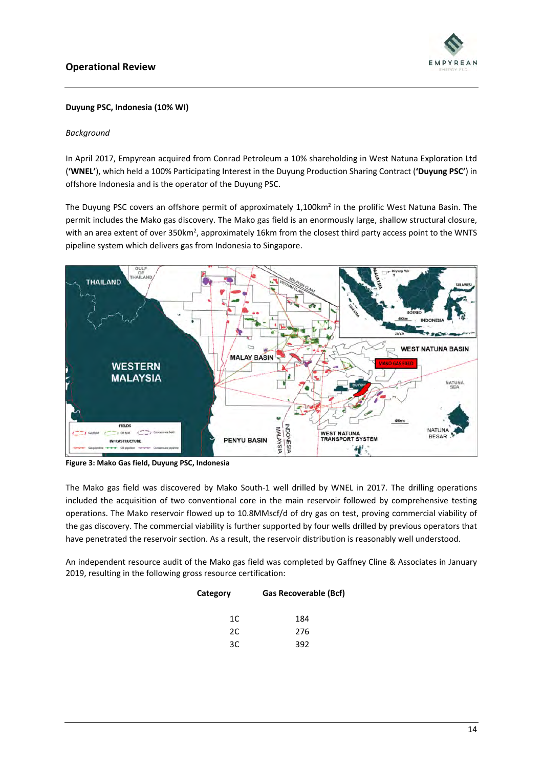## Operational Review

**Duyung PSC, Indonesia (10% WI)**

*Background*

In April 2017, Empyrean acquired from Conrad Petroleum a 10% shareholding in West Natuna Exploration Ltd (**'WNEL'**), which held a 100% Participating Interest in the Duyung Production Sharing Contract (**'Duyung PSC'**) in offshore Indonesia and is the operator of the Duyung PSC.

The Duyung PSC covers an offshore permit of approximately 1,100km$^2$ in the prolific West Natuna Basin. The permit includes the Mako gas discovery. The Mako gas field is an enormously large, shallow structural closure, with an area extent of over 350km$^2$, approximately 16km from the closest third party access point to the WNTS pipeline system which delivers gas from Indonesia to Singapore.

**Figure 3: Mako Gas field, Duyung PSC, Indonesia**

The Mako gas field was discovered by Mako South-1 well drilled by WNEL in 2017. The drilling operations included the acquisition of two conventional core in the main reservoir followed by comprehensive testing operations. The Mako reservoir flowed up to 10.8MMscf/d of dry gas on test, proving commercial viability of the gas discovery. The commercial viability is further supported by four wells drilled by previous operators that have penetrated the reservoir section. As a result, the reservoir distribution is reasonably well understood.

An independent resource audit of the Mako gas field was completed by Gaffney Cline & Associates in January 2019, resulting in the following gross resource certification:

| Category | Gas Recoverable (Bcf) |
|---|---|
| 1C | 184 |
| 2C | 276 |
| 3C | 392 |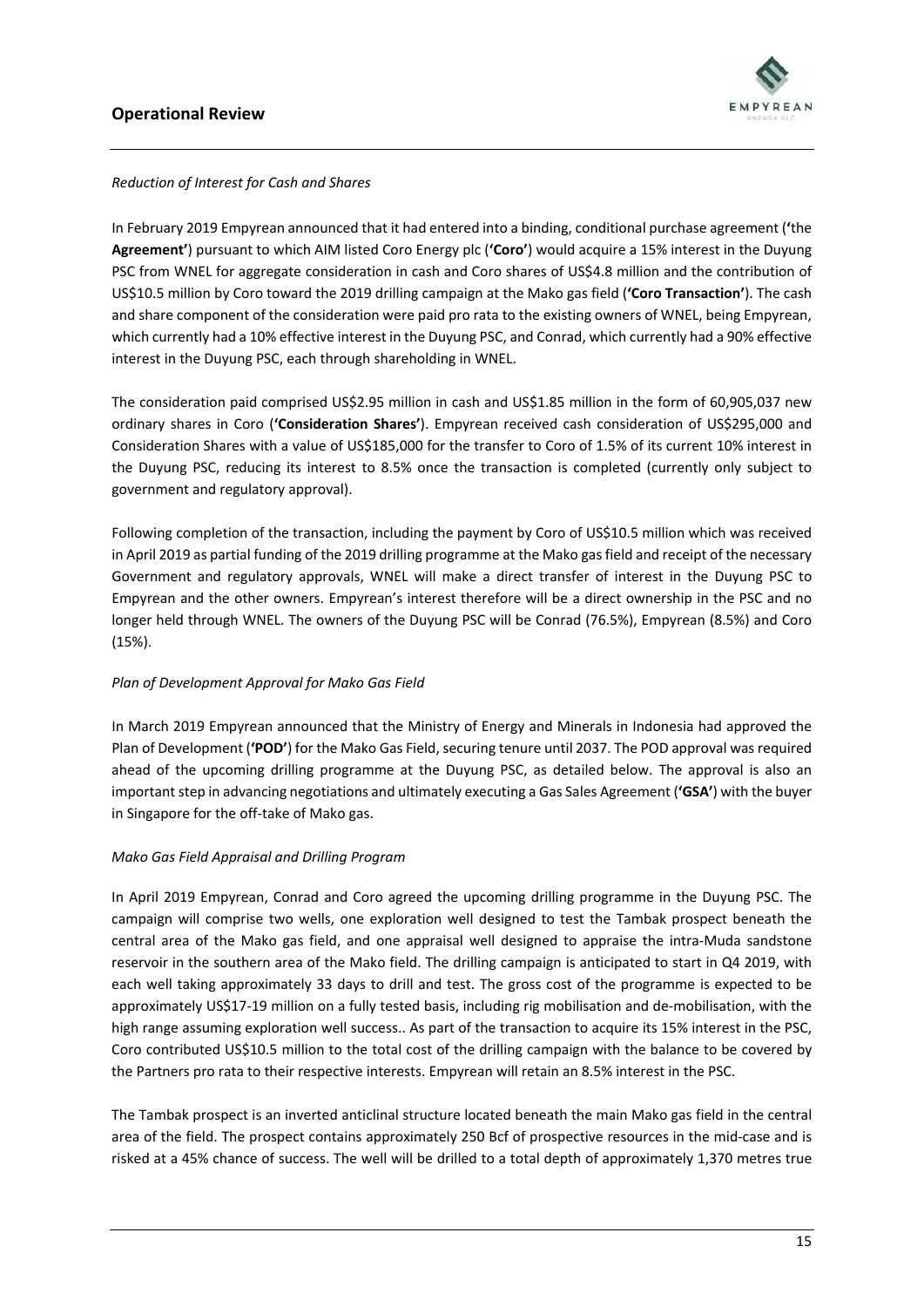*Reduction of Interest for Cash and Shares*

In February 2019 Empyrean announced that it had entered into a binding, conditional purchase agreement (**'the Agreement'**) pursuant to which AIM listed Coro Energy plc (**'Coro'**) would acquire a 15% interest in the Duyung PSC from WNEL for aggregate consideration in cash and Coro shares of US$4.8 million and the contribution of US$10.5 million by Coro toward the 2019 drilling campaign at the Mako gas field (**'Coro Transaction'**). The cash and share component of the consideration were paid pro rata to the existing owners of WNEL, being Empyrean, which currently had a 10% effective interest in the Duyung PSC, and Conrad, which currently had a 90% effective interest in the Duyung PSC, each through shareholding in WNEL.

The consideration paid comprised US$2.95 million in cash and US$1.85 million in the form of 60,905,037 new ordinary shares in Coro (**'Consideration Shares'**). Empyrean received cash consideration of US$295,000 and Consideration Shares with a value of US$185,000 for the transfer to Coro of 1.5% of its current 10% interest in the Duyung PSC, reducing its interest to 8.5% once the transaction is completed (currently only subject to government and regulatory approval).

Following completion of the transaction, including the payment by Coro of US$10.5 million which was received in April 2019 as partial funding of the 2019 drilling programme at the Mako gas field and receipt of the necessary Government and regulatory approvals, WNEL will make a direct transfer of interest in the Duyung PSC to Empyrean and the other owners. Empyrean's interest therefore will be a direct ownership in the PSC and no longer held through WNEL. The owners of the Duyung PSC will be Conrad (76.5%), Empyrean (8.5%) and Coro (15%).

*Plan of Development Approval for Mako Gas Field*

In March 2019 Empyrean announced that the Ministry of Energy and Minerals in Indonesia had approved the Plan of Development (**'POD'**) for the Mako Gas Field, securing tenure until 2037. The POD approval was required ahead of the upcoming drilling programme at the Duyung PSC, as detailed below. The approval is also an important step in advancing negotiations and ultimately executing a Gas Sales Agreement (**'GSA'**) with the buyer in Singapore for the off-take of Mako gas.

*Mako Gas Field Appraisal and Drilling Program*

In April 2019 Empyrean, Conrad and Coro agreed the upcoming drilling programme in the Duyung PSC. The campaign will comprise two wells, one exploration well designed to test the Tambak prospect beneath the central area of the Mako gas field, and one appraisal well designed to appraise the intra-Muda sandstone reservoir in the southern area of the Mako field. The drilling campaign is anticipated to start in Q4 2019, with each well taking approximately 33 days to drill and test. The gross cost of the programme is expected to be approximately US$17-19 million on a fully tested basis, including rig mobilisation and de-mobilisation, with the high range assuming exploration well success.. As part of the transaction to acquire its 15% interest in the PSC, Coro contributed US$10.5 million to the total cost of the drilling campaign with the balance to be covered by the Partners pro rata to their respective interests. Empyrean will retain an 8.5% interest in the PSC.

The Tambak prospect is an inverted anticlinal structure located beneath the main Mako gas field in the central area of the field. The prospect contains approximately 250 Bcf of prospective resources in the mid-case and is risked at a 45% chance of success. The well will be drilled to a total depth of approximately 1,370 metres true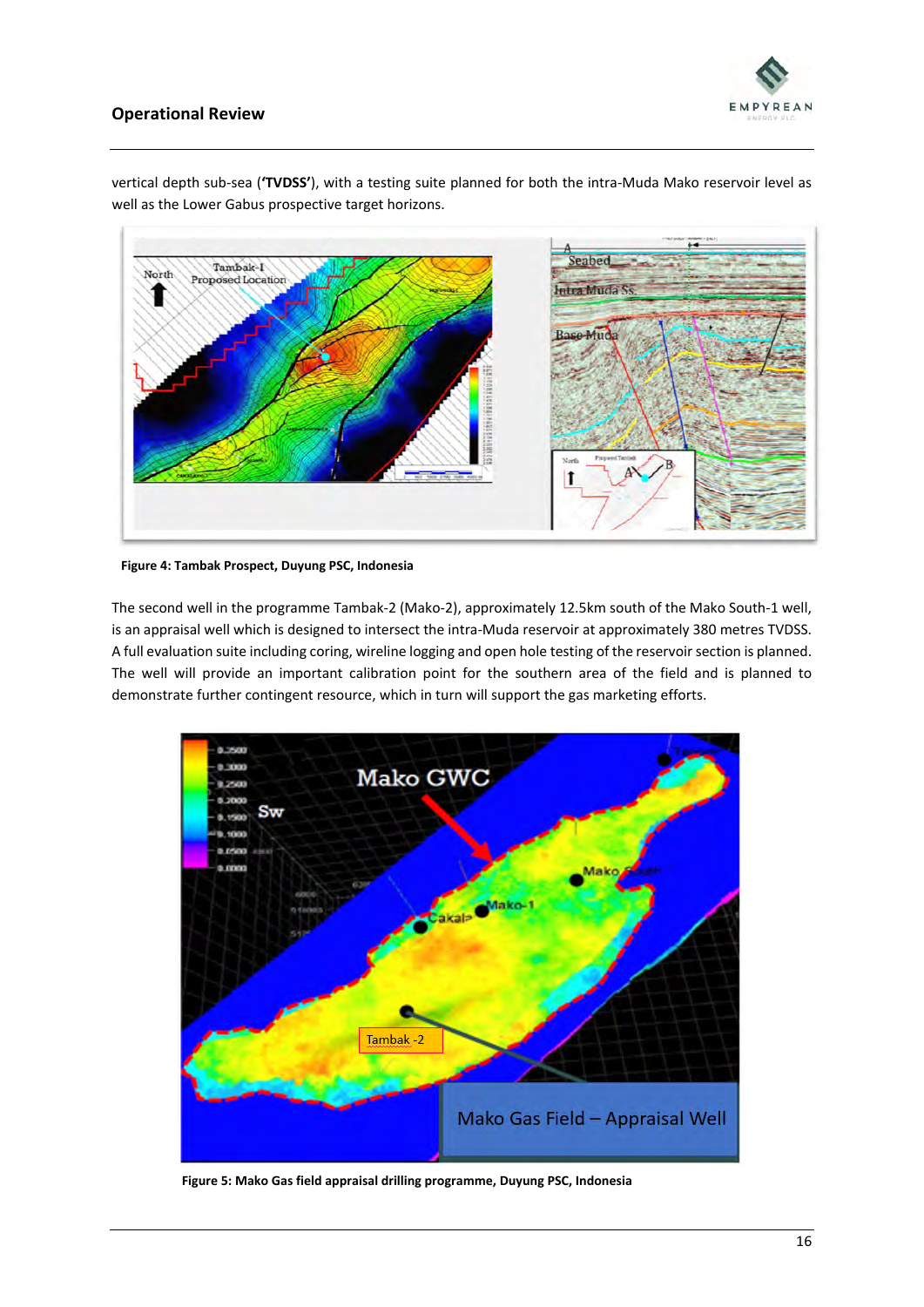vertical depth sub-sea (**'TVDSS'**), with a testing suite planned for both the intra-Muda Mako reservoir level as well as the Lower Gabus prospective target horizons.

**Figure 4: Tambak Prospect, Duyung PSC, Indonesia**

The second well in the programme Tambak-2 (Mako-2), approximately 12.5km south of the Mako South-1 well, is an appraisal well which is designed to intersect the intra-Muda reservoir at approximately 380 metres TVDSS. A full evaluation suite including coring, wireline logging and open hole testing of the reservoir section is planned. The well will provide an important calibration point for the southern area of the field and is planned to demonstrate further contingent resource, which in turn will support the gas marketing efforts.

**Figure 5: Mako Gas field appraisal drilling programme, Duyung PSC, Indonesia**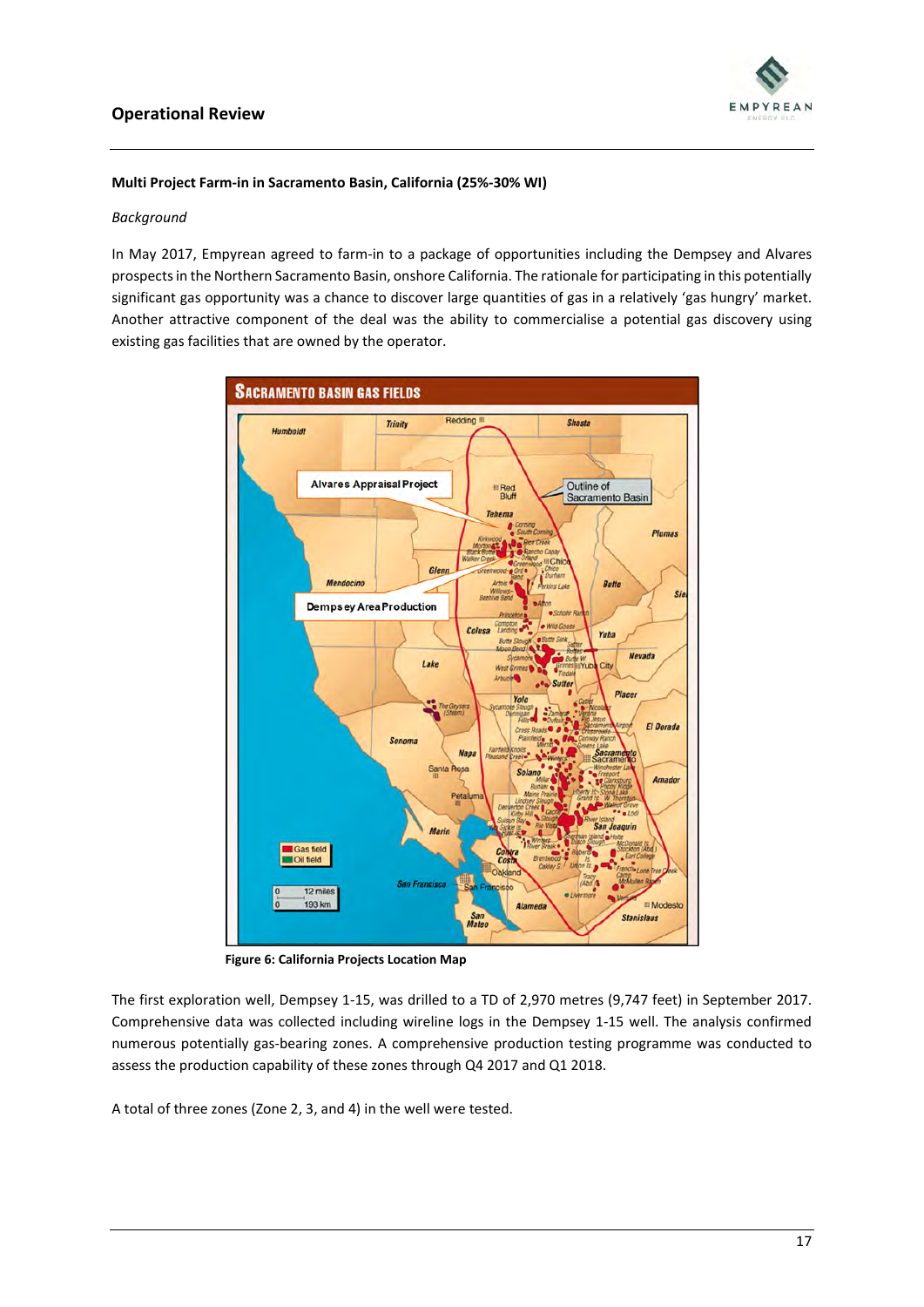## Multi Project Farm-in in Sacramento Basin, California (25%-30% WI)

*Background*

In May 2017, Empyrean agreed to farm-in to a package of opportunities including the Dempsey and Alvares prospects in the Northern Sacramento Basin, onshore California. The rationale for participating in this potentially significant gas opportunity was a chance to discover large quantities of gas in a relatively 'gas hungry' market. Another attractive component of the deal was the ability to commercialise a potential gas discovery using existing gas facilities that are owned by the operator.

**Figure 6: California Projects Location Map**

The first exploration well, Dempsey 1-15, was drilled to a TD of 2,970 metres (9,747 feet) in September 2017. Comprehensive data was collected including wireline logs in the Dempsey 1-15 well. The analysis confirmed numerous potentially gas-bearing zones. A comprehensive production testing programme was conducted to assess the production capability of these zones through Q4 2017 and Q1 2018.

A total of three zones (Zone 2, 3, and 4) in the well were tested.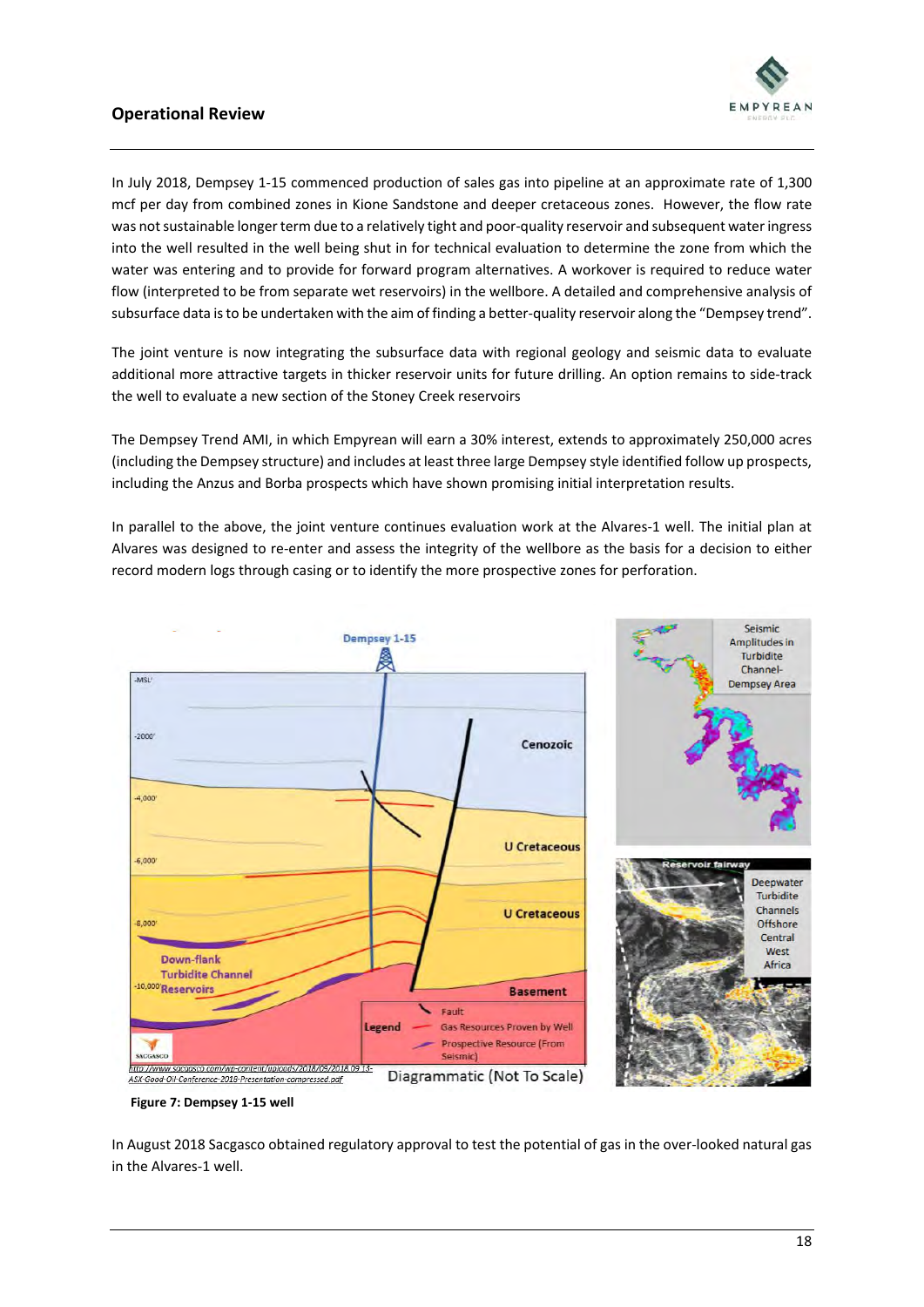## Operational Review

In July 2018, Dempsey 1-15 commenced production of sales gas into pipeline at an approximate rate of 1,300 mcf per day from combined zones in Kione Sandstone and deeper cretaceous zones. However, the flow rate was not sustainable longer term due to a relatively tight and poor-quality reservoir and subsequent water ingress into the well resulted in the well being shut in for technical evaluation to determine the zone from which the water was entering and to provide for forward program alternatives. A workover is required to reduce water flow (interpreted to be from separate wet reservoirs) in the wellbore. A detailed and comprehensive analysis of subsurface data is to be undertaken with the aim of finding a better-quality reservoir along the "Dempsey trend".

The joint venture is now integrating the subsurface data with regional geology and seismic data to evaluate additional more attractive targets in thicker reservoir units for future drilling. An option remains to side-track the well to evaluate a new section of the Stoney Creek reservoirs

The Dempsey Trend AMI, in which Empyrean will earn a 30% interest, extends to approximately 250,000 acres (including the Dempsey structure) and includes at least three large Dempsey style identified follow up prospects, including the Anzus and Borba prospects which have shown promising initial interpretation results.

In parallel to the above, the joint venture continues evaluation work at the Alvares-1 well. The initial plan at Alvares was designed to re-enter and assess the integrity of the wellbore as the basis for a decision to either record modern logs through casing or to identify the more prospective zones for perforation.

**Figure 7: Dempsey 1-15 well**

In August 2018 Sacgasco obtained regulatory approval to test the potential of gas in the over-looked natural gas in the Alvares-1 well.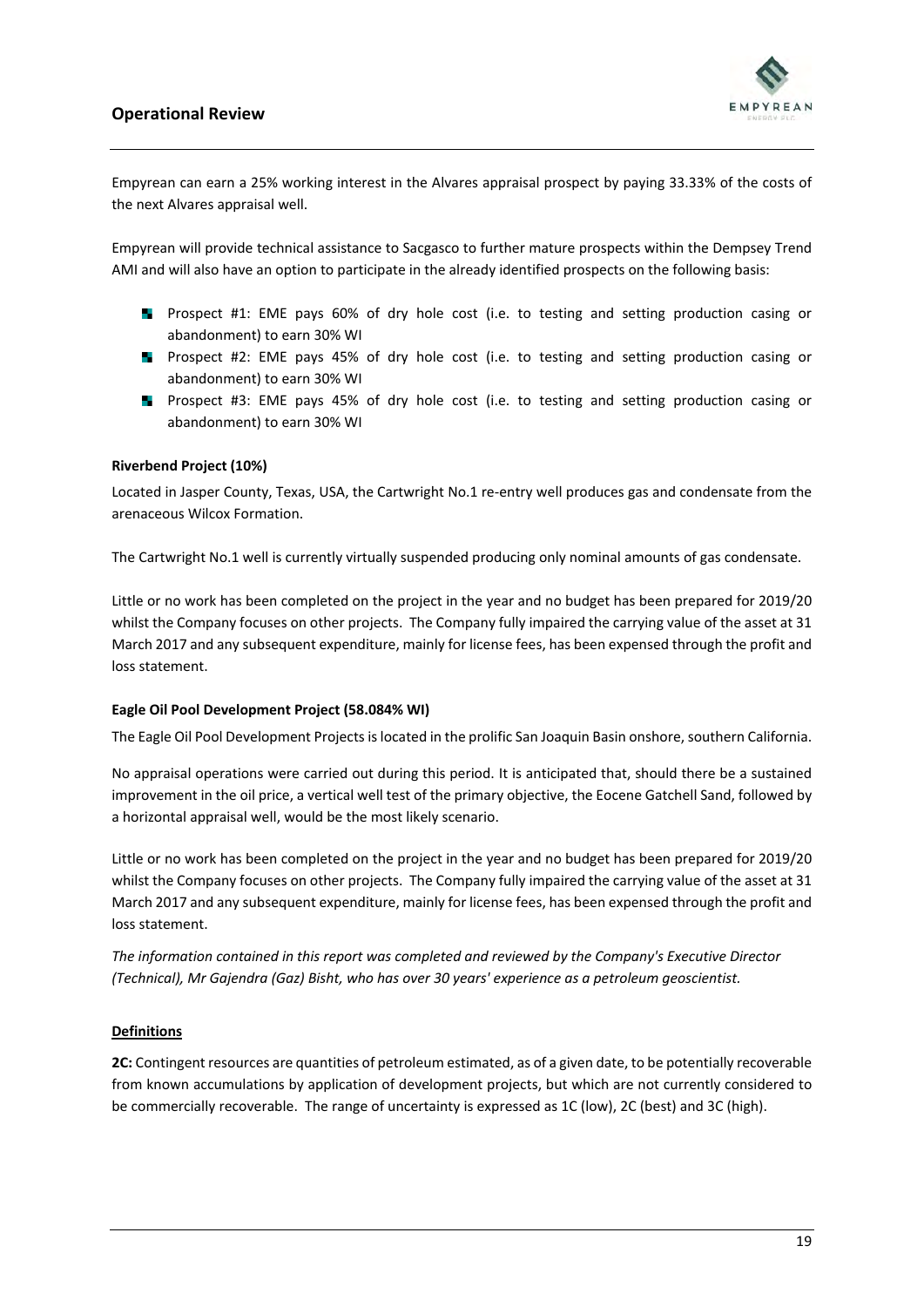Empyrean can earn a 25% working interest in the Alvares appraisal prospect by paying 33.33% of the costs of the next Alvares appraisal well.

Empyrean will provide technical assistance to Sacgasco to further mature prospects within the Dempsey Trend AMI and will also have an option to participate in the already identified prospects on the following basis:

- Prospect #1: EME pays 60% of dry hole cost (i.e. to testing and setting production casing or abandonment) to earn 30% WI
- Prospect #2: EME pays 45% of dry hole cost (i.e. to testing and setting production casing or abandonment) to earn 30% WI
- Prospect #3: EME pays 45% of dry hole cost (i.e. to testing and setting production casing or abandonment) to earn 30% WI

**Riverbend Project (10%)**

Located in Jasper County, Texas, USA, the Cartwright No.1 re-entry well produces gas and condensate from the arenaceous Wilcox Formation.

The Cartwright No.1 well is currently virtually suspended producing only nominal amounts of gas condensate.

Little or no work has been completed on the project in the year and no budget has been prepared for 2019/20 whilst the Company focuses on other projects. The Company fully impaired the carrying value of the asset at 31 March 2017 and any subsequent expenditure, mainly for license fees, has been expensed through the profit and loss statement.

**Eagle Oil Pool Development Project (58.084% WI)**

The Eagle Oil Pool Development Projects is located in the prolific San Joaquin Basin onshore, southern California.

No appraisal operations were carried out during this period. It is anticipated that, should there be a sustained improvement in the oil price, a vertical well test of the primary objective, the Eocene Gatchell Sand, followed by a horizontal appraisal well, would be the most likely scenario.

Little or no work has been completed on the project in the year and no budget has been prepared for 2019/20 whilst the Company focuses on other projects. The Company fully impaired the carrying value of the asset at 31 March 2017 and any subsequent expenditure, mainly for license fees, has been expensed through the profit and loss statement.

*The information contained in this report was completed and reviewed by the Company's Executive Director (Technical), Mr Gajendra (Gaz) Bisht, who has over 30 years' experience as a petroleum geoscientist.*

**Definitions**

**2C:** Contingent resources are quantities of petroleum estimated, as of a given date, to be potentially recoverable from known accumulations by application of development projects, but which are not currently considered to be commercially recoverable. The range of uncertainty is expressed as 1C (low), 2C (best) and 3C (high).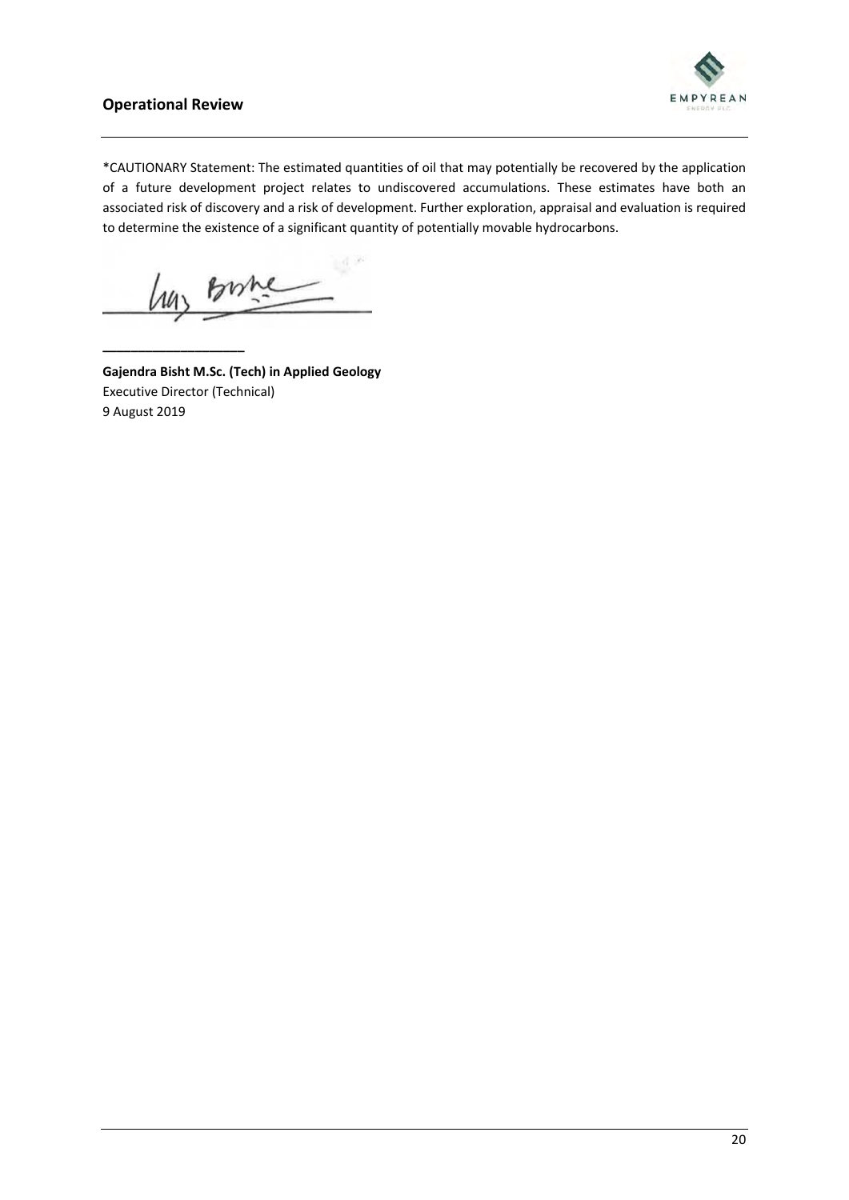*CAUTIONARY Statement: The estimated quantities of oil that may potentially be recovered by the application of a future development project relates to undiscovered accumulations. These estimates have both an associated risk of discovery and a risk of development. Further exploration, appraisal and evaluation is required to determine the existence of a significant quantity of potentially movable hydrocarbons.

\_\_\_\_\_\_\_\_\_\_\_\_\_\_\_\_\_\_\_

**Gajendra Bisht M.Sc. (Tech) in Applied Geology**
Executive Director (Technical)
9 August 2019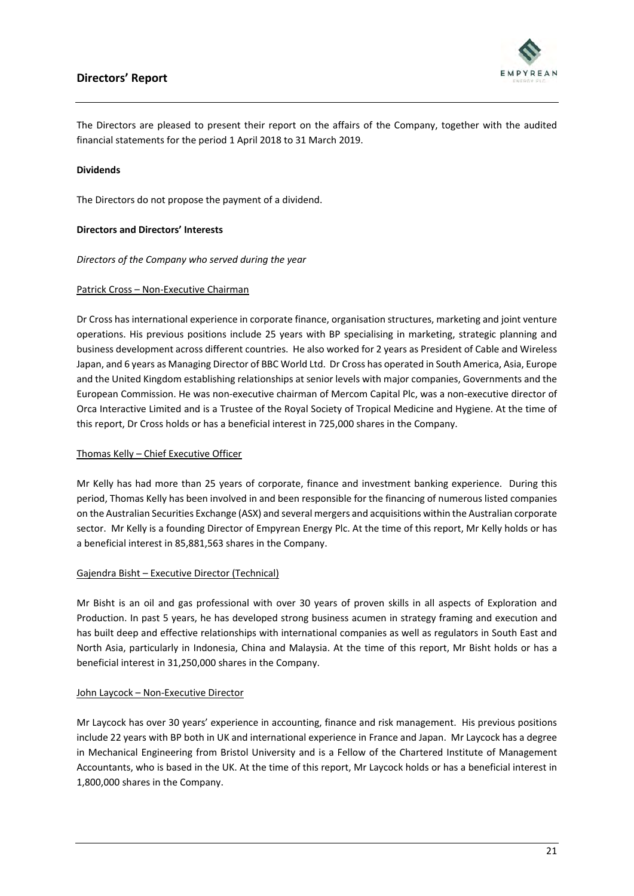# Directors' Report

The Directors are pleased to present their report on the affairs of the Company, together with the audited financial statements for the period 1 April 2018 to 31 March 2019.

**Dividends**

The Directors do not propose the payment of a dividend.

**Directors and Directors' Interests**

*Directors of the Company who served during the year*

Patrick Cross – Non-Executive Chairman

Dr Cross has international experience in corporate finance, organisation structures, marketing and joint venture operations. His previous positions include 25 years with BP specialising in marketing, strategic planning and business development across different countries. He also worked for 2 years as President of Cable and Wireless Japan, and 6 years as Managing Director of BBC World Ltd. Dr Cross has operated in South America, Asia, Europe and the United Kingdom establishing relationships at senior levels with major companies, Governments and the European Commission. He was non-executive chairman of Mercom Capital Plc, was a non-executive director of Orca Interactive Limited and is a Trustee of the Royal Society of Tropical Medicine and Hygiene. At the time of this report, Dr Cross holds or has a beneficial interest in 725,000 shares in the Company.

Thomas Kelly – Chief Executive Officer

Mr Kelly has had more than 25 years of corporate, finance and investment banking experience. During this period, Thomas Kelly has been involved in and been responsible for the financing of numerous listed companies on the Australian Securities Exchange (ASX) and several mergers and acquisitions within the Australian corporate sector. Mr Kelly is a founding Director of Empyrean Energy Plc. At the time of this report, Mr Kelly holds or has a beneficial interest in 85,881,563 shares in the Company.

Gajendra Bisht – Executive Director (Technical)

Mr Bisht is an oil and gas professional with over 30 years of proven skills in all aspects of Exploration and Production. In past 5 years, he has developed strong business acumen in strategy framing and execution and has built deep and effective relationships with international companies as well as regulators in South East and North Asia, particularly in Indonesia, China and Malaysia. At the time of this report, Mr Bisht holds or has a beneficial interest in 31,250,000 shares in the Company.

John Laycock – Non-Executive Director

Mr Laycock has over 30 years' experience in accounting, finance and risk management. His previous positions include 22 years with BP both in UK and international experience in France and Japan. Mr Laycock has a degree in Mechanical Engineering from Bristol University and is a Fellow of the Chartered Institute of Management Accountants, who is based in the UK. At the time of this report, Mr Laycock holds or has a beneficial interest in 1,800,000 shares in the Company.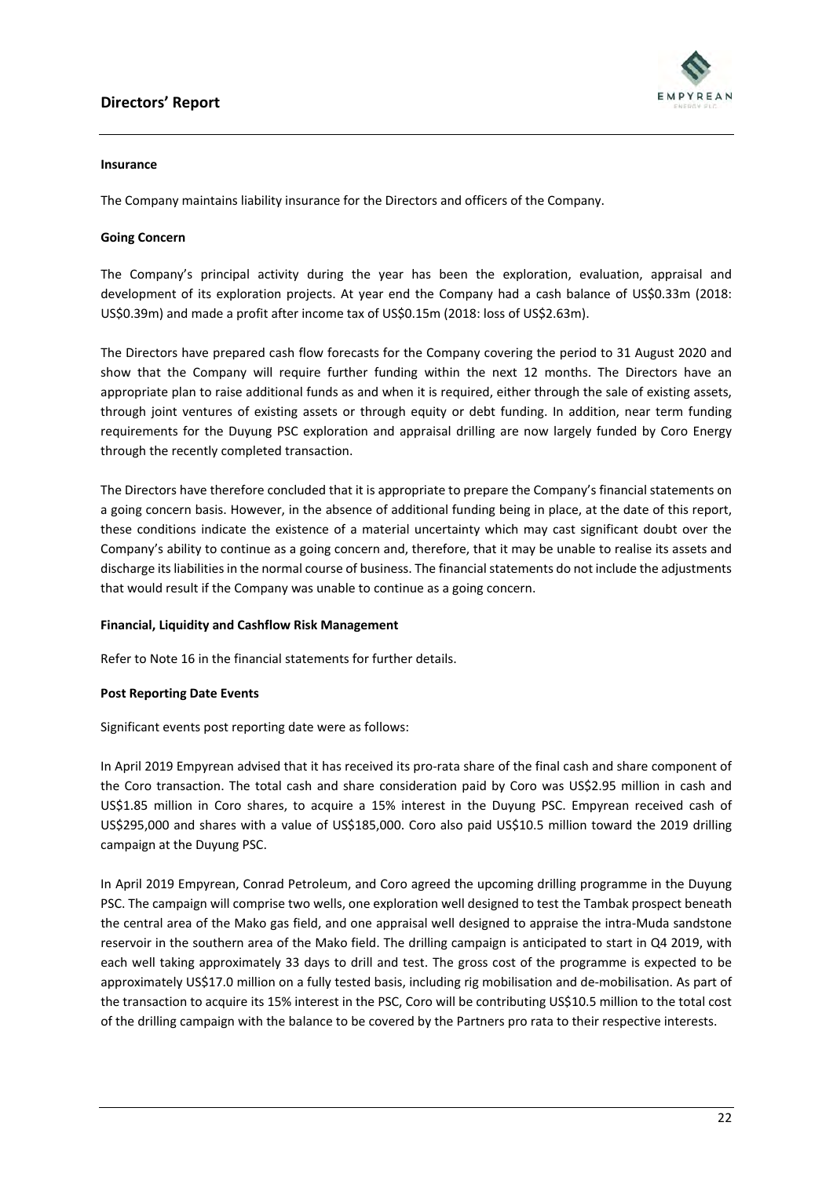**Insurance**

The Company maintains liability insurance for the Directors and officers of the Company.

**Going Concern**

The Company's principal activity during the year has been the exploration, evaluation, appraisal and development of its exploration projects. At year end the Company had a cash balance of US$0.33m (2018: US$0.39m) and made a profit after income tax of US$0.15m (2018: loss of US$2.63m).

The Directors have prepared cash flow forecasts for the Company covering the period to 31 August 2020 and show that the Company will require further funding within the next 12 months. The Directors have an appropriate plan to raise additional funds as and when it is required, either through the sale of existing assets, through joint ventures of existing assets or through equity or debt funding. In addition, near term funding requirements for the Duyung PSC exploration and appraisal drilling are now largely funded by Coro Energy through the recently completed transaction.

The Directors have therefore concluded that it is appropriate to prepare the Company's financial statements on a going concern basis. However, in the absence of additional funding being in place, at the date of this report, these conditions indicate the existence of a material uncertainty which may cast significant doubt over the Company's ability to continue as a going concern and, therefore, that it may be unable to realise its assets and discharge its liabilities in the normal course of business. The financial statements do not include the adjustments that would result if the Company was unable to continue as a going concern.

**Financial, Liquidity and Cashflow Risk Management**

Refer to Note 16 in the financial statements for further details.

**Post Reporting Date Events**

Significant events post reporting date were as follows:

In April 2019 Empyrean advised that it has received its pro-rata share of the final cash and share component of the Coro transaction. The total cash and share consideration paid by Coro was US$2.95 million in cash and US$1.85 million in Coro shares, to acquire a 15% interest in the Duyung PSC. Empyrean received cash of US$295,000 and shares with a value of US$185,000. Coro also paid US$10.5 million toward the 2019 drilling campaign at the Duyung PSC.

In April 2019 Empyrean, Conrad Petroleum, and Coro agreed the upcoming drilling programme in the Duyung PSC. The campaign will comprise two wells, one exploration well designed to test the Tambak prospect beneath the central area of the Mako gas field, and one appraisal well designed to appraise the intra-Muda sandstone reservoir in the southern area of the Mako field. The drilling campaign is anticipated to start in Q4 2019, with each well taking approximately 33 days to drill and test. The gross cost of the programme is expected to be approximately US$17.0 million on a fully tested basis, including rig mobilisation and de-mobilisation. As part of the transaction to acquire its 15% interest in the PSC, Coro will be contributing US$10.5 million to the total cost of the drilling campaign with the balance to be covered by the Partners pro rata to their respective interests.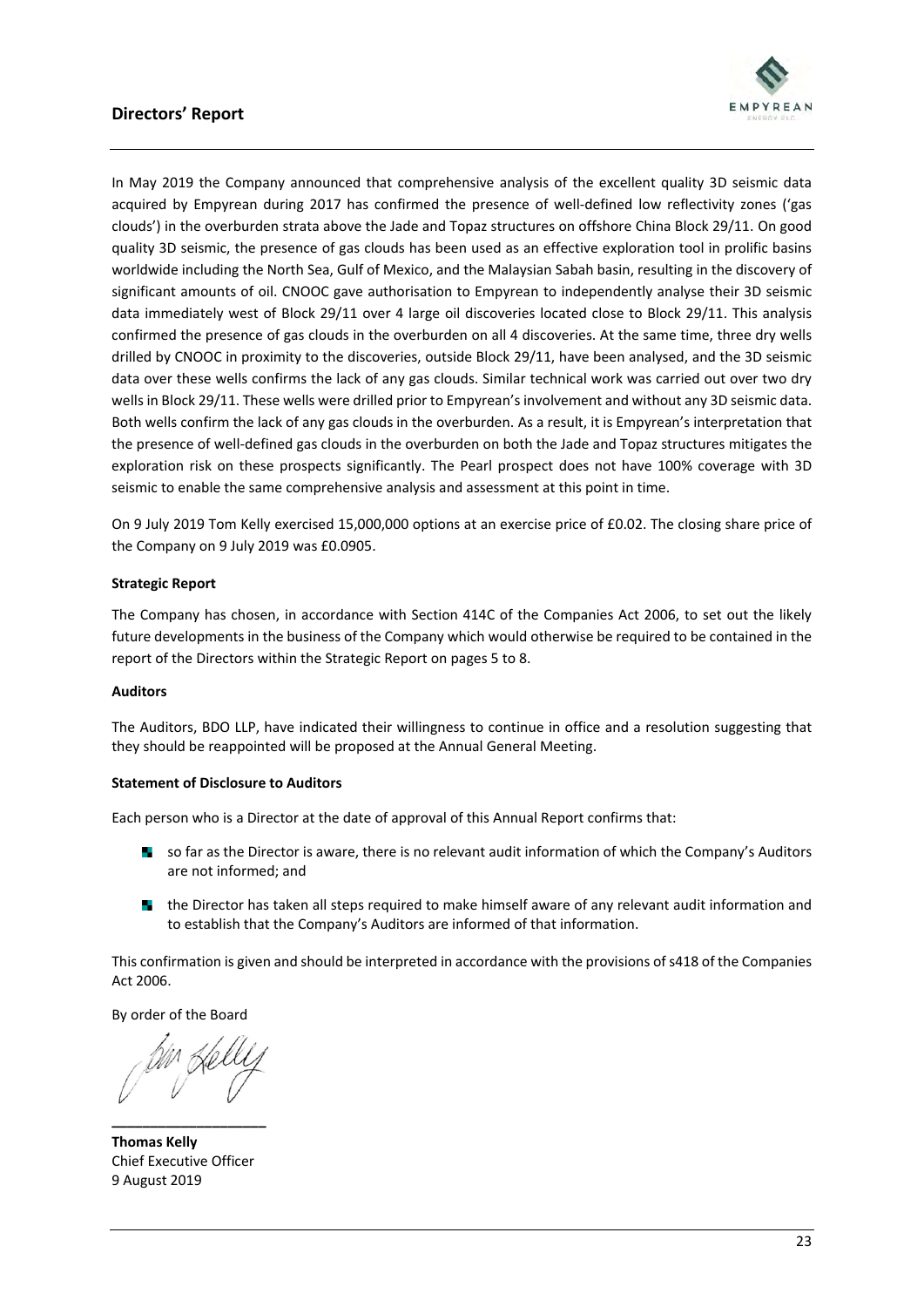In May 2019 the Company announced that comprehensive analysis of the excellent quality 3D seismic data acquired by Empyrean during 2017 has confirmed the presence of well-defined low reflectivity zones ('gas clouds') in the overburden strata above the Jade and Topaz structures on offshore China Block 29/11. On good quality 3D seismic, the presence of gas clouds has been used as an effective exploration tool in prolific basins worldwide including the North Sea, Gulf of Mexico, and the Malaysian Sabah basin, resulting in the discovery of significant amounts of oil. CNOOC gave authorisation to Empyrean to independently analyse their 3D seismic data immediately west of Block 29/11 over 4 large oil discoveries located close to Block 29/11. This analysis confirmed the presence of gas clouds in the overburden on all 4 discoveries. At the same time, three dry wells drilled by CNOOC in proximity to the discoveries, outside Block 29/11, have been analysed, and the 3D seismic data over these wells confirms the lack of any gas clouds. Similar technical work was carried out over two dry wells in Block 29/11. These wells were drilled prior to Empyrean's involvement and without any 3D seismic data. Both wells confirm the lack of any gas clouds in the overburden. As a result, it is Empyrean's interpretation that the presence of well-defined gas clouds in the overburden on both the Jade and Topaz structures mitigates the exploration risk on these prospects significantly. The Pearl prospect does not have 100% coverage with 3D seismic to enable the same comprehensive analysis and assessment at this point in time.

On 9 July 2019 Tom Kelly exercised 15,000,000 options at an exercise price of £0.02. The closing share price of the Company on 9 July 2019 was £0.0905.

**Strategic Report**

The Company has chosen, in accordance with Section 414C of the Companies Act 2006, to set out the likely future developments in the business of the Company which would otherwise be required to be contained in the report of the Directors within the Strategic Report on pages 5 to 8.

**Auditors**

The Auditors, BDO LLP, have indicated their willingness to continue in office and a resolution suggesting that they should be reappointed will be proposed at the Annual General Meeting.

**Statement of Disclosure to Auditors**

Each person who is a Director at the date of approval of this Annual Report confirms that:

- so far as the Director is aware, there is no relevant audit information of which the Company's Auditors are not informed; and
- the Director has taken all steps required to make himself aware of any relevant audit information and to establish that the Company's Auditors are informed of that information.

This confirmation is given and should be interpreted in accordance with the provisions of s418 of the Companies Act 2006.

By order of the Board

**Thomas Kelly**
Chief Executive Officer
9 August 2019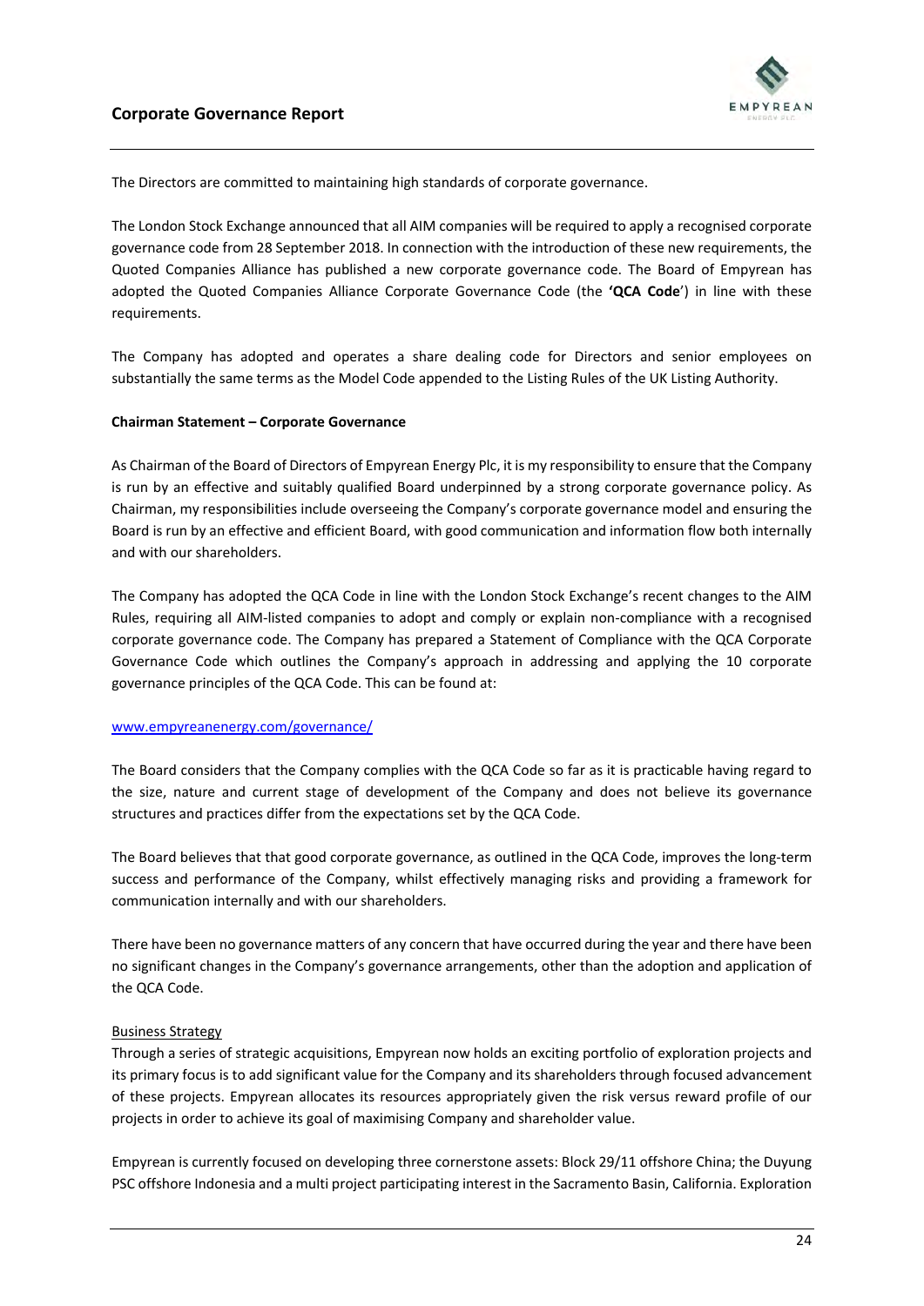# Corporate Governance Report

The Directors are committed to maintaining high standards of corporate governance.

The London Stock Exchange announced that all AIM companies will be required to apply a recognised corporate governance code from 28 September 2018. In connection with the introduction of these new requirements, the Quoted Companies Alliance has published a new corporate governance code. The Board of Empyrean has adopted the Quoted Companies Alliance Corporate Governance Code (the '**QCA Code**') in line with these requirements.

The Company has adopted and operates a share dealing code for Directors and senior employees on substantially the same terms as the Model Code appended to the Listing Rules of the UK Listing Authority.

**Chairman Statement – Corporate Governance**

As Chairman of the Board of Directors of Empyrean Energy Plc, it is my responsibility to ensure that the Company is run by an effective and suitably qualified Board underpinned by a strong corporate governance policy. As Chairman, my responsibilities include overseeing the Company's corporate governance model and ensuring the Board is run by an effective and efficient Board, with good communication and information flow both internally and with our shareholders.

The Company has adopted the QCA Code in line with the London Stock Exchange's recent changes to the AIM Rules, requiring all AIM-listed companies to adopt and comply or explain non-compliance with a recognised corporate governance code. The Company has prepared a Statement of Compliance with the QCA Corporate Governance Code which outlines the Company's approach in addressing and applying the 10 corporate governance principles of the QCA Code. This can be found at:

www.empyreanenergy.com/governance/

The Board considers that the Company complies with the QCA Code so far as it is practicable having regard to the size, nature and current stage of development of the Company and does not believe its governance structures and practices differ from the expectations set by the QCA Code.

The Board believes that that good corporate governance, as outlined in the QCA Code, improves the long-term success and performance of the Company, whilst effectively managing risks and providing a framework for communication internally and with our shareholders.

There have been no governance matters of any concern that have occurred during the year and there have been no significant changes in the Company's governance arrangements, other than the adoption and application of the QCA Code.

Business Strategy

Through a series of strategic acquisitions, Empyrean now holds an exciting portfolio of exploration projects and its primary focus is to add significant value for the Company and its shareholders through focused advancement of these projects. Empyrean allocates its resources appropriately given the risk versus reward profile of our projects in order to achieve its goal of maximising Company and shareholder value.

Empyrean is currently focused on developing three cornerstone assets: Block 29/11 offshore China; the Duyung PSC offshore Indonesia and a multi project participating interest in the Sacramento Basin, California. Exploration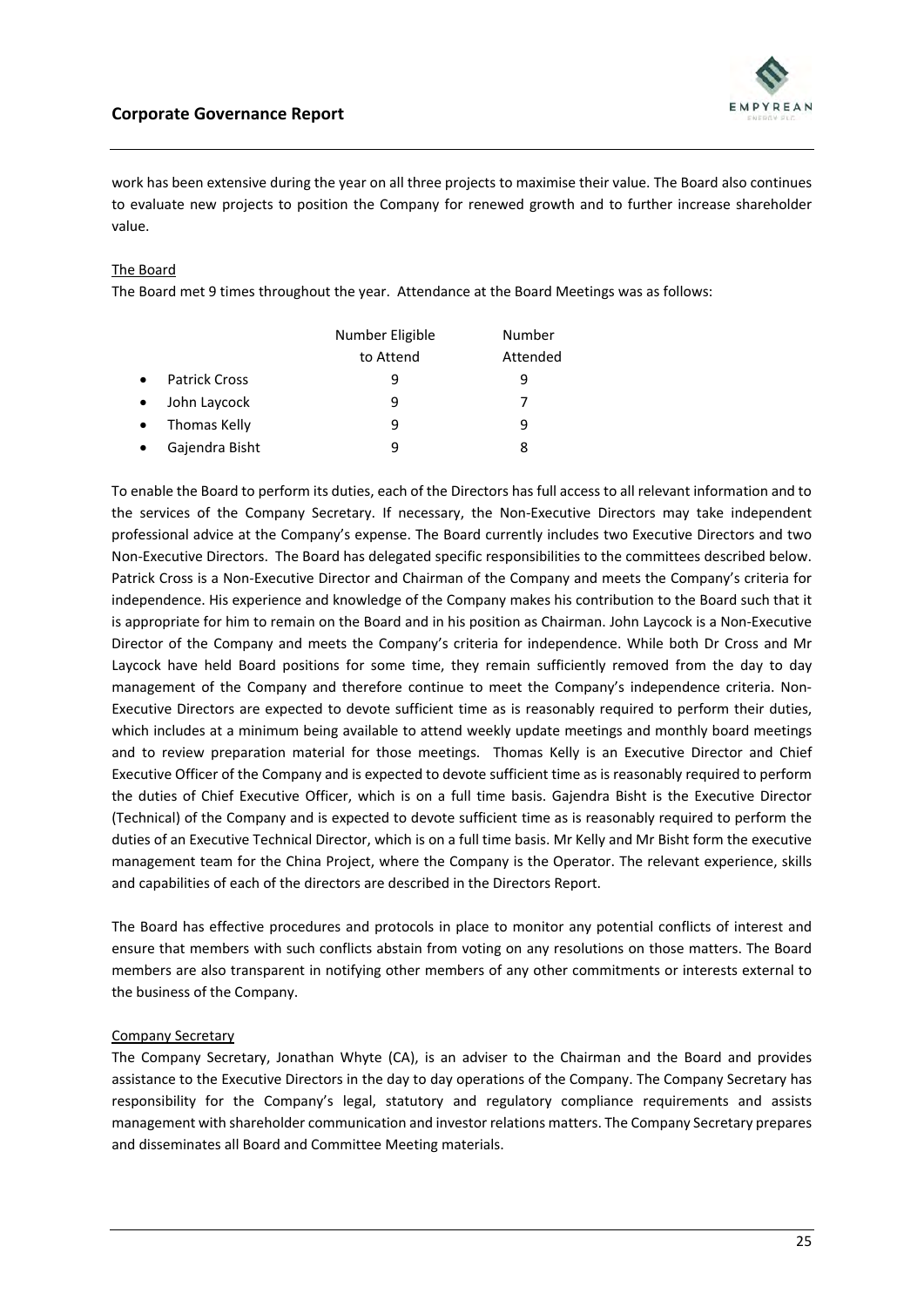work has been extensive during the year on all three projects to maximise their value. The Board also continues to evaluate new projects to position the Company for renewed growth and to further increase shareholder value.

## The Board

The Board met 9 times throughout the year. Attendance at the Board Meetings was as follows:

| | Number Eligible to Attend | Number Attended |
|---|---|---|
| • Patrick Cross | 9 | 9 |
| • John Laycock | 9 | 7 |
| • Thomas Kelly | 9 | 9 |
| • Gajendra Bisht | 9 | 8 |

To enable the Board to perform its duties, each of the Directors has full access to all relevant information and to the services of the Company Secretary. If necessary, the Non-Executive Directors may take independent professional advice at the Company's expense. The Board currently includes two Executive Directors and two Non-Executive Directors. The Board has delegated specific responsibilities to the committees described below. Patrick Cross is a Non-Executive Director and Chairman of the Company and meets the Company's criteria for independence. His experience and knowledge of the Company makes his contribution to the Board such that it is appropriate for him to remain on the Board and in his position as Chairman. John Laycock is a Non-Executive Director of the Company and meets the Company's criteria for independence. While both Dr Cross and Mr Laycock have held Board positions for some time, they remain sufficiently removed from the day to day management of the Company and therefore continue to meet the Company's independence criteria. Non-Executive Directors are expected to devote sufficient time as is reasonably required to perform their duties, which includes at a minimum being available to attend weekly update meetings and monthly board meetings and to review preparation material for those meetings. Thomas Kelly is an Executive Director and Chief Executive Officer of the Company and is expected to devote sufficient time as is reasonably required to perform the duties of Chief Executive Officer, which is on a full time basis. Gajendra Bisht is the Executive Director (Technical) of the Company and is expected to devote sufficient time as is reasonably required to perform the duties of an Executive Technical Director, which is on a full time basis. Mr Kelly and Mr Bisht form the executive management team for the China Project, where the Company is the Operator. The relevant experience, skills and capabilities of each of the directors are described in the Directors Report.

The Board has effective procedures and protocols in place to monitor any potential conflicts of interest and ensure that members with such conflicts abstain from voting on any resolutions on those matters. The Board members are also transparent in notifying other members of any other commitments or interests external to the business of the Company.

## Company Secretary

The Company Secretary, Jonathan Whyte (CA), is an adviser to the Chairman and the Board and provides assistance to the Executive Directors in the day to day operations of the Company. The Company Secretary has responsibility for the Company's legal, statutory and regulatory compliance requirements and assists management with shareholder communication and investor relations matters. The Company Secretary prepares and disseminates all Board and Committee Meeting materials.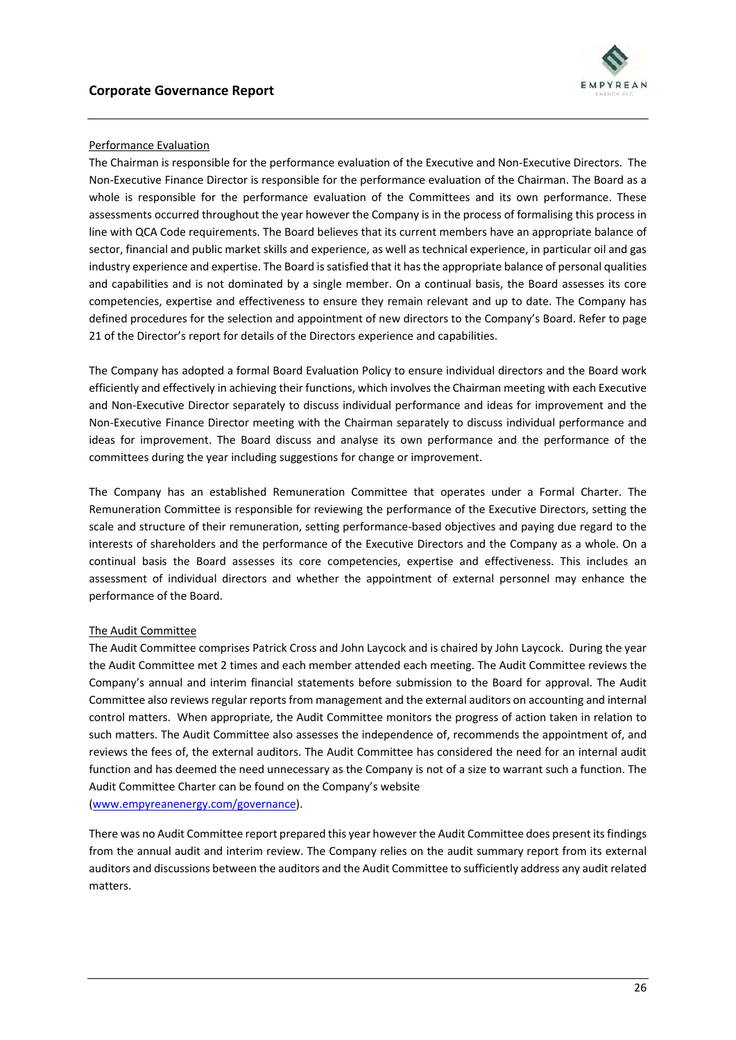Performance Evaluation

The Chairman is responsible for the performance evaluation of the Executive and Non-Executive Directors. The Non-Executive Finance Director is responsible for the performance evaluation of the Chairman. The Board as a whole is responsible for the performance evaluation of the Committees and its own performance. These assessments occurred throughout the year however the Company is in the process of formalising this process in line with QCA Code requirements. The Board believes that its current members have an appropriate balance of sector, financial and public market skills and experience, as well as technical experience, in particular oil and gas industry experience and expertise. The Board is satisfied that it has the appropriate balance of personal qualities and capabilities and is not dominated by a single member. On a continual basis, the Board assesses its core competencies, expertise and effectiveness to ensure they remain relevant and up to date. The Company has defined procedures for the selection and appointment of new directors to the Company's Board. Refer to page 21 of the Director's report for details of the Directors experience and capabilities.

The Company has adopted a formal Board Evaluation Policy to ensure individual directors and the Board work efficiently and effectively in achieving their functions, which involves the Chairman meeting with each Executive and Non-Executive Director separately to discuss individual performance and ideas for improvement and the Non-Executive Finance Director meeting with the Chairman separately to discuss individual performance and ideas for improvement. The Board discuss and analyse its own performance and the performance of the committees during the year including suggestions for change or improvement.

The Company has an established Remuneration Committee that operates under a Formal Charter. The Remuneration Committee is responsible for reviewing the performance of the Executive Directors, setting the scale and structure of their remuneration, setting performance-based objectives and paying due regard to the interests of shareholders and the performance of the Executive Directors and the Company as a whole. On a continual basis the Board assesses its core competencies, expertise and effectiveness. This includes an assessment of individual directors and whether the appointment of external personnel may enhance the performance of the Board.

The Audit Committee

The Audit Committee comprises Patrick Cross and John Laycock and is chaired by John Laycock. During the year the Audit Committee met 2 times and each member attended each meeting. The Audit Committee reviews the Company's annual and interim financial statements before submission to the Board for approval. The Audit Committee also reviews regular reports from management and the external auditors on accounting and internal control matters. When appropriate, the Audit Committee monitors the progress of action taken in relation to such matters. The Audit Committee also assesses the independence of, recommends the appointment of, and reviews the fees of, the external auditors. The Audit Committee has considered the need for an internal audit function and has deemed the need unnecessary as the Company is not of a size to warrant such a function. The Audit Committee Charter can be found on the Company's website (www.empyreanenergy.com/governance).

There was no Audit Committee report prepared this year however the Audit Committee does present its findings from the annual audit and interim review. The Company relies on the audit summary report from its external auditors and discussions between the auditors and the Audit Committee to sufficiently address any audit related matters.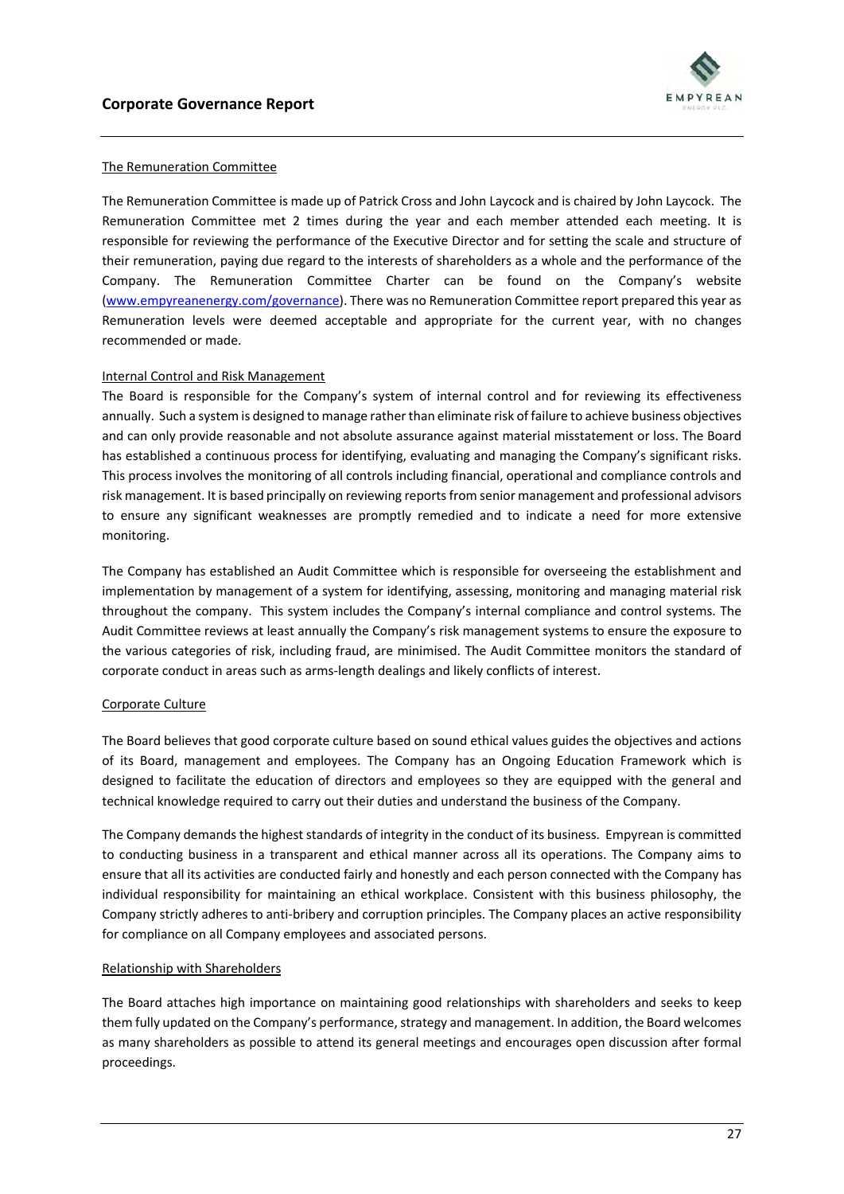### The Remuneration Committee

The Remuneration Committee is made up of Patrick Cross and John Laycock and is chaired by John Laycock. The Remuneration Committee met 2 times during the year and each member attended each meeting. It is responsible for reviewing the performance of the Executive Director and for setting the scale and structure of their remuneration, paying due regard to the interests of shareholders as a whole and the performance of the Company. The Remuneration Committee Charter can be found on the Company's website (www.empyreanenergy.com/governance). There was no Remuneration Committee report prepared this year as Remuneration levels were deemed acceptable and appropriate for the current year, with no changes recommended or made.

### Internal Control and Risk Management

The Board is responsible for the Company's system of internal control and for reviewing its effectiveness annually. Such a system is designed to manage rather than eliminate risk of failure to achieve business objectives and can only provide reasonable and not absolute assurance against material misstatement or loss. The Board has established a continuous process for identifying, evaluating and managing the Company's significant risks. This process involves the monitoring of all controls including financial, operational and compliance controls and risk management. It is based principally on reviewing reports from senior management and professional advisors to ensure any significant weaknesses are promptly remedied and to indicate a need for more extensive monitoring.

The Company has established an Audit Committee which is responsible for overseeing the establishment and implementation by management of a system for identifying, assessing, monitoring and managing material risk throughout the company. This system includes the Company's internal compliance and control systems. The Audit Committee reviews at least annually the Company's risk management systems to ensure the exposure to the various categories of risk, including fraud, are minimised. The Audit Committee monitors the standard of corporate conduct in areas such as arms-length dealings and likely conflicts of interest.

### Corporate Culture

The Board believes that good corporate culture based on sound ethical values guides the objectives and actions of its Board, management and employees. The Company has an Ongoing Education Framework which is designed to facilitate the education of directors and employees so they are equipped with the general and technical knowledge required to carry out their duties and understand the business of the Company.

The Company demands the highest standards of integrity in the conduct of its business. Empyrean is committed to conducting business in a transparent and ethical manner across all its operations. The Company aims to ensure that all its activities are conducted fairly and honestly and each person connected with the Company has individual responsibility for maintaining an ethical workplace. Consistent with this business philosophy, the Company strictly adheres to anti-bribery and corruption principles. The Company places an active responsibility for compliance on all Company employees and associated persons.

### Relationship with Shareholders

The Board attaches high importance on maintaining good relationships with shareholders and seeks to keep them fully updated on the Company's performance, strategy and management. In addition, the Board welcomes as many shareholders as possible to attend its general meetings and encourages open discussion after formal proceedings.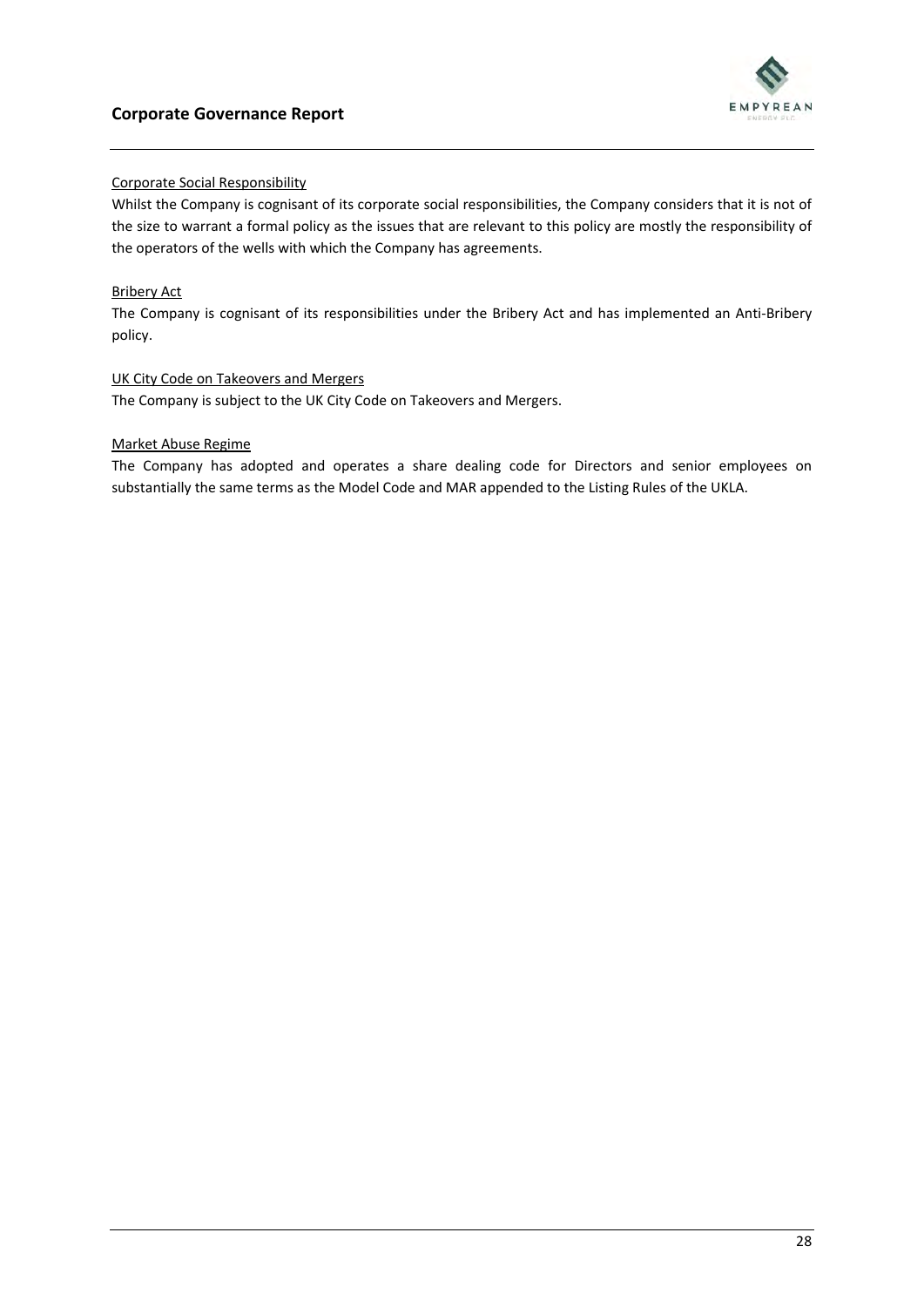Corporate Social Responsibility

Whilst the Company is cognisant of its corporate social responsibilities, the Company considers that it is not of the size to warrant a formal policy as the issues that are relevant to this policy are mostly the responsibility of the operators of the wells with which the Company has agreements.

Bribery Act

The Company is cognisant of its responsibilities under the Bribery Act and has implemented an Anti-Bribery policy.

UK City Code on Takeovers and Mergers

The Company is subject to the UK City Code on Takeovers and Mergers.

Market Abuse Regime

The Company has adopted and operates a share dealing code for Directors and senior employees on substantially the same terms as the Model Code and MAR appended to the Listing Rules of the UKLA.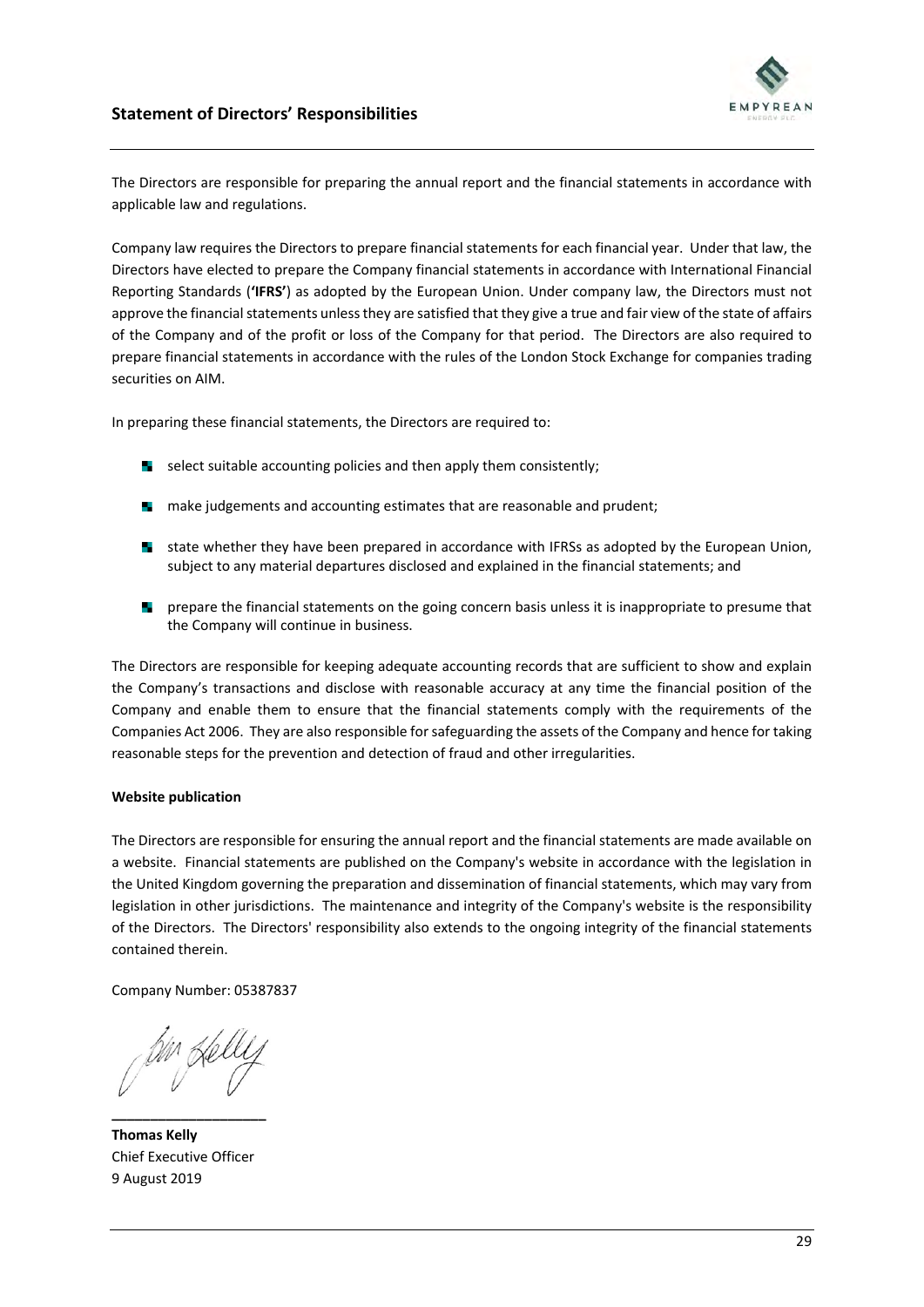## Statement of Directors' Responsibilities

The Directors are responsible for preparing the annual report and the financial statements in accordance with applicable law and regulations.

Company law requires the Directors to prepare financial statements for each financial year. Under that law, the Directors have elected to prepare the Company financial statements in accordance with International Financial Reporting Standards (**'IFRS'**) as adopted by the European Union. Under company law, the Directors must not approve the financial statements unless they are satisfied that they give a true and fair view of the state of affairs of the Company and of the profit or loss of the Company for that period. The Directors are also required to prepare financial statements in accordance with the rules of the London Stock Exchange for companies trading securities on AIM.

In preparing these financial statements, the Directors are required to:

- select suitable accounting policies and then apply them consistently;
- make judgements and accounting estimates that are reasonable and prudent;
- state whether they have been prepared in accordance with IFRSs as adopted by the European Union, subject to any material departures disclosed and explained in the financial statements; and
- prepare the financial statements on the going concern basis unless it is inappropriate to presume that the Company will continue in business.

The Directors are responsible for keeping adequate accounting records that are sufficient to show and explain the Company's transactions and disclose with reasonable accuracy at any time the financial position of the Company and enable them to ensure that the financial statements comply with the requirements of the Companies Act 2006. They are also responsible for safeguarding the assets of the Company and hence for taking reasonable steps for the prevention and detection of fraud and other irregularities.

**Website publication**

The Directors are responsible for ensuring the annual report and the financial statements are made available on a website. Financial statements are published on the Company's website in accordance with the legislation in the United Kingdom governing the preparation and dissemination of financial statements, which may vary from legislation in other jurisdictions. The maintenance and integrity of the Company's website is the responsibility of the Directors. The Directors' responsibility also extends to the ongoing integrity of the financial statements contained therein.

Company Number: 05387837

\_\_\_\_\_\_\_\_\_\_\_\_\_\_\_\_\_\_\_\_

**Thomas Kelly**
Chief Executive Officer
9 August 2019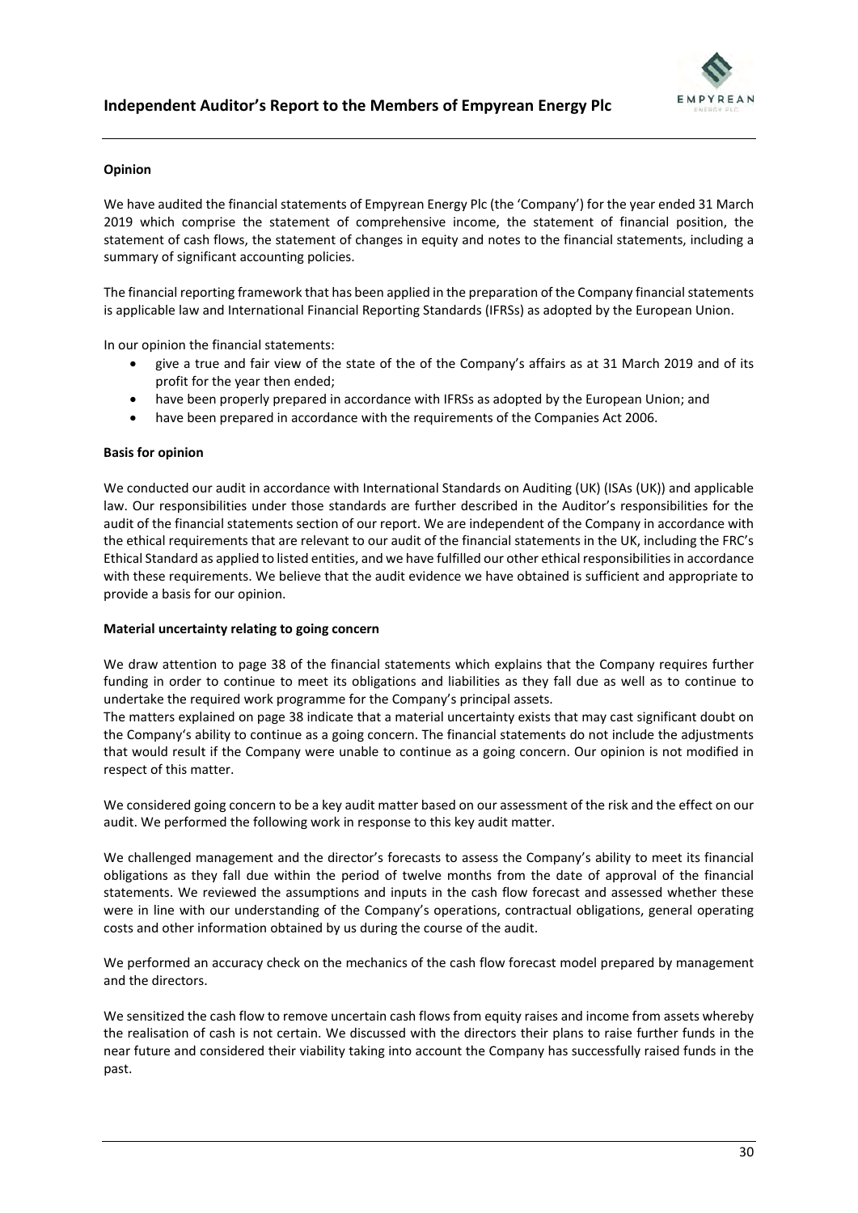# Independent Auditor's Report to the Members of Empyrean Energy Plc

**Opinion**

We have audited the financial statements of Empyrean Energy Plc (the 'Company') for the year ended 31 March 2019 which comprise the statement of comprehensive income, the statement of financial position, the statement of cash flows, the statement of changes in equity and notes to the financial statements, including a summary of significant accounting policies.

The financial reporting framework that has been applied in the preparation of the Company financial statements is applicable law and International Financial Reporting Standards (IFRSs) as adopted by the European Union.

In our opinion the financial statements:

- give a true and fair view of the state of the of the Company's affairs as at 31 March 2019 and of its profit for the year then ended;
- have been properly prepared in accordance with IFRSs as adopted by the European Union; and
- have been prepared in accordance with the requirements of the Companies Act 2006.

**Basis for opinion**

We conducted our audit in accordance with International Standards on Auditing (UK) (ISAs (UK)) and applicable law. Our responsibilities under those standards are further described in the Auditor's responsibilities for the audit of the financial statements section of our report. We are independent of the Company in accordance with the ethical requirements that are relevant to our audit of the financial statements in the UK, including the FRC's Ethical Standard as applied to listed entities, and we have fulfilled our other ethical responsibilities in accordance with these requirements. We believe that the audit evidence we have obtained is sufficient and appropriate to provide a basis for our opinion.

**Material uncertainty relating to going concern**

We draw attention to page 38 of the financial statements which explains that the Company requires further funding in order to continue to meet its obligations and liabilities as they fall due as well as to continue to undertake the required work programme for the Company's principal assets.
The matters explained on page 38 indicate that a material uncertainty exists that may cast significant doubt on the Company's ability to continue as a going concern. The financial statements do not include the adjustments that would result if the Company were unable to continue as a going concern. Our opinion is not modified in respect of this matter.

We considered going concern to be a key audit matter based on our assessment of the risk and the effect on our audit. We performed the following work in response to this key audit matter.

We challenged management and the director's forecasts to assess the Company's ability to meet its financial obligations as they fall due within the period of twelve months from the date of approval of the financial statements. We reviewed the assumptions and inputs in the cash flow forecast and assessed whether these were in line with our understanding of the Company's operations, contractual obligations, general operating costs and other information obtained by us during the course of the audit.

We performed an accuracy check on the mechanics of the cash flow forecast model prepared by management and the directors.

We sensitized the cash flow to remove uncertain cash flows from equity raises and income from assets whereby the realisation of cash is not certain. We discussed with the directors their plans to raise further funds in the near future and considered their viability taking into account the Company has successfully raised funds in the past.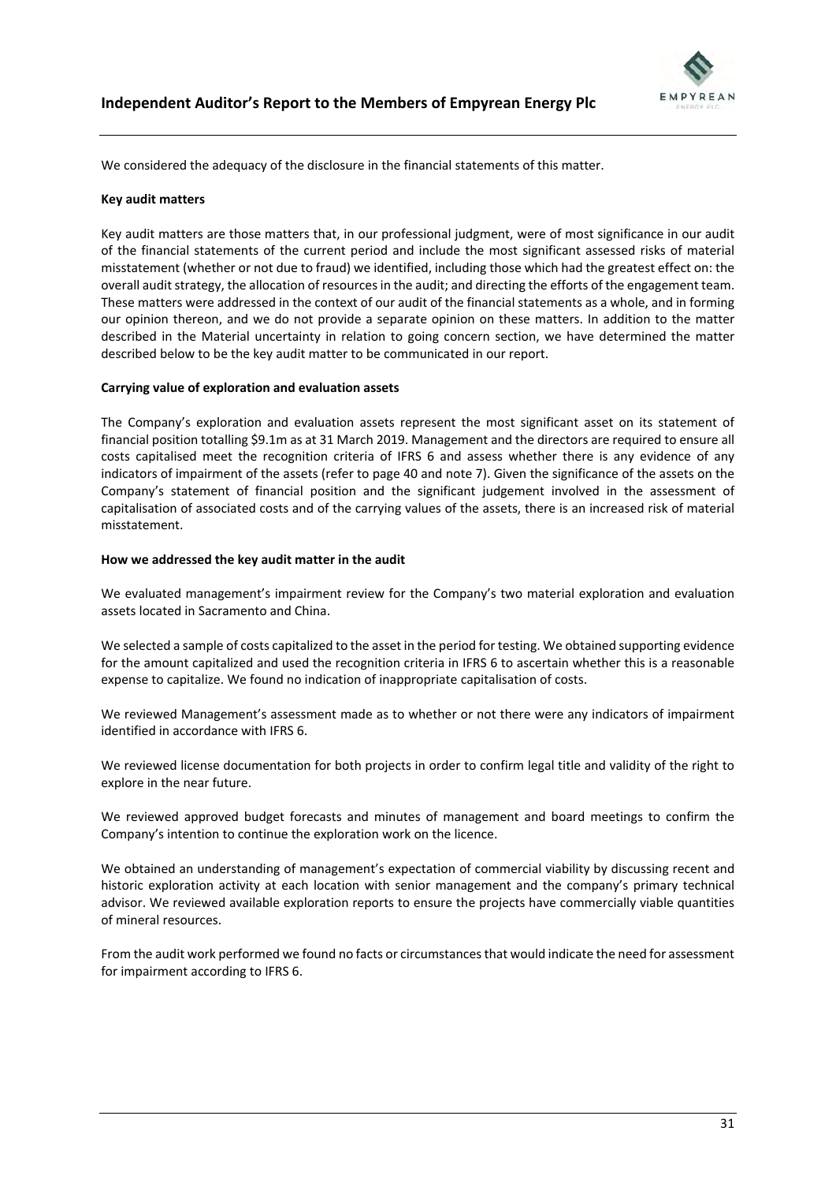We considered the adequacy of the disclosure in the financial statements of this matter.

**Key audit matters**

Key audit matters are those matters that, in our professional judgment, were of most significance in our audit of the financial statements of the current period and include the most significant assessed risks of material misstatement (whether or not due to fraud) we identified, including those which had the greatest effect on: the overall audit strategy, the allocation of resources in the audit; and directing the efforts of the engagement team. These matters were addressed in the context of our audit of the financial statements as a whole, and in forming our opinion thereon, and we do not provide a separate opinion on these matters. In addition to the matter described in the Material uncertainty in relation to going concern section, we have determined the matter described below to be the key audit matter to be communicated in our report.

**Carrying value of exploration and evaluation assets**

The Company's exploration and evaluation assets represent the most significant asset on its statement of financial position totalling \$9.1m as at 31 March 2019. Management and the directors are required to ensure all costs capitalised meet the recognition criteria of IFRS 6 and assess whether there is any evidence of any indicators of impairment of the assets (refer to page 40 and note 7). Given the significance of the assets on the Company's statement of financial position and the significant judgement involved in the assessment of capitalisation of associated costs and of the carrying values of the assets, there is an increased risk of material misstatement.

**How we addressed the key audit matter in the audit**

We evaluated management's impairment review for the Company's two material exploration and evaluation assets located in Sacramento and China.

We selected a sample of costs capitalized to the asset in the period for testing. We obtained supporting evidence for the amount capitalized and used the recognition criteria in IFRS 6 to ascertain whether this is a reasonable expense to capitalize. We found no indication of inappropriate capitalisation of costs.

We reviewed Management's assessment made as to whether or not there were any indicators of impairment identified in accordance with IFRS 6.

We reviewed license documentation for both projects in order to confirm legal title and validity of the right to explore in the near future.

We reviewed approved budget forecasts and minutes of management and board meetings to confirm the Company's intention to continue the exploration work on the licence.

We obtained an understanding of management's expectation of commercial viability by discussing recent and historic exploration activity at each location with senior management and the company's primary technical advisor. We reviewed available exploration reports to ensure the projects have commercially viable quantities of mineral resources.

From the audit work performed we found no facts or circumstances that would indicate the need for assessment for impairment according to IFRS 6.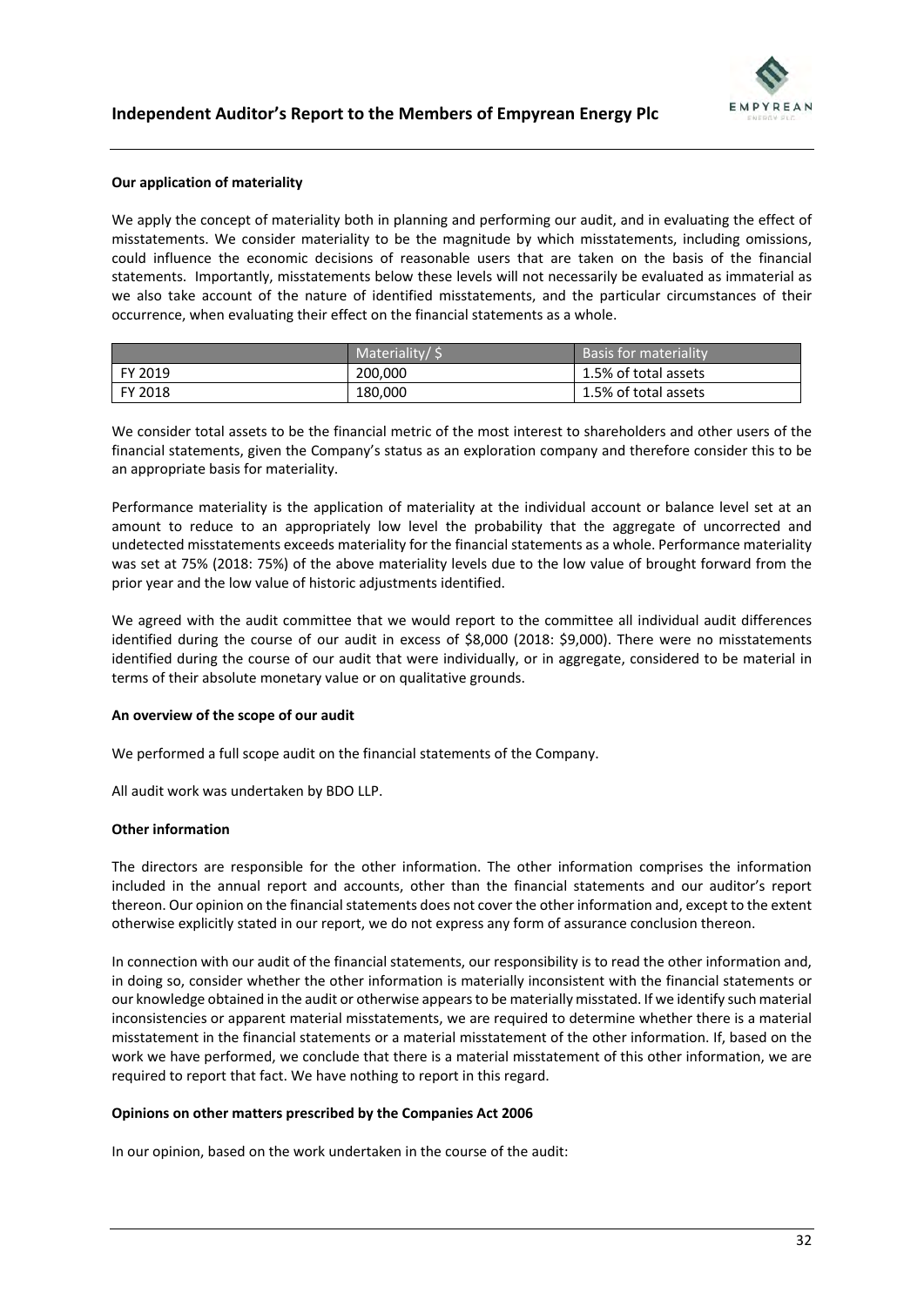**Our application of materiality**

We apply the concept of materiality both in planning and performing our audit, and in evaluating the effect of misstatements. We consider materiality to be the magnitude by which misstatements, including omissions, could influence the economic decisions of reasonable users that are taken on the basis of the financial statements. Importantly, misstatements below these levels will not necessarily be evaluated as immaterial as we also take account of the nature of identified misstatements, and the particular circumstances of their occurrence, when evaluating their effect on the financial statements as a whole.

| | Materiality/ $ | Basis for materiality |
|---|---|---|
| FY 2019 | 200,000 | 1.5% of total assets |
| FY 2018 | 180,000 | 1.5% of total assets |

We consider total assets to be the financial metric of the most interest to shareholders and other users of the financial statements, given the Company's status as an exploration company and therefore consider this to be an appropriate basis for materiality.

Performance materiality is the application of materiality at the individual account or balance level set at an amount to reduce to an appropriately low level the probability that the aggregate of uncorrected and undetected misstatements exceeds materiality for the financial statements as a whole. Performance materiality was set at 75% (2018: 75%) of the above materiality levels due to the low value of brought forward from the prior year and the low value of historic adjustments identified.

We agreed with the audit committee that we would report to the committee all individual audit differences identified during the course of our audit in excess of $8,000 (2018: $9,000). There were no misstatements identified during the course of our audit that were individually, or in aggregate, considered to be material in terms of their absolute monetary value or on qualitative grounds.

**An overview of the scope of our audit**

We performed a full scope audit on the financial statements of the Company.

All audit work was undertaken by BDO LLP.

**Other information**

The directors are responsible for the other information. The other information comprises the information included in the annual report and accounts, other than the financial statements and our auditor's report thereon. Our opinion on the financial statements does not cover the other information and, except to the extent otherwise explicitly stated in our report, we do not express any form of assurance conclusion thereon.

In connection with our audit of the financial statements, our responsibility is to read the other information and, in doing so, consider whether the other information is materially inconsistent with the financial statements or our knowledge obtained in the audit or otherwise appears to be materially misstated. If we identify such material inconsistencies or apparent material misstatements, we are required to determine whether there is a material misstatement in the financial statements or a material misstatement of the other information. If, based on the work we have performed, we conclude that there is a material misstatement of this other information, we are required to report that fact. We have nothing to report in this regard.

**Opinions on other matters prescribed by the Companies Act 2006**

In our opinion, based on the work undertaken in the course of the audit: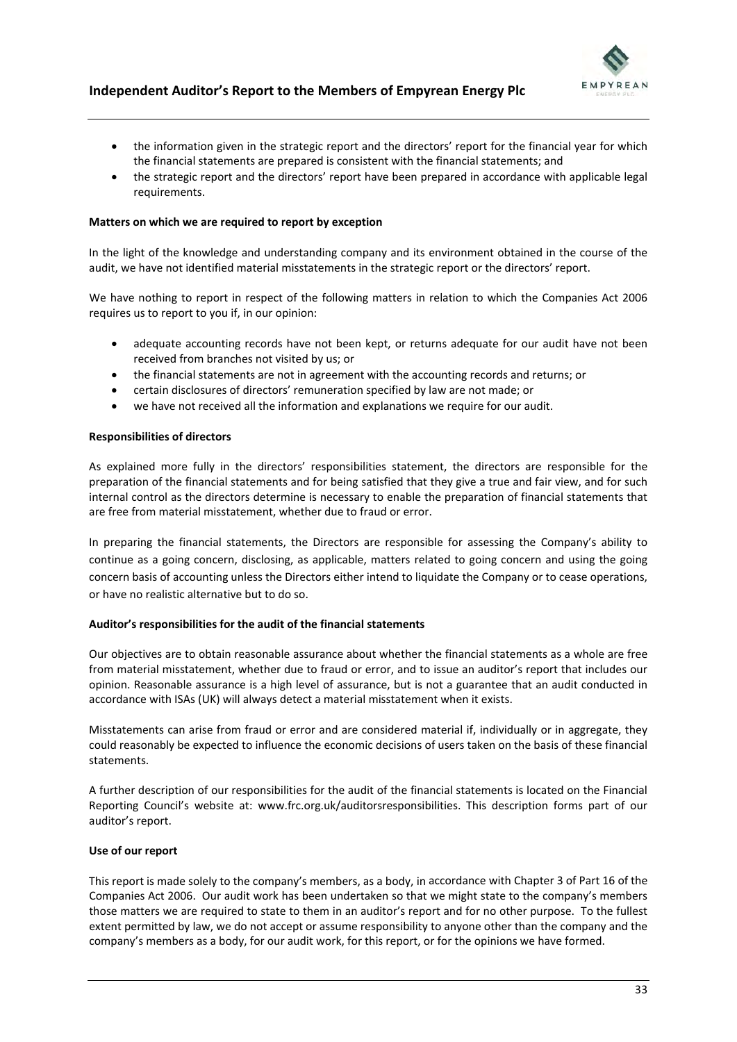- the information given in the strategic report and the directors' report for the financial year for which the financial statements are prepared is consistent with the financial statements; and
- the strategic report and the directors' report have been prepared in accordance with applicable legal requirements.

**Matters on which we are required to report by exception**

In the light of the knowledge and understanding company and its environment obtained in the course of the audit, we have not identified material misstatements in the strategic report or the directors' report.

We have nothing to report in respect of the following matters in relation to which the Companies Act 2006 requires us to report to you if, in our opinion:

- adequate accounting records have not been kept, or returns adequate for our audit have not been received from branches not visited by us; or
- the financial statements are not in agreement with the accounting records and returns; or
- certain disclosures of directors' remuneration specified by law are not made; or
- we have not received all the information and explanations we require for our audit.

**Responsibilities of directors**

As explained more fully in the directors' responsibilities statement, the directors are responsible for the preparation of the financial statements and for being satisfied that they give a true and fair view, and for such internal control as the directors determine is necessary to enable the preparation of financial statements that are free from material misstatement, whether due to fraud or error.

In preparing the financial statements, the Directors are responsible for assessing the Company's ability to continue as a going concern, disclosing, as applicable, matters related to going concern and using the going concern basis of accounting unless the Directors either intend to liquidate the Company or to cease operations, or have no realistic alternative but to do so.

**Auditor's responsibilities for the audit of the financial statements**

Our objectives are to obtain reasonable assurance about whether the financial statements as a whole are free from material misstatement, whether due to fraud or error, and to issue an auditor's report that includes our opinion. Reasonable assurance is a high level of assurance, but is not a guarantee that an audit conducted in accordance with ISAs (UK) will always detect a material misstatement when it exists.

Misstatements can arise from fraud or error and are considered material if, individually or in aggregate, they could reasonably be expected to influence the economic decisions of users taken on the basis of these financial statements.

A further description of our responsibilities for the audit of the financial statements is located on the Financial Reporting Council's website at: www.frc.org.uk/auditorsresponsibilities. This description forms part of our auditor's report.

**Use of our report**

This report is made solely to the company's members, as a body, in accordance with Chapter 3 of Part 16 of the Companies Act 2006. Our audit work has been undertaken so that we might state to the company's members those matters we are required to state to them in an auditor's report and for no other purpose. To the fullest extent permitted by law, we do not accept or assume responsibility to anyone other than the company and the company's members as a body, for our audit work, for this report, or for the opinions we have formed.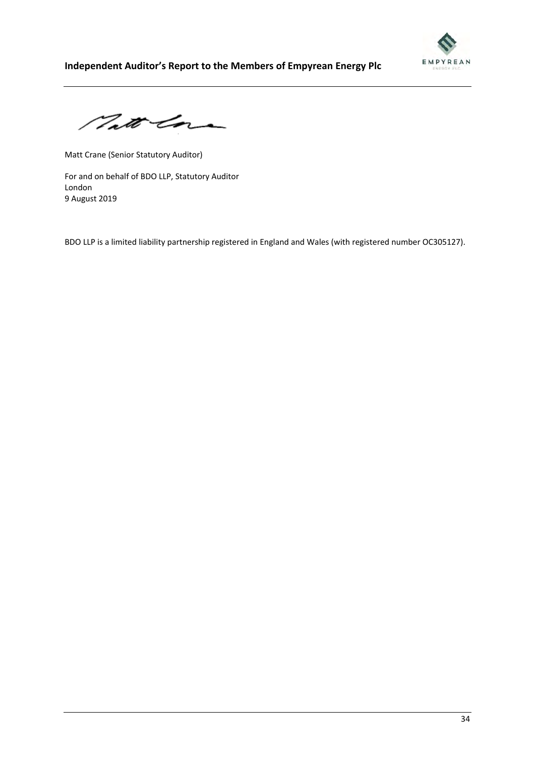Matt Crane (Senior Statutory Auditor)

For and on behalf of BDO LLP, Statutory Auditor
London
9 August 2019

BDO LLP is a limited liability partnership registered in England and Wales (with registered number OC305127).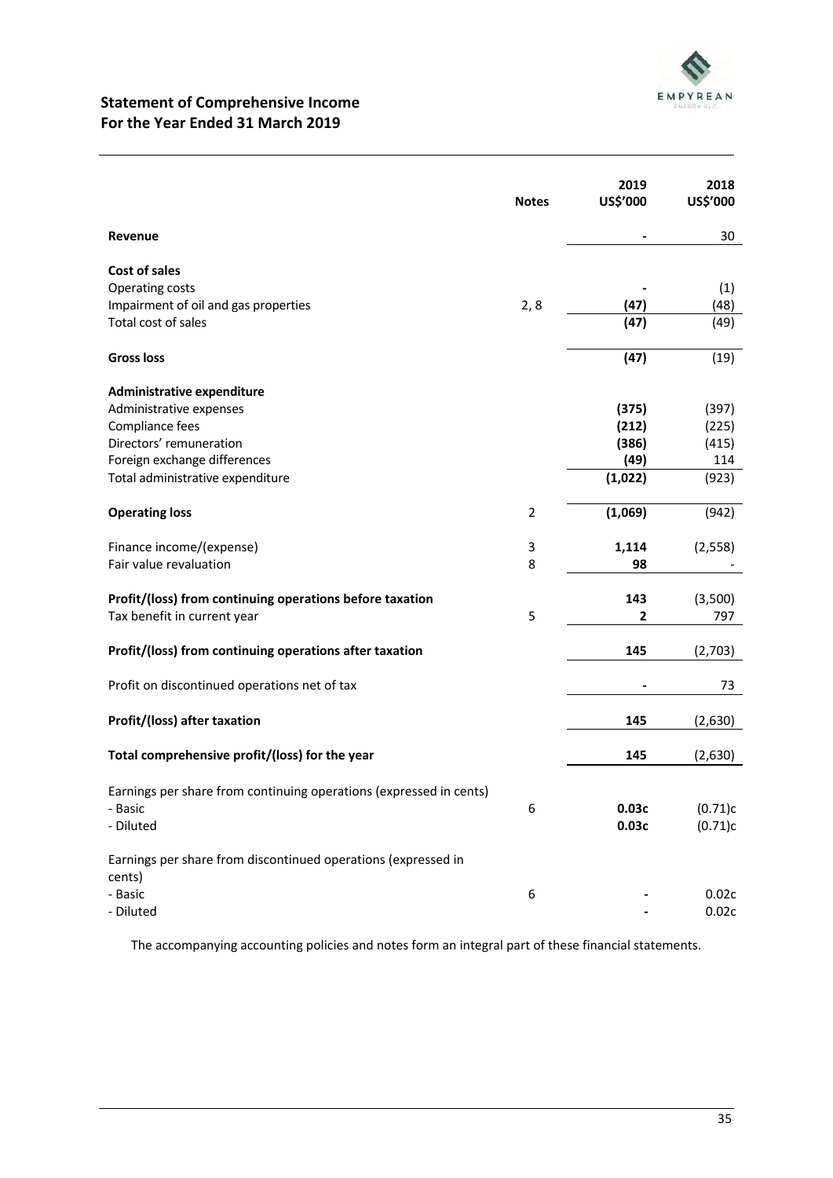# Statement of Comprehensive Income
## For the Year Ended 31 March 2019

| | Notes | 2019 US$'000 | 2018 US$'000 |
|---|---|---|---|
| **Revenue** | | **-** | 30 |
| | | | |
| **Cost of sales** | | | |
| Operating costs | | **-** | (1) |
| Impairment of oil and gas properties | 2, 8 | **(47)** | (48) |
| Total cost of sales | | **(47)** | (49) |
| | | | |
| **Gross loss** | | **(47)** | (19) |
| | | | |
| **Administrative expenditure** | | | |
| Administrative expenses | | **(375)** | (397) |
| Compliance fees | | **(212)** | (225) |
| Directors' remuneration | | **(386)** | (415) |
| Foreign exchange differences | | **(49)** | 114 |
| Total administrative expenditure | | **(1,022)** | (923) |
| | | | |
| **Operating loss** | 2 | **(1,069)** | (942) |
| | | | |
| Finance income/(expense) | 3 | **1,114** | (2,558) |
| Fair value revaluation | 8 | **98** | - |
| | | | |
| **Profit/(loss) from continuing operations before taxation** | | **143** | (3,500) |
| Tax benefit in current year | 5 | **2** | 797 |
| | | | |
| **Profit/(loss) from continuing operations after taxation** | | **145** | (2,703) |
| | | | |
| Profit on discontinued operations net of tax | | **-** | 73 |
| | | | |
| **Profit/(loss) after taxation** | | **145** | (2,630) |
| | | | |
| **Total comprehensive profit/(loss) for the year** | | **145** | (2,630) |
| | | | |
| Earnings per share from continuing operations (expressed in cents) | | | |
| - Basic | 6 | **0.03c** | (0.71)c |
| - Diluted | | **0.03c** | (0.71)c |
| | | | |
| Earnings per share from discontinued operations (expressed in cents) | | | |
| - Basic | 6 | **-** | 0.02c |
| - Diluted | | **-** | 0.02c |

The accompanying accounting policies and notes form an integral part of these financial statements.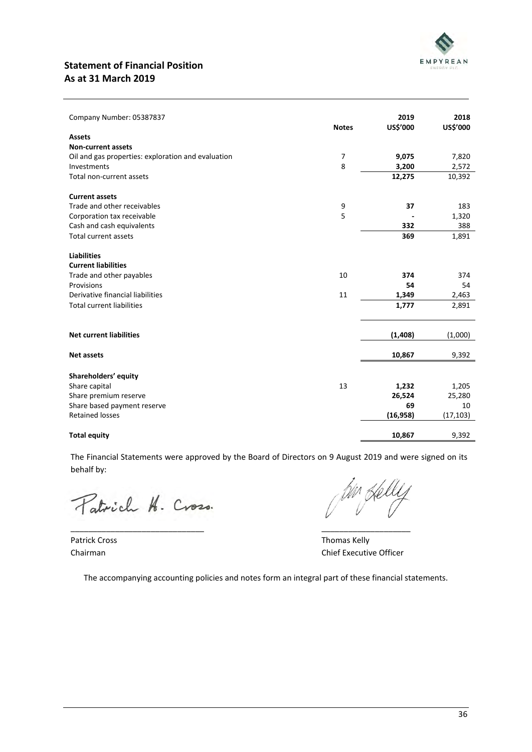## Statement of Financial Position
## As at 31 March 2019

| Company Number: 05387837 | Notes | 2019 US$'000 | 2018 US$'000 |
|---|---|---|---|
| **Assets** | | | |
| **Non-current assets** | | | |
| Oil and gas properties: exploration and evaluation | 7 | **9,075** | 7,820 |
| Investments | 8 | **3,200** | 2,572 |
| Total non-current assets | | **12,275** | 10,392 |
| | | | |
| **Current assets** | | | |
| Trade and other receivables | 9 | **37** | 183 |
| Corporation tax receivable | 5 | **-** | 1,320 |
| Cash and cash equivalents | | **332** | 388 |
| Total current assets | | **369** | 1,891 |
| | | | |
| **Liabilities** | | | |
| **Current liabilities** | | | |
| Trade and other payables | 10 | **374** | 374 |
| Provisions | | **54** | 54 |
| Derivative financial liabilities | 11 | **1,349** | 2,463 |
| Total current liabilities | | **1,777** | 2,891 |
| | | | |
| **Net current liabilities** | | **(1,408)** | (1,000) |
| | | | |
| **Net assets** | | **10,867** | 9,392 |
| | | | |
| **Shareholders' equity** | | | |
| Share capital | 13 | **1,232** | 1,205 |
| Share premium reserve | | **26,524** | 25,280 |
| Share based payment reserve | | **69** | 10 |
| Retained losses | | **(16,958)** | (17,103) |
| | | | |
| **Total equity** | | **10,867** | 9,392 |

The Financial Statements were approved by the Board of Directors on 9 August 2019 and were signed on its behalf by:

Patrick Cross
Chairman

Thomas Kelly
Chief Executive Officer

The accompanying accounting policies and notes form an integral part of these financial statements.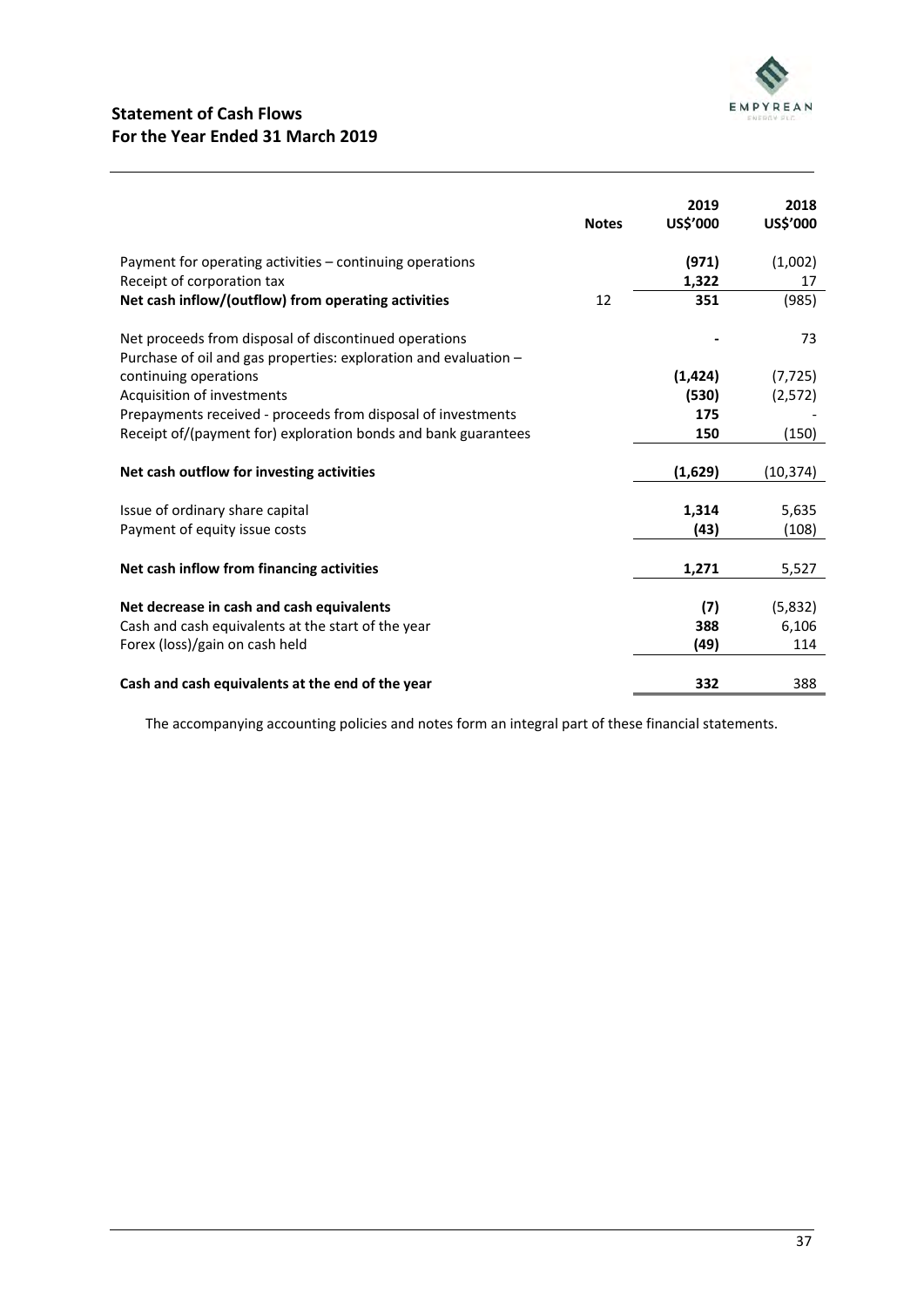## Statement of Cash Flows
## For the Year Ended 31 March 2019

| | Notes | 2019 US$'000 | 2018 US$'000 |
|---|---|---|---|
| Payment for operating activities – continuing operations | | **(971)** | (1,002) |
| Receipt of corporation tax | | **1,322** | 17 |
| **Net cash inflow/(outflow) from operating activities** | 12 | **351** | (985) |
| | | | |
| Net proceeds from disposal of discontinued operations | | **-** | 73 |
| Purchase of oil and gas properties: exploration and evaluation – continuing operations | | **(1,424)** | (7,725) |
| Acquisition of investments | | **(530)** | (2,572) |
| Prepayments received - proceeds from disposal of investments | | **175** | - |
| Receipt of/(payment for) exploration bonds and bank guarantees | | **150** | (150) |
| | | | |
| **Net cash outflow for investing activities** | | **(1,629)** | (10,374) |
| | | | |
| Issue of ordinary share capital | | **1,314** | 5,635 |
| Payment of equity issue costs | | **(43)** | (108) |
| | | | |
| **Net cash inflow from financing activities** | | **1,271** | 5,527 |
| | | | |
| **Net decrease in cash and cash equivalents** | | **(7)** | (5,832) |
| Cash and cash equivalents at the start of the year | | **388** | 6,106 |
| Forex (loss)/gain on cash held | | **(49)** | 114 |
| | | | |
| **Cash and cash equivalents at the end of the year** | | **332** | 388 |

The accompanying accounting policies and notes form an integral part of these financial statements.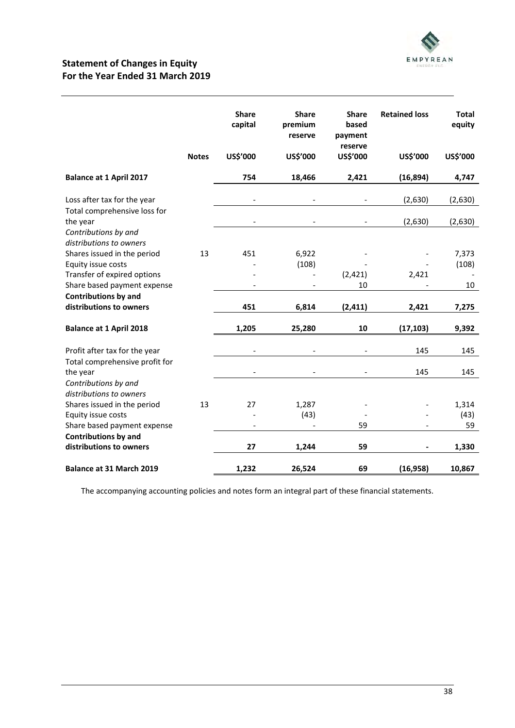## Statement of Changes in Equity
## For the Year Ended 31 March 2019

| | Notes | Share capital | Share premium reserve | Share based payment reserve | Retained loss | Total equity |
|---|---|---|---|---|---|---|
| | | US$'000 | US$'000 | US$'000 | US$'000 | US$'000 |
| **Balance at 1 April 2017** | | **754** | **18,466** | **2,421** | **(16,894)** | **4,747** |
| Loss after tax for the year | | - | - | - | (2,630) | (2,630) |
| Total comprehensive loss for the year | | - | - | - | (2,630) | (2,630) |
| *Contributions by and distributions to owners* | | | | | | |
| Shares issued in the period | 13 | 451 | 6,922 | - | - | 7,373 |
| Equity issue costs | | - | (108) | - | - | (108) |
| Transfer of expired options | | - | - | (2,421) | 2,421 | - |
| Share based payment expense | | - | - | 10 | - | 10 |
| **Contributions by and distributions to owners** | | **451** | **6,814** | **(2,411)** | **2,421** | **7,275** |
| **Balance at 1 April 2018** | | **1,205** | **25,280** | **10** | **(17,103)** | **9,392** |
| Profit after tax for the year | | - | - | - | 145 | 145 |
| Total comprehensive profit for the year | | - | - | - | 145 | 145 |
| *Contributions by and distributions to owners* | | | | | | |
| Shares issued in the period | 13 | 27 | 1,287 | - | - | 1,314 |
| Equity issue costs | | - | (43) | - | - | (43) |
| Share based payment expense | | - | - | 59 | - | 59 |
| **Contributions by and distributions to owners** | | **27** | **1,244** | **59** | **-** | **1,330** |
| **Balance at 31 March 2019** | | **1,232** | **26,524** | **69** | **(16,958)** | **10,867** |

The accompanying accounting policies and notes form an integral part of these financial statements.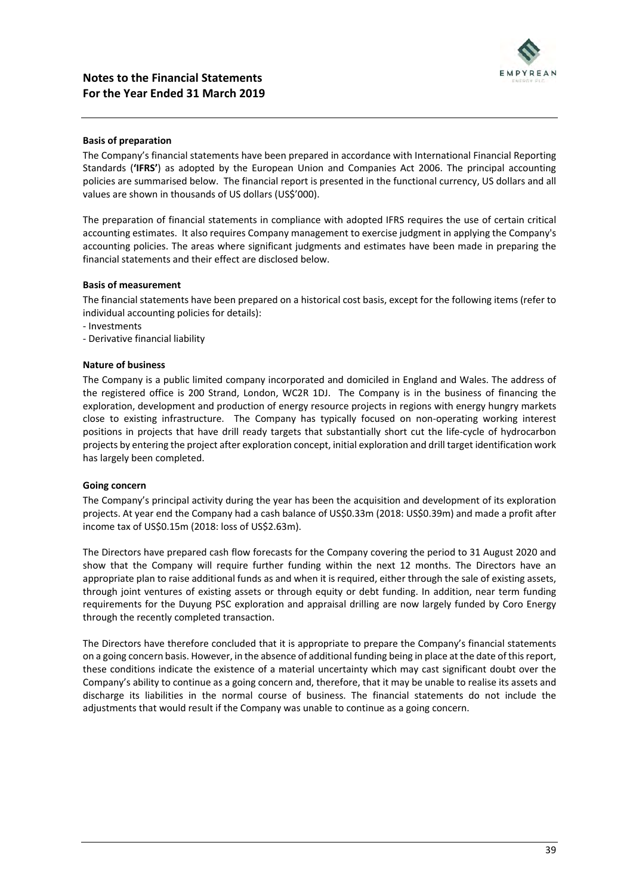## Notes to the Financial Statements
## For the Year Ended 31 March 2019

### Basis of preparation

The Company's financial statements have been prepared in accordance with International Financial Reporting Standards (**'IFRS'**) as adopted by the European Union and Companies Act 2006. The principal accounting policies are summarised below. The financial report is presented in the functional currency, US dollars and all values are shown in thousands of US dollars (US$'000).

The preparation of financial statements in compliance with adopted IFRS requires the use of certain critical accounting estimates. It also requires Company management to exercise judgment in applying the Company's accounting policies. The areas where significant judgments and estimates have been made in preparing the financial statements and their effect are disclosed below.

### Basis of measurement

The financial statements have been prepared on a historical cost basis, except for the following items (refer to individual accounting policies for details):

- Investments
- Derivative financial liability

### Nature of business

The Company is a public limited company incorporated and domiciled in England and Wales. The address of the registered office is 200 Strand, London, WC2R 1DJ. The Company is in the business of financing the exploration, development and production of energy resource projects in regions with energy hungry markets close to existing infrastructure. The Company has typically focused on non-operating working interest positions in projects that have drill ready targets that substantially short cut the life-cycle of hydrocarbon projects by entering the project after exploration concept, initial exploration and drill target identification work has largely been completed.

### Going concern

The Company's principal activity during the year has been the acquisition and development of its exploration projects. At year end the Company had a cash balance of US$0.33m (2018: US$0.39m) and made a profit after income tax of US$0.15m (2018: loss of US$2.63m).

The Directors have prepared cash flow forecasts for the Company covering the period to 31 August 2020 and show that the Company will require further funding within the next 12 months. The Directors have an appropriate plan to raise additional funds as and when it is required, either through the sale of existing assets, through joint ventures of existing assets or through equity or debt funding. In addition, near term funding requirements for the Duyung PSC exploration and appraisal drilling are now largely funded by Coro Energy through the recently completed transaction.

The Directors have therefore concluded that it is appropriate to prepare the Company's financial statements on a going concern basis. However, in the absence of additional funding being in place at the date of this report, these conditions indicate the existence of a material uncertainty which may cast significant doubt over the Company's ability to continue as a going concern and, therefore, that it may be unable to realise its assets and discharge its liabilities in the normal course of business. The financial statements do not include the adjustments that would result if the Company was unable to continue as a going concern.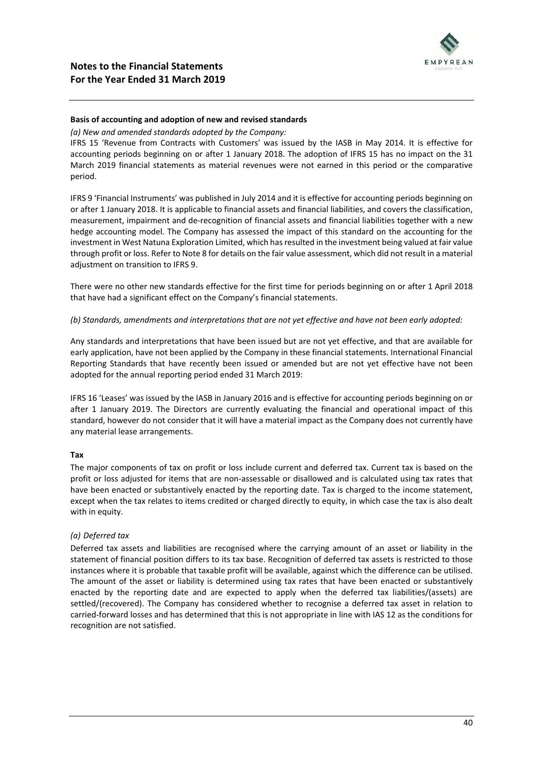**Basis of accounting and adoption of new and revised standards**

*(a) New and amended standards adopted by the Company:*

IFRS 15 'Revenue from Contracts with Customers' was issued by the IASB in May 2014. It is effective for accounting periods beginning on or after 1 January 2018. The adoption of IFRS 15 has no impact on the 31 March 2019 financial statements as material revenues were not earned in this period or the comparative period.

IFRS 9 'Financial Instruments' was published in July 2014 and it is effective for accounting periods beginning on or after 1 January 2018. It is applicable to financial assets and financial liabilities, and covers the classification, measurement, impairment and de-recognition of financial assets and financial liabilities together with a new hedge accounting model. The Company has assessed the impact of this standard on the accounting for the investment in West Natuna Exploration Limited, which has resulted in the investment being valued at fair value through profit or loss. Refer to Note 8 for details on the fair value assessment, which did not result in a material adjustment on transition to IFRS 9.

There were no other new standards effective for the first time for periods beginning on or after 1 April 2018 that have had a significant effect on the Company's financial statements.

*(b) Standards, amendments and interpretations that are not yet effective and have not been early adopted:*

Any standards and interpretations that have been issued but are not yet effective, and that are available for early application, have not been applied by the Company in these financial statements. International Financial Reporting Standards that have recently been issued or amended but are not yet effective have not been adopted for the annual reporting period ended 31 March 2019:

IFRS 16 'Leases' was issued by the IASB in January 2016 and is effective for accounting periods beginning on or after 1 January 2019. The Directors are currently evaluating the financial and operational impact of this standard, however do not consider that it will have a material impact as the Company does not currently have any material lease arrangements.

**Tax**

The major components of tax on profit or loss include current and deferred tax. Current tax is based on the profit or loss adjusted for items that are non-assessable or disallowed and is calculated using tax rates that have been enacted or substantively enacted by the reporting date. Tax is charged to the income statement, except when the tax relates to items credited or charged directly to equity, in which case the tax is also dealt with in equity.

*(a) Deferred tax*

Deferred tax assets and liabilities are recognised where the carrying amount of an asset or liability in the statement of financial position differs to its tax base. Recognition of deferred tax assets is restricted to those instances where it is probable that taxable profit will be available, against which the difference can be utilised. The amount of the asset or liability is determined using tax rates that have been enacted or substantively enacted by the reporting date and are expected to apply when the deferred tax liabilities/(assets) are settled/(recovered). The Company has considered whether to recognise a deferred tax asset in relation to carried-forward losses and has determined that this is not appropriate in line with IAS 12 as the conditions for recognition are not satisfied.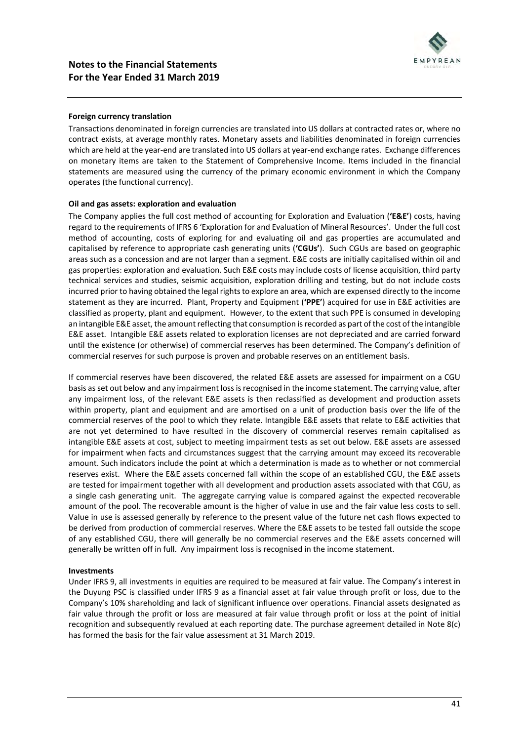# Notes to the Financial Statements
# For the Year Ended 31 March 2019

### Foreign currency translation

Transactions denominated in foreign currencies are translated into US dollars at contracted rates or, where no contract exists, at average monthly rates. Monetary assets and liabilities denominated in foreign currencies which are held at the year-end are translated into US dollars at year-end exchange rates. Exchange differences on monetary items are taken to the Statement of Comprehensive Income. Items included in the financial statements are measured using the currency of the primary economic environment in which the Company operates (the functional currency).

### Oil and gas assets: exploration and evaluation

The Company applies the full cost method of accounting for Exploration and Evaluation (**'E&E'**) costs, having regard to the requirements of IFRS 6 'Exploration for and Evaluation of Mineral Resources'. Under the full cost method of accounting, costs of exploring for and evaluating oil and gas properties are accumulated and capitalised by reference to appropriate cash generating units (**'CGUs'**). Such CGUs are based on geographic areas such as a concession and are not larger than a segment. E&E costs are initially capitalised within oil and gas properties: exploration and evaluation. Such E&E costs may include costs of license acquisition, third party technical services and studies, seismic acquisition, exploration drilling and testing, but do not include costs incurred prior to having obtained the legal rights to explore an area, which are expensed directly to the income statement as they are incurred. Plant, Property and Equipment (**'PPE'**) acquired for use in E&E activities are classified as property, plant and equipment. However, to the extent that such PPE is consumed in developing an intangible E&E asset, the amount reflecting that consumption is recorded as part of the cost of the intangible E&E asset. Intangible E&E assets related to exploration licenses are not depreciated and are carried forward until the existence (or otherwise) of commercial reserves has been determined. The Company's definition of commercial reserves for such purpose is proven and probable reserves on an entitlement basis.

If commercial reserves have been discovered, the related E&E assets are assessed for impairment on a CGU basis as set out below and any impairment loss is recognised in the income statement. The carrying value, after any impairment loss, of the relevant E&E assets is then reclassified as development and production assets within property, plant and equipment and are amortised on a unit of production basis over the life of the commercial reserves of the pool to which they relate. Intangible E&E assets that relate to E&E activities that are not yet determined to have resulted in the discovery of commercial reserves remain capitalised as intangible E&E assets at cost, subject to meeting impairment tests as set out below. E&E assets are assessed for impairment when facts and circumstances suggest that the carrying amount may exceed its recoverable amount. Such indicators include the point at which a determination is made as to whether or not commercial reserves exist. Where the E&E assets concerned fall within the scope of an established CGU, the E&E assets are tested for impairment together with all development and production assets associated with that CGU, as a single cash generating unit. The aggregate carrying value is compared against the expected recoverable amount of the pool. The recoverable amount is the higher of value in use and the fair value less costs to sell. Value in use is assessed generally by reference to the present value of the future net cash flows expected to be derived from production of commercial reserves. Where the E&E assets to be tested fall outside the scope of any established CGU, there will generally be no commercial reserves and the E&E assets concerned will generally be written off in full. Any impairment loss is recognised in the income statement.

### Investments

Under IFRS 9, all investments in equities are required to be measured at fair value. The Company's interest in the Duyung PSC is classified under IFRS 9 as a financial asset at fair value through profit or loss, due to the Company's 10% shareholding and lack of significant influence over operations. Financial assets designated as fair value through the profit or loss are measured at fair value through profit or loss at the point of initial recognition and subsequently revalued at each reporting date. The purchase agreement detailed in Note 8(c) has formed the basis for the fair value assessment at 31 March 2019.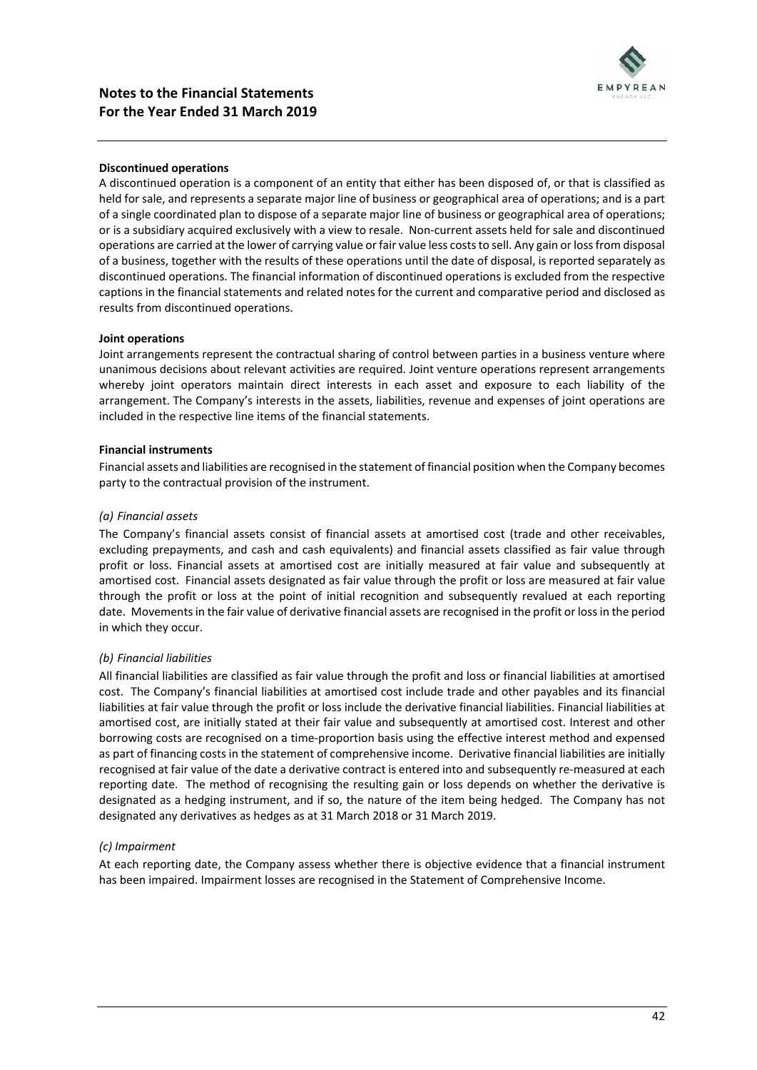**Discontinued operations**

A discontinued operation is a component of an entity that either has been disposed of, or that is classified as held for sale, and represents a separate major line of business or geographical area of operations; and is a part of a single coordinated plan to dispose of a separate major line of business or geographical area of operations; or is a subsidiary acquired exclusively with a view to resale. Non-current assets held for sale and discontinued operations are carried at the lower of carrying value or fair value less costs to sell. Any gain or loss from disposal of a business, together with the results of these operations until the date of disposal, is reported separately as discontinued operations. The financial information of discontinued operations is excluded from the respective captions in the financial statements and related notes for the current and comparative period and disclosed as results from discontinued operations.

**Joint operations**

Joint arrangements represent the contractual sharing of control between parties in a business venture where unanimous decisions about relevant activities are required. Joint venture operations represent arrangements whereby joint operators maintain direct interests in each asset and exposure to each liability of the arrangement. The Company's interests in the assets, liabilities, revenue and expenses of joint operations are included in the respective line items of the financial statements.

**Financial instruments**

Financial assets and liabilities are recognised in the statement of financial position when the Company becomes party to the contractual provision of the instrument.

*(a) Financial assets*

The Company's financial assets consist of financial assets at amortised cost (trade and other receivables, excluding prepayments, and cash and cash equivalents) and financial assets classified as fair value through profit or loss. Financial assets at amortised cost are initially measured at fair value and subsequently at amortised cost. Financial assets designated as fair value through the profit or loss are measured at fair value through the profit or loss at the point of initial recognition and subsequently revalued at each reporting date. Movements in the fair value of derivative financial assets are recognised in the profit or loss in the period in which they occur.

*(b) Financial liabilities*

All financial liabilities are classified as fair value through the profit and loss or financial liabilities at amortised cost. The Company's financial liabilities at amortised cost include trade and other payables and its financial liabilities at fair value through the profit or loss include the derivative financial liabilities. Financial liabilities at amortised cost, are initially stated at their fair value and subsequently at amortised cost. Interest and other borrowing costs are recognised on a time-proportion basis using the effective interest method and expensed as part of financing costs in the statement of comprehensive income. Derivative financial liabilities are initially recognised at fair value of the date a derivative contract is entered into and subsequently re-measured at each reporting date. The method of recognising the resulting gain or loss depends on whether the derivative is designated as a hedging instrument, and if so, the nature of the item being hedged. The Company has not designated any derivatives as hedges as at 31 March 2018 or 31 March 2019.

*(c) Impairment*

At each reporting date, the Company assess whether there is objective evidence that a financial instrument has been impaired. Impairment losses are recognised in the Statement of Comprehensive Income.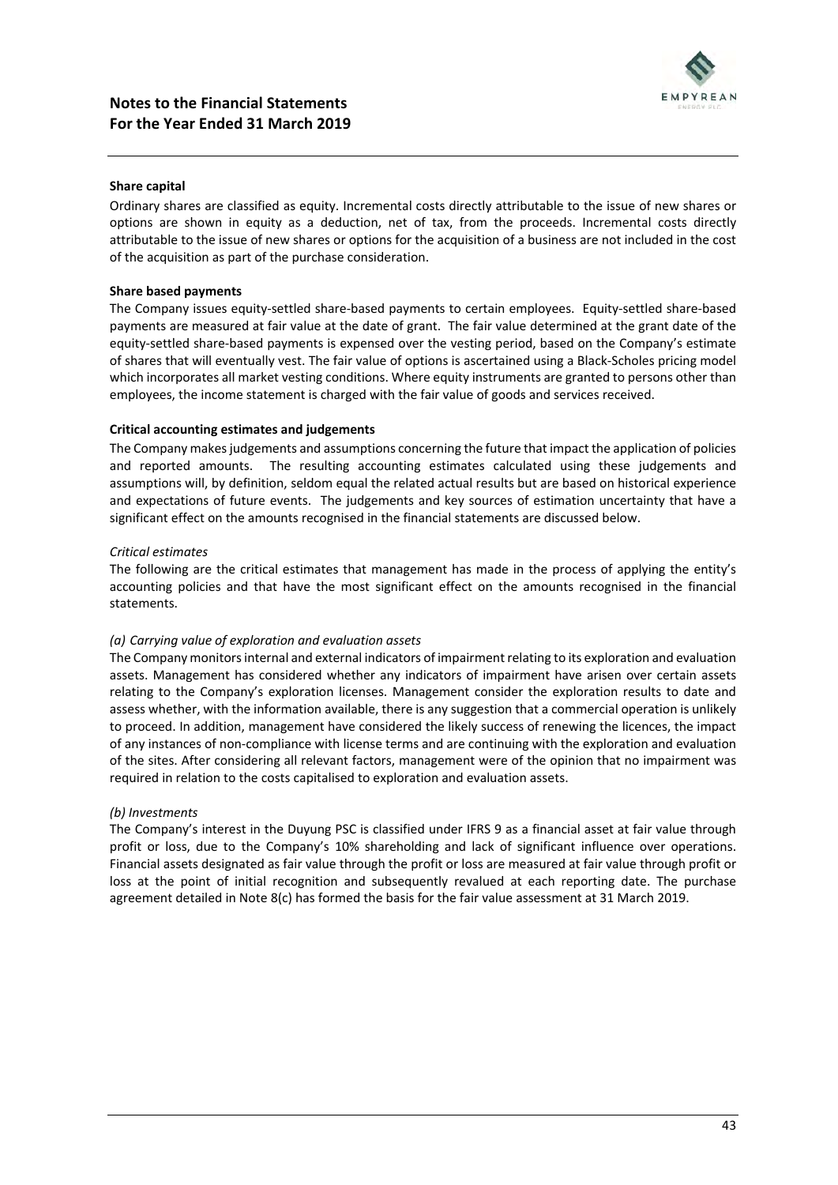**Share capital**

Ordinary shares are classified as equity. Incremental costs directly attributable to the issue of new shares or options are shown in equity as a deduction, net of tax, from the proceeds. Incremental costs directly attributable to the issue of new shares or options for the acquisition of a business are not included in the cost of the acquisition as part of the purchase consideration.

**Share based payments**

The Company issues equity-settled share-based payments to certain employees. Equity-settled share-based payments are measured at fair value at the date of grant. The fair value determined at the grant date of the equity-settled share-based payments is expensed over the vesting period, based on the Company's estimate of shares that will eventually vest. The fair value of options is ascertained using a Black-Scholes pricing model which incorporates all market vesting conditions. Where equity instruments are granted to persons other than employees, the income statement is charged with the fair value of goods and services received.

**Critical accounting estimates and judgements**

The Company makes judgements and assumptions concerning the future that impact the application of policies and reported amounts. The resulting accounting estimates calculated using these judgements and assumptions will, by definition, seldom equal the related actual results but are based on historical experience and expectations of future events. The judgements and key sources of estimation uncertainty that have a significant effect on the amounts recognised in the financial statements are discussed below.

*Critical estimates*

The following are the critical estimates that management has made in the process of applying the entity's accounting policies and that have the most significant effect on the amounts recognised in the financial statements.

*(a) Carrying value of exploration and evaluation assets*

The Company monitors internal and external indicators of impairment relating to its exploration and evaluation assets. Management has considered whether any indicators of impairment have arisen over certain assets relating to the Company's exploration licenses. Management consider the exploration results to date and assess whether, with the information available, there is any suggestion that a commercial operation is unlikely to proceed. In addition, management have considered the likely success of renewing the licences, the impact of any instances of non-compliance with license terms and are continuing with the exploration and evaluation of the sites. After considering all relevant factors, management were of the opinion that no impairment was required in relation to the costs capitalised to exploration and evaluation assets.

*(b) Investments*

The Company's interest in the Duyung PSC is classified under IFRS 9 as a financial asset at fair value through profit or loss, due to the Company's 10% shareholding and lack of significant influence over operations. Financial assets designated as fair value through the profit or loss are measured at fair value through profit or loss at the point of initial recognition and subsequently revalued at each reporting date. The purchase agreement detailed in Note 8(c) has formed the basis for the fair value assessment at 31 March 2019.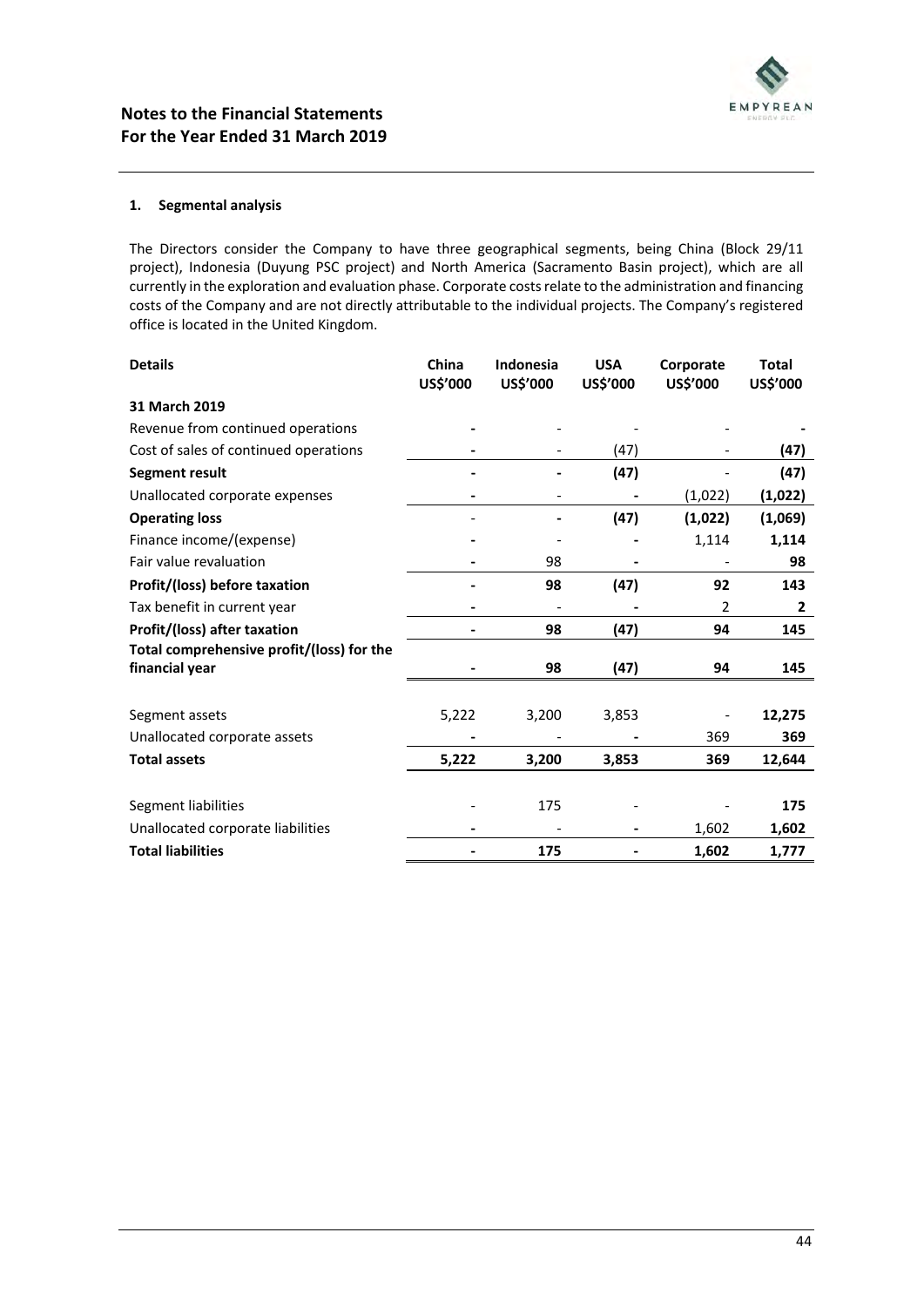## Notes to the Financial Statements
## For the Year Ended 31 March 2019

### 1. Segmental analysis

The Directors consider the Company to have three geographical segments, being China (Block 29/11 project), Indonesia (Duyung PSC project) and North America (Sacramento Basin project), which are all currently in the exploration and evaluation phase. Corporate costs relate to the administration and financing costs of the Company and are not directly attributable to the individual projects. The Company's registered office is located in the United Kingdom.

| Details | China US$'000 | Indonesia US$'000 | USA US$'000 | Corporate US$'000 | Total US$'000 |
|---|---|---|---|---|---|
| **31 March 2019** | | | | | |
| Revenue from continued operations | - | - | - | - | - |
| Cost of sales of continued operations | - | - | (47) | - | **(47)** |
| **Segment result** | - | - | **(47)** | - | **(47)** |
| Unallocated corporate expenses | - | - | - | (1,022) | **(1,022)** |
| **Operating loss** | - | - | **(47)** | **(1,022)** | **(1,069)** |
| Finance income/(expense) | - | - | - | 1,114 | **1,114** |
| Fair value revaluation | - | 98 | - | - | **98** |
| **Profit/(loss) before taxation** | - | **98** | **(47)** | **92** | **143** |
| Tax benefit in current year | - | - | - | 2 | **2** |
| **Profit/(loss) after taxation** | - | **98** | **(47)** | **94** | **145** |
| **Total comprehensive profit/(loss) for the financial year** | - | **98** | **(47)** | **94** | **145** |
| | | | | | |
| Segment assets | 5,222 | 3,200 | 3,853 | - | **12,275** |
| Unallocated corporate assets | - | - | - | 369 | **369** |
| **Total assets** | **5,222** | **3,200** | **3,853** | **369** | **12,644** |
| | | | | | |
| Segment liabilities | - | 175 | - | - | **175** |
| Unallocated corporate liabilities | - | - | - | 1,602 | **1,602** |
| **Total liabilities** | - | **175** | - | **1,602** | **1,777** |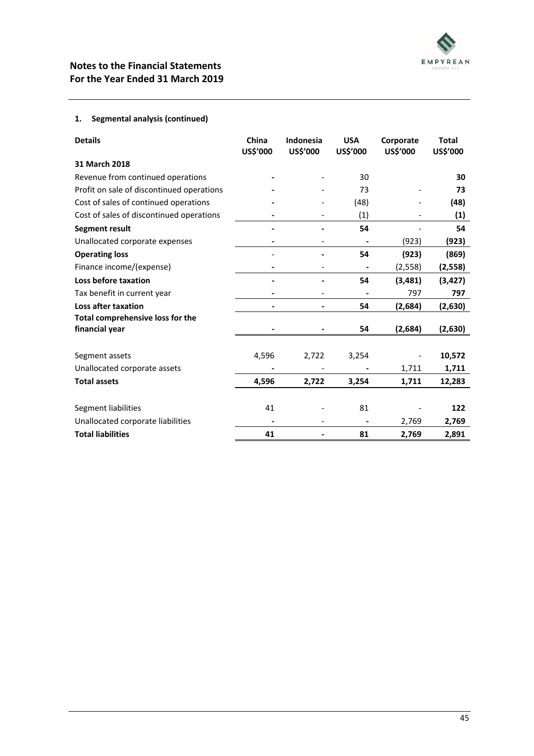# Notes to the Financial Statements
## For the Year Ended 31 March 2019

### 1. Segmental analysis (continued)

| Details | China US$'000 | Indonesia US$'000 | USA US$'000 | Corporate US$'000 | Total US$'000 |
|---|---|---|---|---|---|
| **31 March 2018** | | | | | |
| Revenue from continued operations | - | - | 30 | | **30** |
| Profit on sale of discontinued operations | - | - | 73 | - | **73** |
| Cost of sales of continued operations | - | - | (48) | - | **(48)** |
| Cost of sales of discontinued operations | - | - | (1) | - | **(1)** |
| **Segment result** | - | - | **54** | - | **54** |
| Unallocated corporate expenses | - | - | - | (923) | **(923)** |
| **Operating loss** | - | - | **54** | **(923)** | **(869)** |
| Finance income/(expense) | - | - | - | (2,558) | **(2,558)** |
| **Loss before taxation** | - | - | **54** | **(3,481)** | **(3,427)** |
| Tax benefit in current year | - | - | - | 797 | **797** |
| **Loss after taxation** | - | - | **54** | **(2,684)** | **(2,630)** |
| **Total comprehensive loss for the financial year** | - | - | **54** | **(2,684)** | **(2,630)** |
| | | | | | |
| Segment assets | 4,596 | 2,722 | 3,254 | - | **10,572** |
| Unallocated corporate assets | - | - | - | 1,711 | **1,711** |
| **Total assets** | **4,596** | **2,722** | **3,254** | **1,711** | **12,283** |
| | | | | | |
| Segment liabilities | 41 | - | 81 | - | **122** |
| Unallocated corporate liabilities | - | - | - | 2,769 | **2,769** |
| **Total liabilities** | **41** | - | **81** | **2,769** | **2,891** |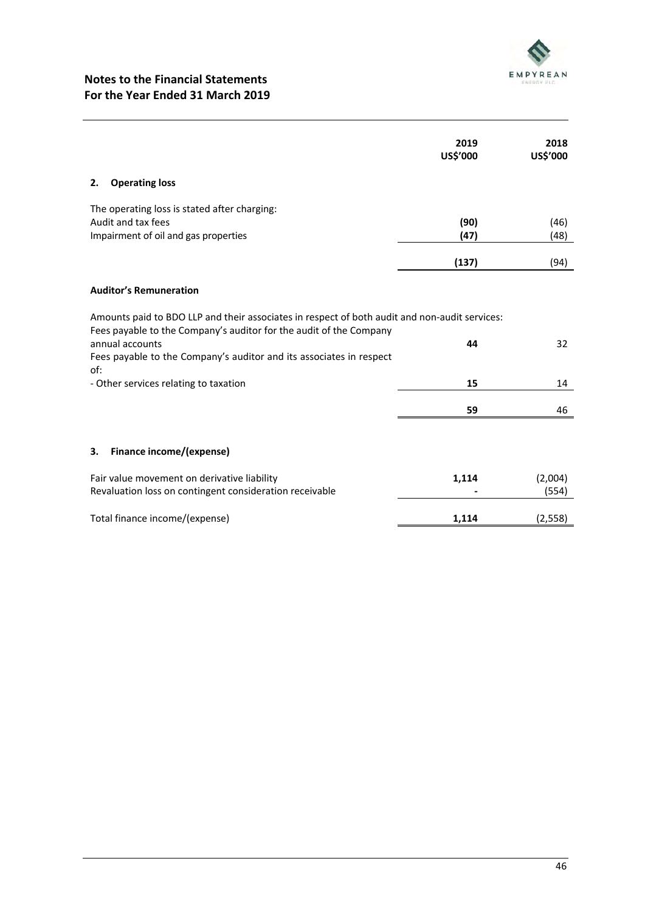# Notes to the Financial Statements
## For the Year Ended 31 March 2019

| | 2019<br>US$'000 | 2018<br>US$'000 |
|---|---|---|
| **2. Operating loss** | | |
| The operating loss is stated after charging: | | |
| Audit and tax fees | **(90)** | (46) |
| Impairment of oil and gas properties | **(47)** | (48) |
| | **(137)** | (94) |

**Auditor's Remuneration**

Amounts paid to BDO LLP and their associates in respect of both audit and non-audit services:

| | 2019<br>US$'000 | 2018<br>US$'000 |
|---|---|---|
| Fees payable to the Company's auditor for the audit of the Company annual accounts | **44** | 32 |
| Fees payable to the Company's auditor and its associates in respect of: | | |
| - Other services relating to taxation | **15** | 14 |
| | **59** | 46 |

**3. Finance income/(expense)**

| | 2019<br>US$'000 | 2018<br>US$'000 |
|---|---|---|
| Fair value movement on derivative liability | **1,114** | (2,004) |
| Revaluation loss on contingent consideration receivable | **-** | (554) |
| Total finance income/(expense) | **1,114** | (2,558) |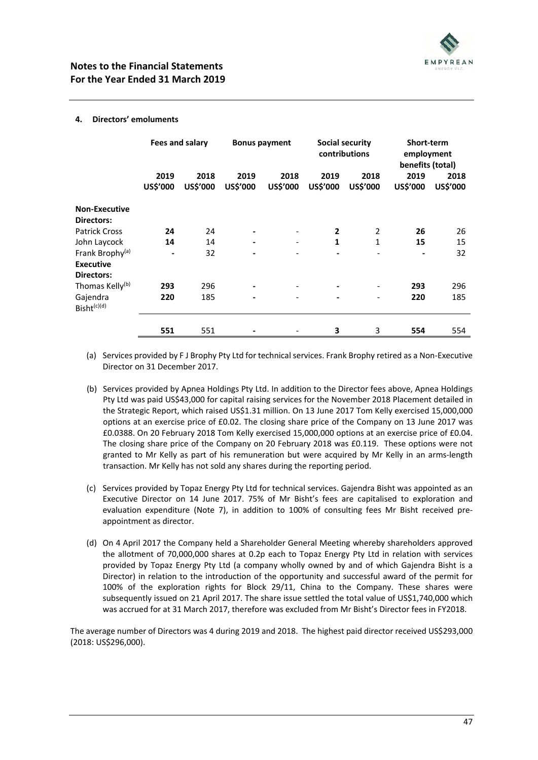## 4. Directors' emoluments

| | Fees and salary | | Bonus payment | | Social security contributions | | Short-term employment benefits (total) | |
|---|---|---|---|---|---|---|---|---|
| | 2019 US$'000 | 2018 US$'000 | 2019 US$'000 | 2018 US$'000 | 2019 US$'000 | 2018 US$'000 | 2019 US$'000 | 2018 US$'000 |
| **Non-Executive Directors:** | | | | | | | | |
| Patrick Cross | **24** | 24 | **-** | - | **2** | 2 | **26** | 26 |
| John Laycock | **14** | 14 | **-** | - | **1** | 1 | **15** | 15 |
| Frank Brophy[(a)] | **-** | 32 | **-** | - | **-** | - | **-** | 32 |
| **Executive Directors:** | | | | | | | | |
| Thomas Kelly[(b)] | **293** | 296 | **-** | - | **-** | - | **293** | 296 |
| Gajendra Bisht[(c)(d)] | **220** | 185 | **-** | - | **-** | - | **220** | 185 |
| | **551** | 551 | **-** | - | **3** | 3 | **554** | 554 |

(a) Services provided by F J Brophy Pty Ltd for technical services. Frank Brophy retired as a Non-Executive Director on 31 December 2017.

(b) Services provided by Apnea Holdings Pty Ltd. In addition to the Director fees above, Apnea Holdings Pty Ltd was paid US$43,000 for capital raising services for the November 2018 Placement detailed in the Strategic Report, which raised US$1.31 million. On 13 June 2017 Tom Kelly exercised 15,000,000 options at an exercise price of £0.02. The closing share price of the Company on 13 June 2017 was £0.0388. On 20 February 2018 Tom Kelly exercised 15,000,000 options at an exercise price of £0.04. The closing share price of the Company on 20 February 2018 was £0.119. These options were not granted to Mr Kelly as part of his remuneration but were acquired by Mr Kelly in an arms-length transaction. Mr Kelly has not sold any shares during the reporting period.

(c) Services provided by Topaz Energy Pty Ltd for technical services. Gajendra Bisht was appointed as an Executive Director on 14 June 2017. 75% of Mr Bisht's fees are capitalised to exploration and evaluation expenditure (Note 7), in addition to 100% of consulting fees Mr Bisht received pre-appointment as director.

(d) On 4 April 2017 the Company held a Shareholder General Meeting whereby shareholders approved the allotment of 70,000,000 shares at 0.2p each to Topaz Energy Pty Ltd in relation with services provided by Topaz Energy Pty Ltd (a company wholly owned by and of which Gajendra Bisht is a Director) in relation to the introduction of the opportunity and successful award of the permit for 100% of the exploration rights for Block 29/11, China to the Company. These shares were subsequently issued on 21 April 2017. The share issue settled the total value of US$1,740,000 which was accrued for at 31 March 2017, therefore was excluded from Mr Bisht's Director fees in FY2018.

The average number of Directors was 4 during 2019 and 2018. The highest paid director received US$293,000 (2018: US$296,000).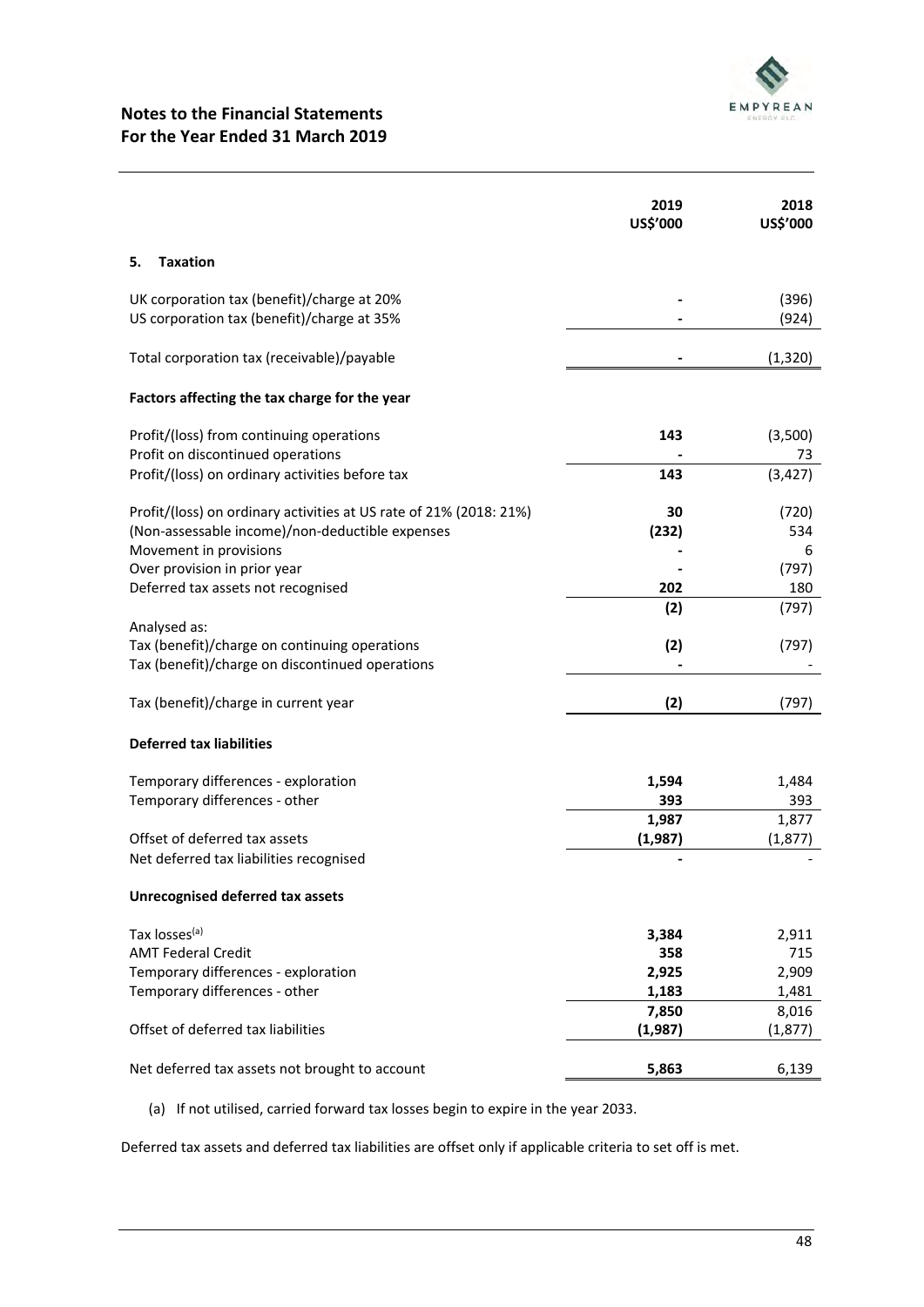## Notes to the Financial Statements
## For the Year Ended 31 March 2019

| | 2019 US$'000 | 2018 US$'000 |
|---|---|---|
| **5. Taxation** | | |
| UK corporation tax (benefit)/charge at 20% | - | (396) |
| US corporation tax (benefit)/charge at 35% | - | (924) |
| Total corporation tax (receivable)/payable | - | (1,320) |
| **Factors affecting the tax charge for the year** | | |
| Profit/(loss) from continuing operations | **143** | (3,500) |
| Profit on discontinued operations | **-** | 73 |
| Profit/(loss) on ordinary activities before tax | **143** | (3,427) |
| Profit/(loss) on ordinary activities at US rate of 21% (2018: 21%) | **30** | (720) |
| (Non-assessable income)/non-deductible expenses | **(232)** | 534 |
| Movement in provisions | **-** | 6 |
| Over provision in prior year | **-** | (797) |
| Deferred tax assets not recognised | **202** | 180 |
| | **(2)** | (797) |
| Analysed as: | | |
| Tax (benefit)/charge on continuing operations | **(2)** | (797) |
| Tax (benefit)/charge on discontinued operations | **-** | - |
| Tax (benefit)/charge in current year | **(2)** | (797) |
| **Deferred tax liabilities** | | |
| Temporary differences - exploration | **1,594** | 1,484 |
| Temporary differences - other | **393** | 393 |
| | **1,987** | 1,877 |
| Offset of deferred tax assets | **(1,987)** | (1,877) |
| Net deferred tax liabilities recognised | **-** | - |
| **Unrecognised deferred tax assets** | | |
| Tax losses[a] | **3,384** | 2,911 |
| AMT Federal Credit | **358** | 715 |
| Temporary differences - exploration | **2,925** | 2,909 |
| Temporary differences - other | **1,183** | 1,481 |
| | **7,850** | 8,016 |
| Offset of deferred tax liabilities | **(1,987)** | (1,877) |
| Net deferred tax assets not brought to account | **5,863** | 6,139 |

(a) If not utilised, carried forward tax losses begin to expire in the year 2033.

Deferred tax assets and deferred tax liabilities are offset only if applicable criteria to set off is met.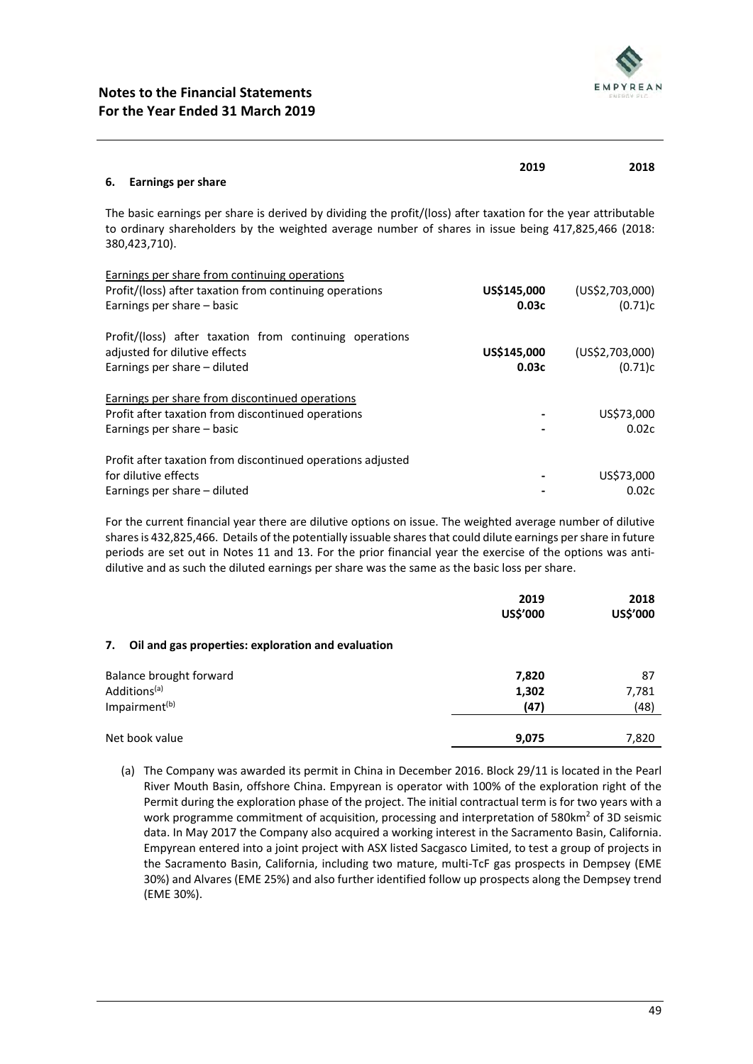## Notes to the Financial Statements
## For the Year Ended 31 March 2019

### 6. Earnings per share

The basic earnings per share is derived by dividing the profit/(loss) after taxation for the year attributable to ordinary shareholders by the weighted average number of shares in issue being 417,825,466 (2018: 380,423,710).

| | 2019 | 2018 |
|---|---|---|
| Earnings per share from continuing operations | | |
| Profit/(loss) after taxation from continuing operations | **US$145,000** | (US$2,703,000) |
| Earnings per share – basic | **0.03c** | (0.71)c |
| | | |
| Profit/(loss) after taxation from continuing operations adjusted for dilutive effects | **US$145,000** | (US$2,703,000) |
| Earnings per share – diluted | **0.03c** | (0.71)c |
| | | |
| Earnings per share from discontinued operations | | |
| Profit after taxation from discontinued operations | - | US$73,000 |
| Earnings per share – basic | - | 0.02c |
| | | |
| Profit after taxation from discontinued operations adjusted for dilutive effects | - | US$73,000 |
| Earnings per share – diluted | - | 0.02c |

For the current financial year there are dilutive options on issue. The weighted average number of dilutive shares is 432,825,466. Details of the potentially issuable shares that could dilute earnings per share in future periods are set out in Notes 11 and 13. For the prior financial year the exercise of the options was anti-dilutive and as such the diluted earnings per share was the same as the basic loss per share.

### 7. Oil and gas properties: exploration and evaluation

| | 2019 US$'000 | 2018 US$'000 |
|---|---|---|
| Balance brought forward | **7,820** | 87 |
| Additions[(a)] | **1,302** | 7,781 |
| Impairment[(b)] | **(47)** | (48) |
| Net book value | **9,075** | 7,820 |

(a) The Company was awarded its permit in China in December 2016. Block 29/11 is located in the Pearl River Mouth Basin, offshore China. Empyrean is operator with 100% of the exploration right of the Permit during the exploration phase of the project. The initial contractual term is for two years with a work programme commitment of acquisition, processing and interpretation of 580km$^2$ of 3D seismic data. In May 2017 the Company also acquired a working interest in the Sacramento Basin, California. Empyrean entered into a joint project with ASX listed Sacgasco Limited, to test a group of projects in the Sacramento Basin, California, including two mature, multi-TcF gas prospects in Dempsey (EME 30%) and Alvares (EME 25%) and also further identified follow up prospects along the Dempsey trend (EME 30%).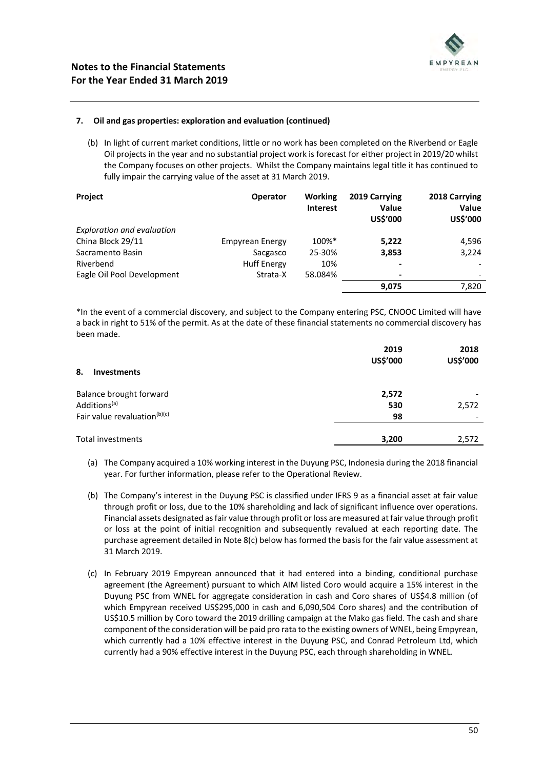#### 7. Oil and gas properties: exploration and evaluation (continued)

(b) In light of current market conditions, little or no work has been completed on the Riverbend or Eagle Oil projects in the year and no substantial project work is forecast for either project in 2019/20 whilst the Company focuses on other projects. Whilst the Company maintains legal title it has continued to fully impair the carrying value of the asset at 31 March 2019.

| Project | Operator | Working Interest | 2019 Carrying Value US$'000 | 2018 Carrying Value US$'000 |
|---|---|---|---|---|
| *Exploration and evaluation* | | | | |
| China Block 29/11 | Empyrean Energy | 100%* | **5,222** | 4,596 |
| Sacramento Basin | Sacgasco | 25-30% | **3,853** | 3,224 |
| Riverbend | Huff Energy | 10% | **-** | - |
| Eagle Oil Pool Development | Strata-X | 58.084% | **-** | - |
| | | | **9,075** | 7,820 |

*In the event of a commercial discovery, and subject to the Company entering PSC, CNOOC Limited will have a back in right to 51% of the permit. As at the date of these financial statements no commercial discovery has been made.

#### 8. Investments

| | 2019 US$'000 | 2018 US$'000 |
|---|---|---|
| Balance brought forward | **2,572** | - |
| Additions[(a)] | **530** | 2,572 |
| Fair value revaluation[(b)(c)] | **98** | - |
| Total investments | **3,200** | 2,572 |

(a) The Company acquired a 10% working interest in the Duyung PSC, Indonesia during the 2018 financial year. For further information, please refer to the Operational Review.

(b) The Company's interest in the Duyung PSC is classified under IFRS 9 as a financial asset at fair value through profit or loss, due to the 10% shareholding and lack of significant influence over operations. Financial assets designated as fair value through profit or loss are measured at fair value through profit or loss at the point of initial recognition and subsequently revalued at each reporting date. The purchase agreement detailed in Note 8(c) below has formed the basis for the fair value assessment at 31 March 2019.

(c) In February 2019 Empyrean announced that it had entered into a binding, conditional purchase agreement (the Agreement) pursuant to which AIM listed Coro would acquire a 15% interest in the Duyung PSC from WNEL for aggregate consideration in cash and Coro shares of US$4.8 million (of which Empyrean received US$295,000 in cash and 6,090,504 Coro shares) and the contribution of US$10.5 million by Coro toward the 2019 drilling campaign at the Mako gas field. The cash and share component of the consideration will be paid pro rata to the existing owners of WNEL, being Empyrean, which currently had a 10% effective interest in the Duyung PSC, and Conrad Petroleum Ltd, which currently had a 90% effective interest in the Duyung PSC, each through shareholding in WNEL.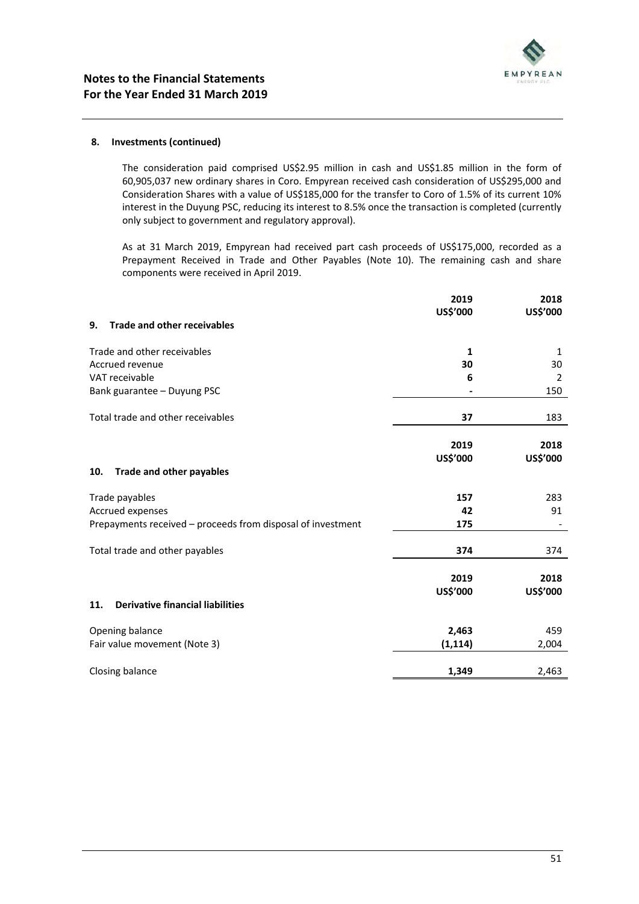### 8. Investments (continued)

The consideration paid comprised US$2.95 million in cash and US$1.85 million in the form of 60,905,037 new ordinary shares in Coro. Empyrean received cash consideration of US$295,000 and Consideration Shares with a value of US$185,000 for the transfer to Coro of 1.5% of its current 10% interest in the Duyung PSC, reducing its interest to 8.5% once the transaction is completed (currently only subject to government and regulatory approval).

As at 31 March 2019, Empyrean had received part cash proceeds of US$175,000, recorded as a Prepayment Received in Trade and Other Payables (Note 10). The remaining cash and share components were received in April 2019.

### 9. Trade and other receivables

| | 2019 US$'000 | 2018 US$'000 |
|---|---|---|
| Trade and other receivables | **1** | 1 |
| Accrued revenue | **30** | 30 |
| VAT receivable | **6** | 2 |
| Bank guarantee – Duyung PSC | **-** | 150 |
| Total trade and other receivables | **37** | 183 |

### 10. Trade and other payables

| | 2019 US$'000 | 2018 US$'000 |
|---|---|---|
| Trade payables | **157** | 283 |
| Accrued expenses | **42** | 91 |
| Prepayments received – proceeds from disposal of investment | **175** | - |
| Total trade and other payables | **374** | 374 |

### 11. Derivative financial liabilities

| | 2019 US$'000 | 2018 US$'000 |
|---|---|---|
| Opening balance | **2,463** | 459 |
| Fair value movement (Note 3) | **(1,114)** | 2,004 |
| Closing balance | **1,349** | 2,463 |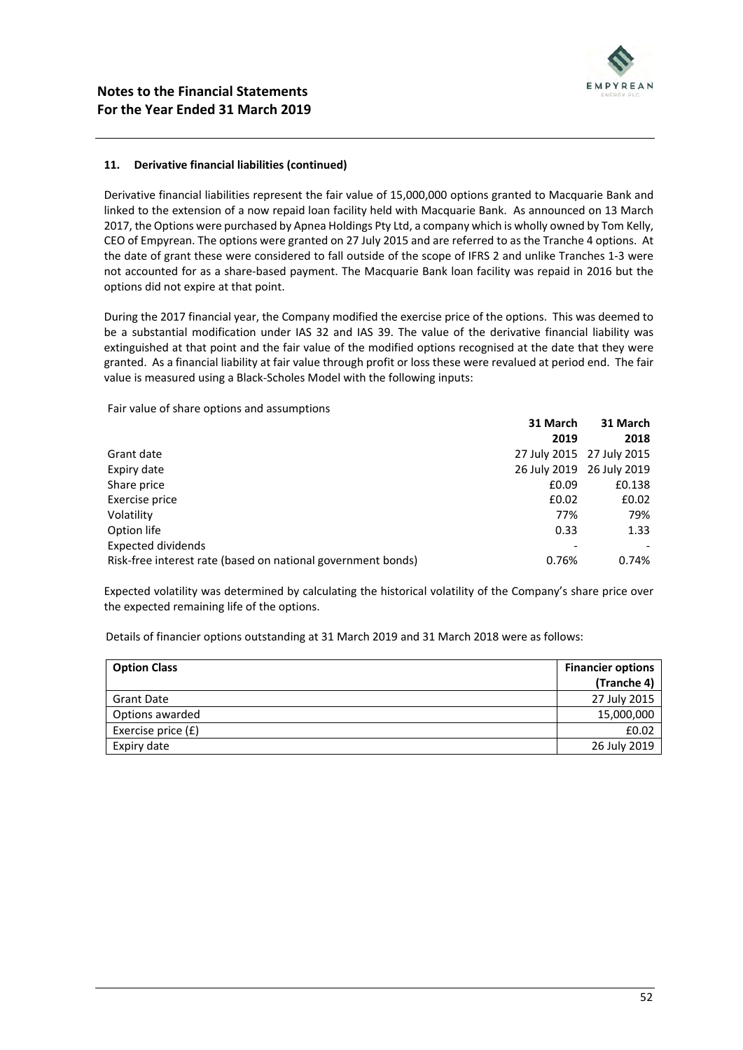### 11. Derivative financial liabilities (continued)

Derivative financial liabilities represent the fair value of 15,000,000 options granted to Macquarie Bank and linked to the extension of a now repaid loan facility held with Macquarie Bank. As announced on 13 March 2017, the Options were purchased by Apnea Holdings Pty Ltd, a company which is wholly owned by Tom Kelly, CEO of Empyrean. The options were granted on 27 July 2015 and are referred to as the Tranche 4 options. At the date of grant these were considered to fall outside of the scope of IFRS 2 and unlike Tranches 1-3 were not accounted for as a share-based payment. The Macquarie Bank loan facility was repaid in 2016 but the options did not expire at that point.

During the 2017 financial year, the Company modified the exercise price of the options. This was deemed to be a substantial modification under IAS 32 and IAS 39. The value of the derivative financial liability was extinguished at that point and the fair value of the modified options recognised at the date that they were granted. As a financial liability at fair value through profit or loss these were revalued at period end. The fair value is measured using a Black-Scholes Model with the following inputs:

Fair value of share options and assumptions

| | 31 March 2019 | 31 March 2018 |
|---|---|---|
| Grant date | 27 July 2015 | 27 July 2015 |
| Expiry date | 26 July 2019 | 26 July 2019 |
| Share price | £0.09 | £0.138 |
| Exercise price | £0.02 | £0.02 |
| Volatility | 77% | 79% |
| Option life | 0.33 | 1.33 |
| Expected dividends | - | - |
| Risk-free interest rate (based on national government bonds) | 0.76% | 0.74% |

Expected volatility was determined by calculating the historical volatility of the Company's share price over the expected remaining life of the options.

Details of financier options outstanding at 31 March 2019 and 31 March 2018 were as follows:

| Option Class | Financier options (Tranche 4) |
|---|---|
| Grant Date | 27 July 2015 |
| Options awarded | 15,000,000 |
| Exercise price (£) | £0.02 |
| Expiry date | 26 July 2019 |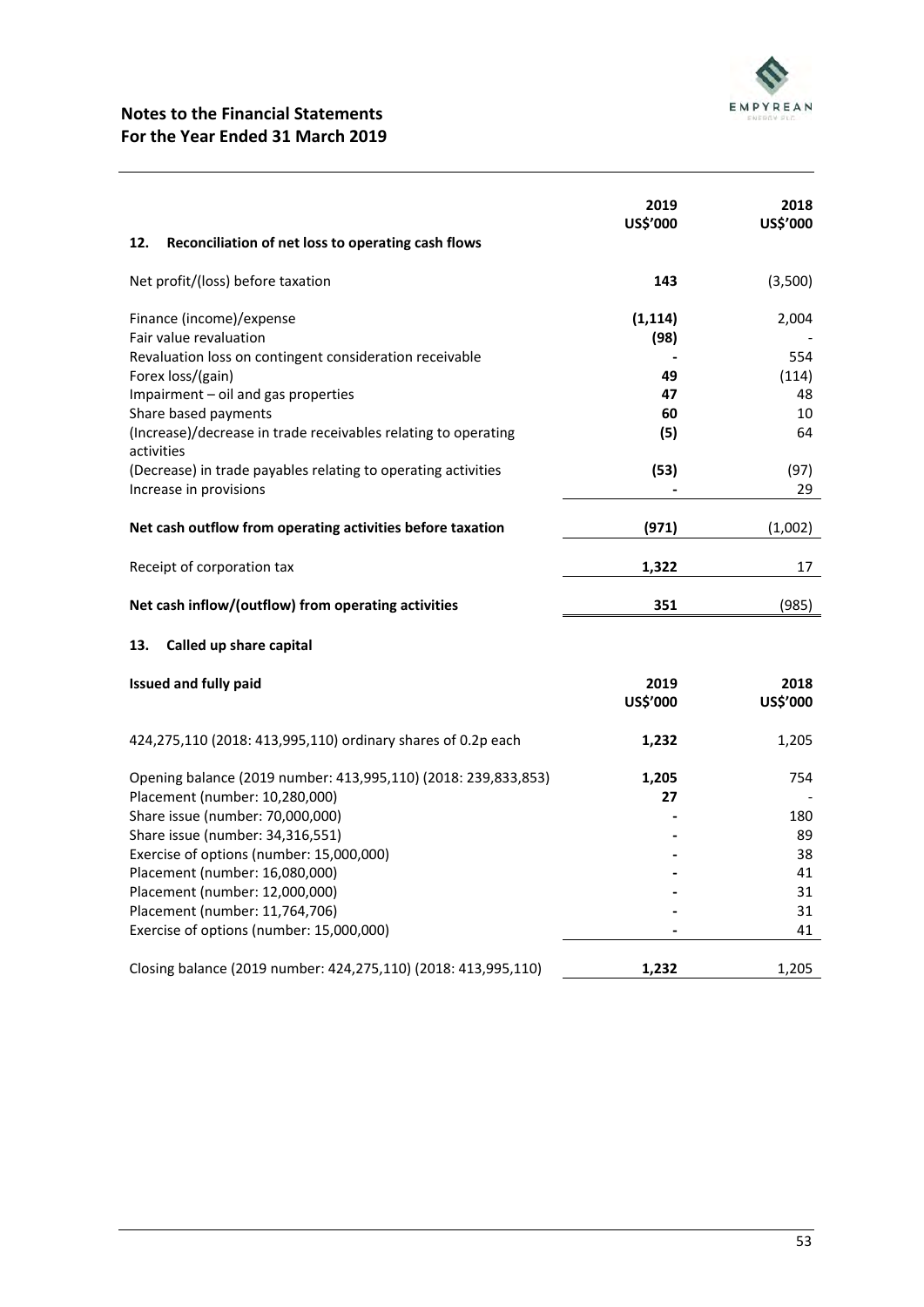# Notes to the Financial Statements
## For the Year Ended 31 March 2019

| 12. Reconciliation of net loss to operating cash flows | 2019 US$'000 | 2018 US$'000 |
|---|---|---|
| Net profit/(loss) before taxation | **143** | (3,500) |
| Finance (income)/expense | **(1,114)** | 2,004 |
| Fair value revaluation | **(98)** | - |
| Revaluation loss on contingent consideration receivable | **-** | 554 |
| Forex loss/(gain) | **49** | (114) |
| Impairment – oil and gas properties | **47** | 48 |
| Share based payments | **60** | 10 |
| (Increase)/decrease in trade receivables relating to operating activities | **(5)** | 64 |
| (Decrease) in trade payables relating to operating activities | **(53)** | (97) |
| Increase in provisions | **-** | 29 |
| **Net cash outflow from operating activities before taxation** | **(971)** | (1,002) |
| Receipt of corporation tax | **1,322** | 17 |
| **Net cash inflow/(outflow) from operating activities** | **351** | (985) |

### 13. Called up share capital

| Issued and fully paid | 2019 US$'000 | 2018 US$'000 |
|---|---|---|
| 424,275,110 (2018: 413,995,110) ordinary shares of 0.2p each | **1,232** | 1,205 |
| Opening balance (2019 number: 413,995,110) (2018: 239,833,853) | **1,205** | 754 |
| Placement (number: 10,280,000) | **27** | - |
| Share issue (number: 70,000,000) | **-** | 180 |
| Share issue (number: 34,316,551) | **-** | 89 |
| Exercise of options (number: 15,000,000) | **-** | 38 |
| Placement (number: 16,080,000) | **-** | 41 |
| Placement (number: 12,000,000) | **-** | 31 |
| Placement (number: 11,764,706) | **-** | 31 |
| Exercise of options (number: 15,000,000) | **-** | 41 |
| Closing balance (2019 number: 424,275,110) (2018: 413,995,110) | **1,232** | 1,205 |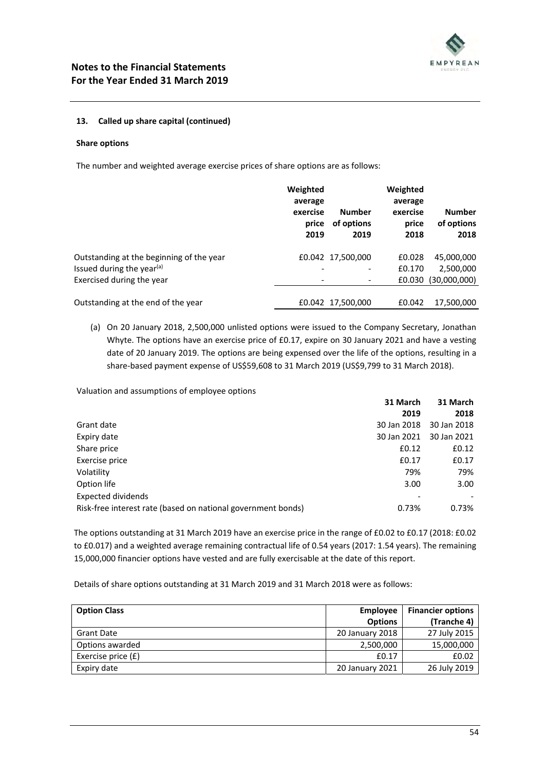#### 13. Called up share capital (continued)

**Share options**

The number and weighted average exercise prices of share options are as follows:

| | Weighted average exercise price 2019 | Number of options 2019 | Weighted average exercise price 2018 | Number of options 2018 |
|---|---|---|---|---|
| Outstanding at the beginning of the year | £0.042 | 17,500,000 | £0.028 | 45,000,000 |
| Issued during the year[(a)] | - | - | £0.170 | 2,500,000 |
| Exercised during the year | - | - | £0.030 | (30,000,000) |
| Outstanding at the end of the year | £0.042 | 17,500,000 | £0.042 | 17,500,000 |

(a) On 20 January 2018, 2,500,000 unlisted options were issued to the Company Secretary, Jonathan Whyte. The options have an exercise price of £0.17, expire on 30 January 2021 and have a vesting date of 20 January 2019. The options are being expensed over the life of the options, resulting in a share-based payment expense of US$59,608 to 31 March 2019 (US$9,799 to 31 March 2018).

Valuation and assumptions of employee options

| | 31 March 2019 | 31 March 2018 |
|---|---|---|
| Grant date | 30 Jan 2018 | 30 Jan 2018 |
| Expiry date | 30 Jan 2021 | 30 Jan 2021 |
| Share price | £0.12 | £0.12 |
| Exercise price | £0.17 | £0.17 |
| Volatility | 79% | 79% |
| Option life | 3.00 | 3.00 |
| Expected dividends | - | - |
| Risk-free interest rate (based on national government bonds) | 0.73% | 0.73% |

The options outstanding at 31 March 2019 have an exercise price in the range of £0.02 to £0.17 (2018: £0.02 to £0.017) and a weighted average remaining contractual life of 0.54 years (2017: 1.54 years). The remaining 15,000,000 financier options have vested and are fully exercisable at the date of this report.

Details of share options outstanding at 31 March 2019 and 31 March 2018 were as follows:

| Option Class | Employee Options | Financier options (Tranche 4) |
|---|---|---|
| Grant Date | 20 January 2018 | 27 July 2015 |
| Options awarded | 2,500,000 | 15,000,000 |
| Exercise price (£) | £0.17 | £0.02 |
| Expiry date | 20 January 2021 | 26 July 2019 |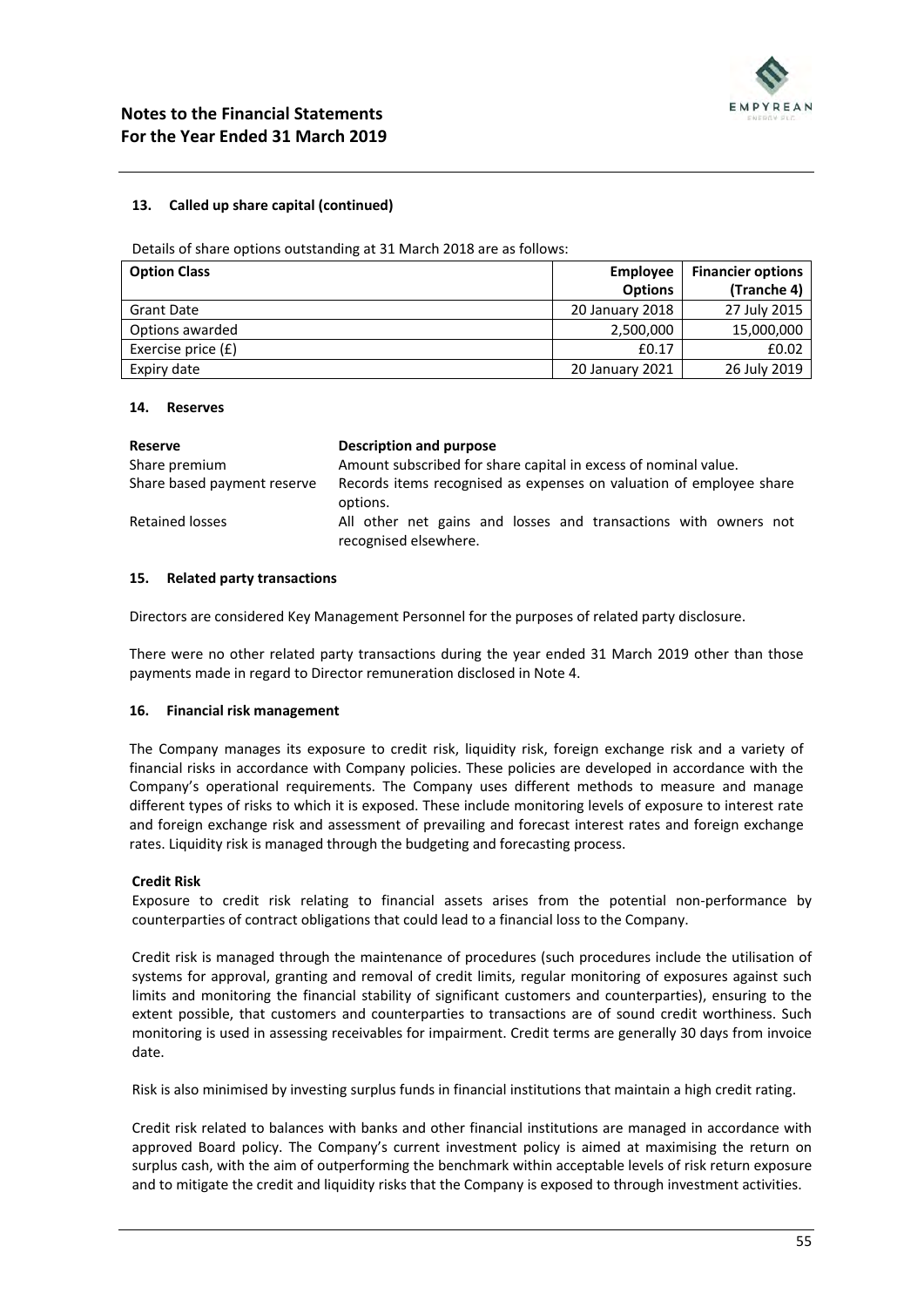#### 13. Called up share capital (continued)

Details of share options outstanding at 31 March 2018 are as follows:

| Option Class | Employee Options | Financier options (Tranche 4) |
|---|---|---|
| Grant Date | 20 January 2018 | 27 July 2015 |
| Options awarded | 2,500,000 | 15,000,000 |
| Exercise price (£) | £0.17 | £0.02 |
| Expiry date | 20 January 2021 | 26 July 2019 |

#### 14. Reserves

| Reserve | Description and purpose |
|---|---|
| Share premium | Amount subscribed for share capital in excess of nominal value. |
| Share based payment reserve | Records items recognised as expenses on valuation of employee share options. |
| Retained losses | All other net gains and losses and transactions with owners not recognised elsewhere. |

#### 15. Related party transactions

Directors are considered Key Management Personnel for the purposes of related party disclosure.

There were no other related party transactions during the year ended 31 March 2019 other than those payments made in regard to Director remuneration disclosed in Note 4.

#### 16. Financial risk management

The Company manages its exposure to credit risk, liquidity risk, foreign exchange risk and a variety of financial risks in accordance with Company policies. These policies are developed in accordance with the Company's operational requirements. The Company uses different methods to measure and manage different types of risks to which it is exposed. These include monitoring levels of exposure to interest rate and foreign exchange risk and assessment of prevailing and forecast interest rates and foreign exchange rates. Liquidity risk is managed through the budgeting and forecasting process.

**Credit Risk**

Exposure to credit risk relating to financial assets arises from the potential non-performance by counterparties of contract obligations that could lead to a financial loss to the Company.

Credit risk is managed through the maintenance of procedures (such procedures include the utilisation of systems for approval, granting and removal of credit limits, regular monitoring of exposures against such limits and monitoring the financial stability of significant customers and counterparties), ensuring to the extent possible, that customers and counterparties to transactions are of sound credit worthiness. Such monitoring is used in assessing receivables for impairment. Credit terms are generally 30 days from invoice date.

Risk is also minimised by investing surplus funds in financial institutions that maintain a high credit rating.

Credit risk related to balances with banks and other financial institutions are managed in accordance with approved Board policy. The Company's current investment policy is aimed at maximising the return on surplus cash, with the aim of outperforming the benchmark within acceptable levels of risk return exposure and to mitigate the credit and liquidity risks that the Company is exposed to through investment activities.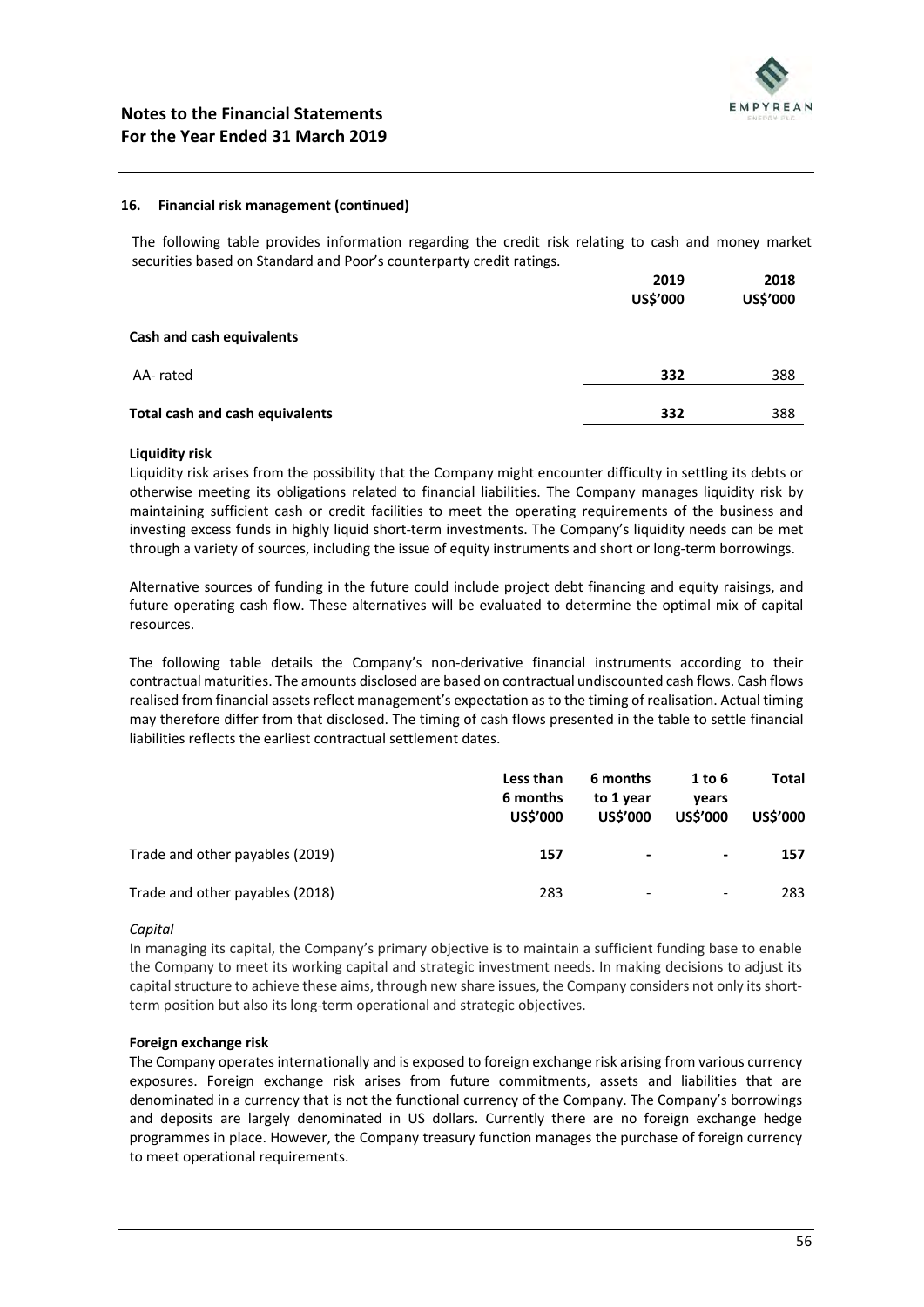### 16. Financial risk management (continued)

The following table provides information regarding the credit risk relating to cash and money market securities based on Standard and Poor's counterparty credit ratings.

| | 2019<br>US$'000 | 2018<br>US$'000 |
|---|---|---|
| **Cash and cash equivalents** | | |
| AA- rated | **332** | 388 |
| **Total cash and cash equivalents** | **332** | 388 |

**Liquidity risk**

Liquidity risk arises from the possibility that the Company might encounter difficulty in settling its debts or otherwise meeting its obligations related to financial liabilities. The Company manages liquidity risk by maintaining sufficient cash or credit facilities to meet the operating requirements of the business and investing excess funds in highly liquid short-term investments. The Company's liquidity needs can be met through a variety of sources, including the issue of equity instruments and short or long-term borrowings.

Alternative sources of funding in the future could include project debt financing and equity raisings, and future operating cash flow. These alternatives will be evaluated to determine the optimal mix of capital resources.

The following table details the Company's non-derivative financial instruments according to their contractual maturities. The amounts disclosed are based on contractual undiscounted cash flows. Cash flows realised from financial assets reflect management's expectation as to the timing of realisation. Actual timing may therefore differ from that disclosed. The timing of cash flows presented in the table to settle financial liabilities reflects the earliest contractual settlement dates.

| | Less than 6 months<br>US$'000 | 6 months to 1 year<br>US$'000 | 1 to 6 years<br>US$'000 | Total<br>US$'000 |
|---|---|---|---|---|
| Trade and other payables (2019) | **157** | **-** | **-** | **157** |
| Trade and other payables (2018) | 283 | - | - | 283 |

*Capital*

In managing its capital, the Company's primary objective is to maintain a sufficient funding base to enable the Company to meet its working capital and strategic investment needs. In making decisions to adjust its capital structure to achieve these aims, through new share issues, the Company considers not only its short-term position but also its long-term operational and strategic objectives.

**Foreign exchange risk**

The Company operates internationally and is exposed to foreign exchange risk arising from various currency exposures. Foreign exchange risk arises from future commitments, assets and liabilities that are denominated in a currency that is not the functional currency of the Company. The Company's borrowings and deposits are largely denominated in US dollars. Currently there are no foreign exchange hedge programmes in place. However, the Company treasury function manages the purchase of foreign currency to meet operational requirements.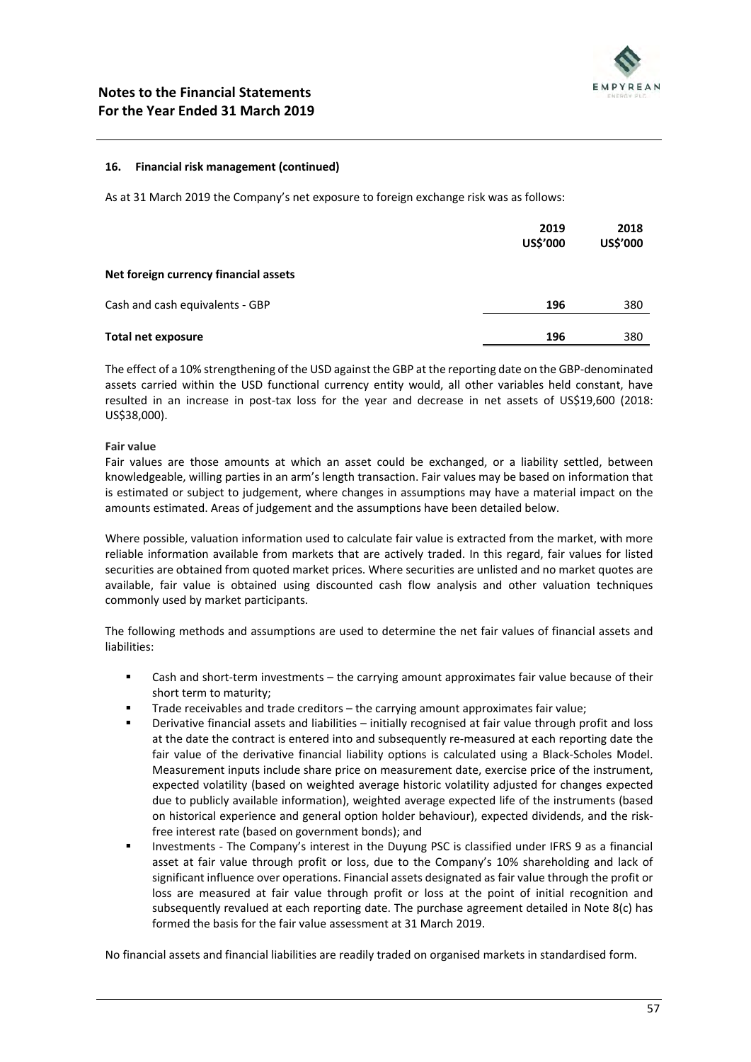### 16. Financial risk management (continued)

As at 31 March 2019 the Company's net exposure to foreign exchange risk was as follows:

| | 2019 US$'000 | 2018 US$'000 |
|---|---|---|
| **Net foreign currency financial assets** | | |
| Cash and cash equivalents - GBP | **196** | 380 |
| **Total net exposure** | **196** | 380 |

The effect of a 10% strengthening of the USD against the GBP at the reporting date on the GBP-denominated assets carried within the USD functional currency entity would, all other variables held constant, have resulted in an increase in post-tax loss for the year and decrease in net assets of US$19,600 (2018: US$38,000).

**Fair value**

Fair values are those amounts at which an asset could be exchanged, or a liability settled, between knowledgeable, willing parties in an arm's length transaction. Fair values may be based on information that is estimated or subject to judgement, where changes in assumptions may have a material impact on the amounts estimated. Areas of judgement and the assumptions have been detailed below.

Where possible, valuation information used to calculate fair value is extracted from the market, with more reliable information available from markets that are actively traded. In this regard, fair values for listed securities are obtained from quoted market prices. Where securities are unlisted and no market quotes are available, fair value is obtained using discounted cash flow analysis and other valuation techniques commonly used by market participants.

The following methods and assumptions are used to determine the net fair values of financial assets and liabilities:

- Cash and short-term investments – the carrying amount approximates fair value because of their short term to maturity;
- Trade receivables and trade creditors – the carrying amount approximates fair value;
- Derivative financial assets and liabilities – initially recognised at fair value through profit and loss at the date the contract is entered into and subsequently re-measured at each reporting date the fair value of the derivative financial liability options is calculated using a Black-Scholes Model. Measurement inputs include share price on measurement date, exercise price of the instrument, expected volatility (based on weighted average historic volatility adjusted for changes expected due to publicly available information), weighted average expected life of the instruments (based on historical experience and general option holder behaviour), expected dividends, and the risk-free interest rate (based on government bonds); and
- Investments - The Company's interest in the Duyung PSC is classified under IFRS 9 as a financial asset at fair value through profit or loss, due to the Company's 10% shareholding and lack of significant influence over operations. Financial assets designated as fair value through the profit or loss are measured at fair value through profit or loss at the point of initial recognition and subsequently revalued at each reporting date. The purchase agreement detailed in Note 8(c) has formed the basis for the fair value assessment at 31 March 2019.

No financial assets and financial liabilities are readily traded on organised markets in standardised form.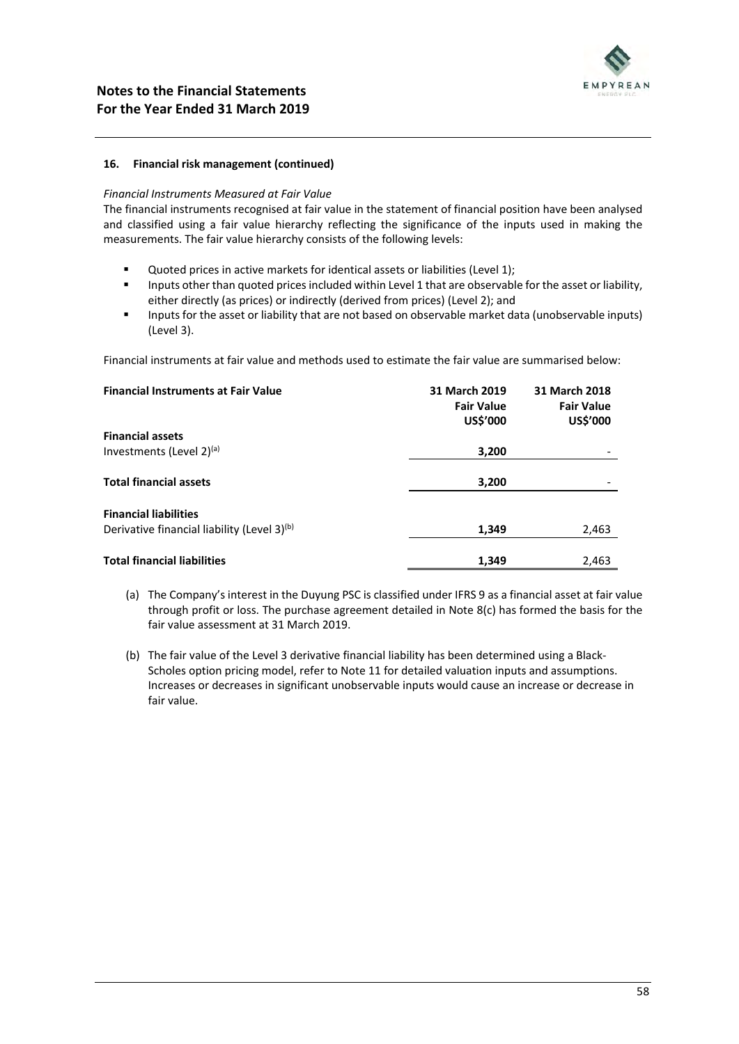### 16. Financial risk management (continued)

*Financial Instruments Measured at Fair Value*

The financial instruments recognised at fair value in the statement of financial position have been analysed and classified using a fair value hierarchy reflecting the significance of the inputs used in making the measurements. The fair value hierarchy consists of the following levels:

- Quoted prices in active markets for identical assets or liabilities (Level 1);
- Inputs other than quoted prices included within Level 1 that are observable for the asset or liability, either directly (as prices) or indirectly (derived from prices) (Level 2); and
- Inputs for the asset or liability that are not based on observable market data (unobservable inputs) (Level 3).

Financial instruments at fair value and methods used to estimate the fair value are summarised below:

| Financial Instruments at Fair Value | 31 March 2019 Fair Value US$'000 | 31 March 2018 Fair Value US$'000 |
|---|---|---|
| **Financial assets** | | |
| Investments (Level 2)[(a)] | **3,200** | - |
| **Total financial assets** | **3,200** | - |
| **Financial liabilities** | | |
| Derivative financial liability (Level 3)[(b)] | **1,349** | 2,463 |
| **Total financial liabilities** | **1,349** | 2,463 |

(a) The Company's interest in the Duyung PSC is classified under IFRS 9 as a financial asset at fair value through profit or loss. The purchase agreement detailed in Note 8(c) has formed the basis for the fair value assessment at 31 March 2019.

(b) The fair value of the Level 3 derivative financial liability has been determined using a Black-Scholes option pricing model, refer to Note 11 for detailed valuation inputs and assumptions. Increases or decreases in significant unobservable inputs would cause an increase or decrease in fair value.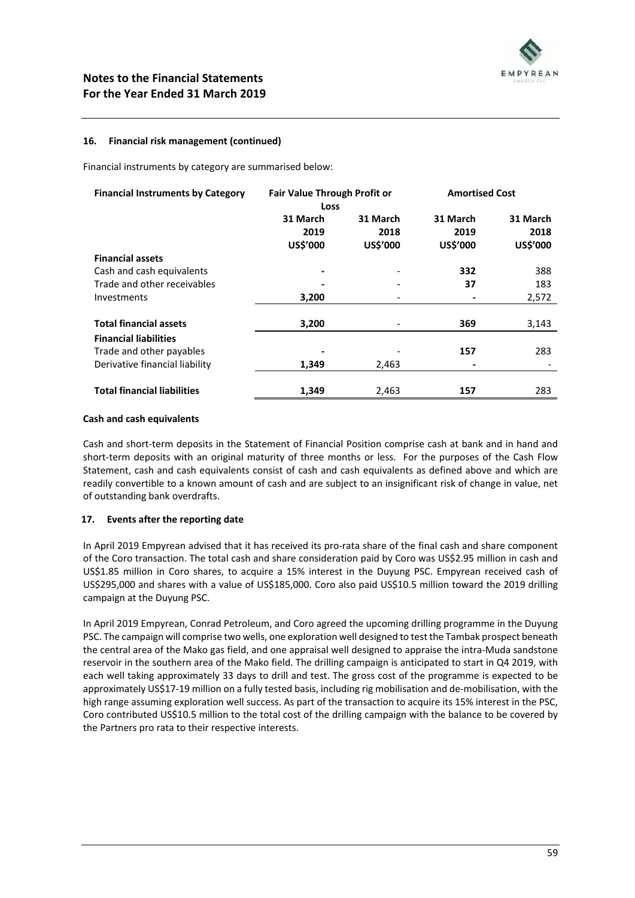## 16. Financial risk management (continued)

Financial instruments by category are summarised below:

| Financial Instruments by Category | Fair Value Through Profit or Loss | | Amortised Cost | |
|---|---|---|---|---|
| | 31 March 2019 US$'000 | 31 March 2018 US$'000 | 31 March 2019 US$'000 | 31 March 2018 US$'000 |
| **Financial assets** | | | | |
| Cash and cash equivalents | - | - | **332** | 388 |
| Trade and other receivables | - | - | **37** | 183 |
| Investments | **3,200** | - | - | 2,572 |
| **Total financial assets** | **3,200** | - | **369** | 3,143 |
| **Financial liabilities** | | | | |
| Trade and other payables | - | - | **157** | 283 |
| Derivative financial liability | **1,349** | 2,463 | - | - |
| **Total financial liabilities** | **1,349** | 2,463 | **157** | 283 |

### Cash and cash equivalents

Cash and short-term deposits in the Statement of Financial Position comprise cash at bank and in hand and short-term deposits with an original maturity of three months or less. For the purposes of the Cash Flow Statement, cash and cash equivalents consist of cash and cash equivalents as defined above and which are readily convertible to a known amount of cash and are subject to an insignificant risk of change in value, net of outstanding bank overdrafts.

## 17. Events after the reporting date

In April 2019 Empyrean advised that it has received its pro-rata share of the final cash and share component of the Coro transaction. The total cash and share consideration paid by Coro was US$2.95 million in cash and US$1.85 million in Coro shares, to acquire a 15% interest in the Duyung PSC. Empyrean received cash of US$295,000 and shares with a value of US$185,000. Coro also paid US$10.5 million toward the 2019 drilling campaign at the Duyung PSC.

In April 2019 Empyrean, Conrad Petroleum, and Coro agreed the upcoming drilling programme in the Duyung PSC. The campaign will comprise two wells, one exploration well designed to test the Tambak prospect beneath the central area of the Mako gas field, and one appraisal well designed to appraise the intra-Muda sandstone reservoir in the southern area of the Mako field. The drilling campaign is anticipated to start in Q4 2019, with each well taking approximately 33 days to drill and test. The gross cost of the programme is expected to be approximately US$17-19 million on a fully tested basis, including rig mobilisation and de-mobilisation, with the high range assuming exploration well success. As part of the transaction to acquire its 15% interest in the PSC, Coro contributed US$10.5 million to the total cost of the drilling campaign with the balance to be covered by the Partners pro rata to their respective interests.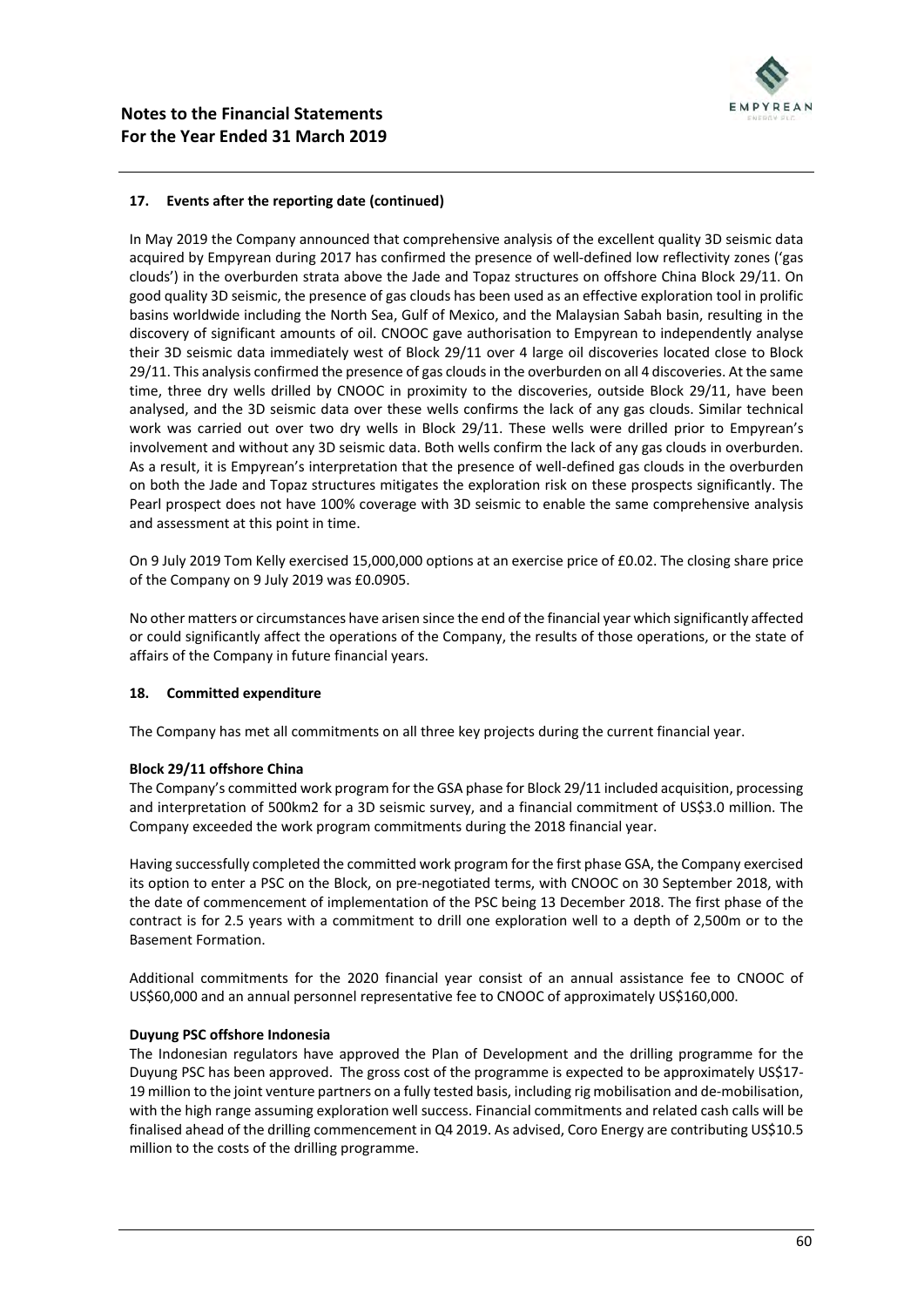### 17. Events after the reporting date (continued)

In May 2019 the Company announced that comprehensive analysis of the excellent quality 3D seismic data acquired by Empyrean during 2017 has confirmed the presence of well-defined low reflectivity zones ('gas clouds') in the overburden strata above the Jade and Topaz structures on offshore China Block 29/11. On good quality 3D seismic, the presence of gas clouds has been used as an effective exploration tool in prolific basins worldwide including the North Sea, Gulf of Mexico, and the Malaysian Sabah basin, resulting in the discovery of significant amounts of oil. CNOOC gave authorisation to Empyrean to independently analyse their 3D seismic data immediately west of Block 29/11 over 4 large oil discoveries located close to Block 29/11. This analysis confirmed the presence of gas clouds in the overburden on all 4 discoveries. At the same time, three dry wells drilled by CNOOC in proximity to the discoveries, outside Block 29/11, have been analysed, and the 3D seismic data over these wells confirms the lack of any gas clouds. Similar technical work was carried out over two dry wells in Block 29/11. These wells were drilled prior to Empyrean's involvement and without any 3D seismic data. Both wells confirm the lack of any gas clouds in overburden. As a result, it is Empyrean's interpretation that the presence of well-defined gas clouds in the overburden on both the Jade and Topaz structures mitigates the exploration risk on these prospects significantly. The Pearl prospect does not have 100% coverage with 3D seismic to enable the same comprehensive analysis and assessment at this point in time.

On 9 July 2019 Tom Kelly exercised 15,000,000 options at an exercise price of £0.02. The closing share price of the Company on 9 July 2019 was £0.0905.

No other matters or circumstances have arisen since the end of the financial year which significantly affected or could significantly affect the operations of the Company, the results of those operations, or the state of affairs of the Company in future financial years.

### 18. Committed expenditure

The Company has met all commitments on all three key projects during the current financial year.

**Block 29/11 offshore China**

The Company's committed work program for the GSA phase for Block 29/11 included acquisition, processing and interpretation of 500km2 for a 3D seismic survey, and a financial commitment of US$3.0 million. The Company exceeded the work program commitments during the 2018 financial year.

Having successfully completed the committed work program for the first phase GSA, the Company exercised its option to enter a PSC on the Block, on pre-negotiated terms, with CNOOC on 30 September 2018, with the date of commencement of implementation of the PSC being 13 December 2018. The first phase of the contract is for 2.5 years with a commitment to drill one exploration well to a depth of 2,500m or to the Basement Formation.

Additional commitments for the 2020 financial year consist of an annual assistance fee to CNOOC of US$60,000 and an annual personnel representative fee to CNOOC of approximately US$160,000.

**Duyung PSC offshore Indonesia**

The Indonesian regulators have approved the Plan of Development and the drilling programme for the Duyung PSC has been approved. The gross cost of the programme is expected to be approximately US$17-19 million to the joint venture partners on a fully tested basis, including rig mobilisation and de-mobilisation, with the high range assuming exploration well success. Financial commitments and related cash calls will be finalised ahead of the drilling commencement in Q4 2019. As advised, Coro Energy are contributing US$10.5 million to the costs of the drilling programme.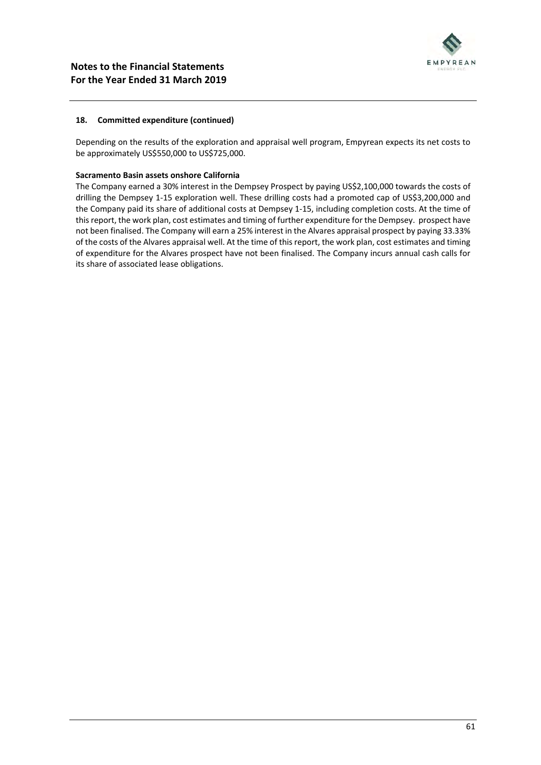#### 18. Committed expenditure (continued)

Depending on the results of the exploration and appraisal well program, Empyrean expects its net costs to be approximately US$550,000 to US$725,000.

**Sacramento Basin assets onshore California**

The Company earned a 30% interest in the Dempsey Prospect by paying US$2,100,000 towards the costs of drilling the Dempsey 1-15 exploration well. These drilling costs had a promoted cap of US$3,200,000 and the Company paid its share of additional costs at Dempsey 1-15, including completion costs. At the time of this report, the work plan, cost estimates and timing of further expenditure for the Dempsey. prospect have not been finalised. The Company will earn a 25% interest in the Alvares appraisal prospect by paying 33.33% of the costs of the Alvares appraisal well. At the time of this report, the work plan, cost estimates and timing of expenditure for the Alvares prospect have not been finalised. The Company incurs annual cash calls for its share of associated lease obligations.